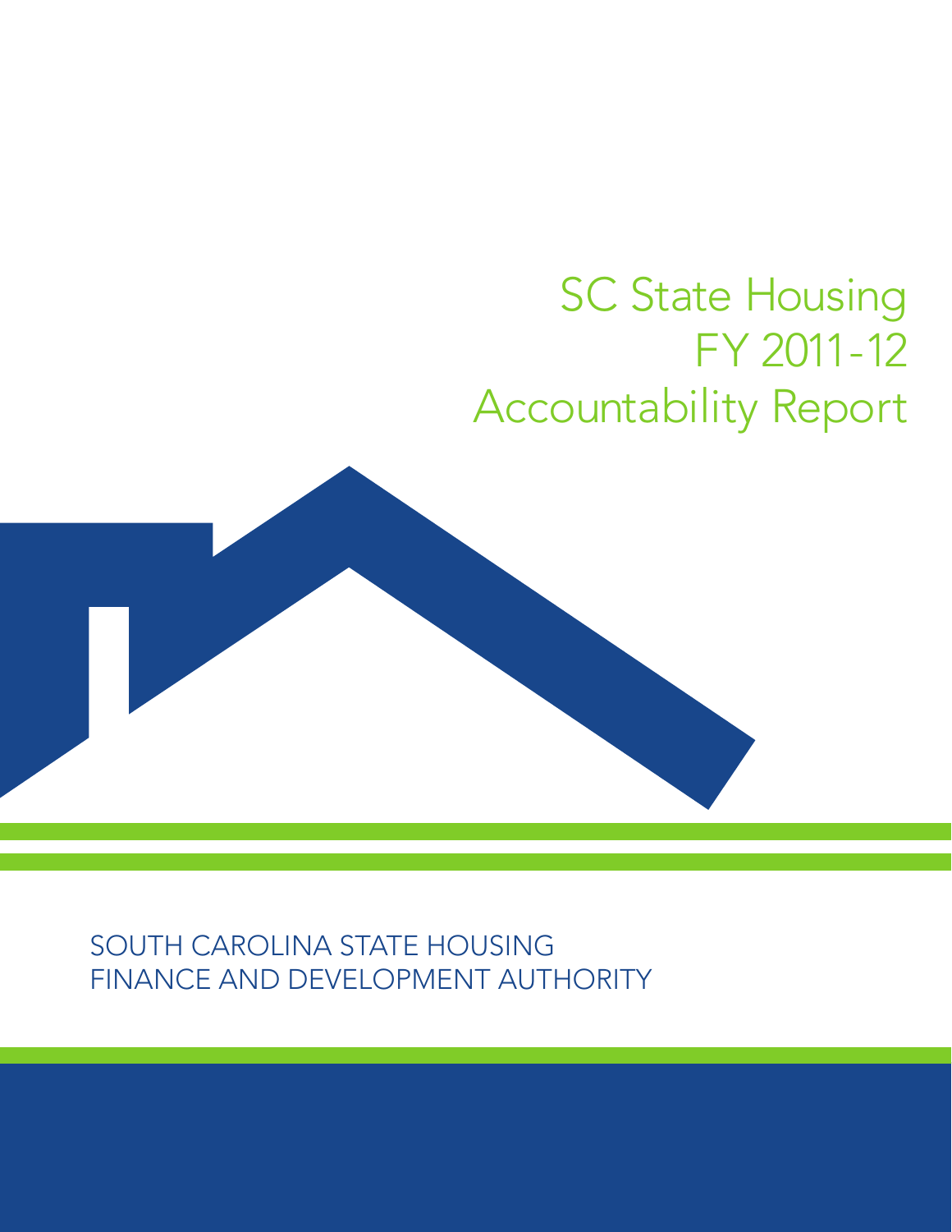# SC State Housing FY 2011-12 Accountability Report

SOUTH CAROLINA STATE HOUSING
FINANCE AND DEVELOPMENT AUTHORITY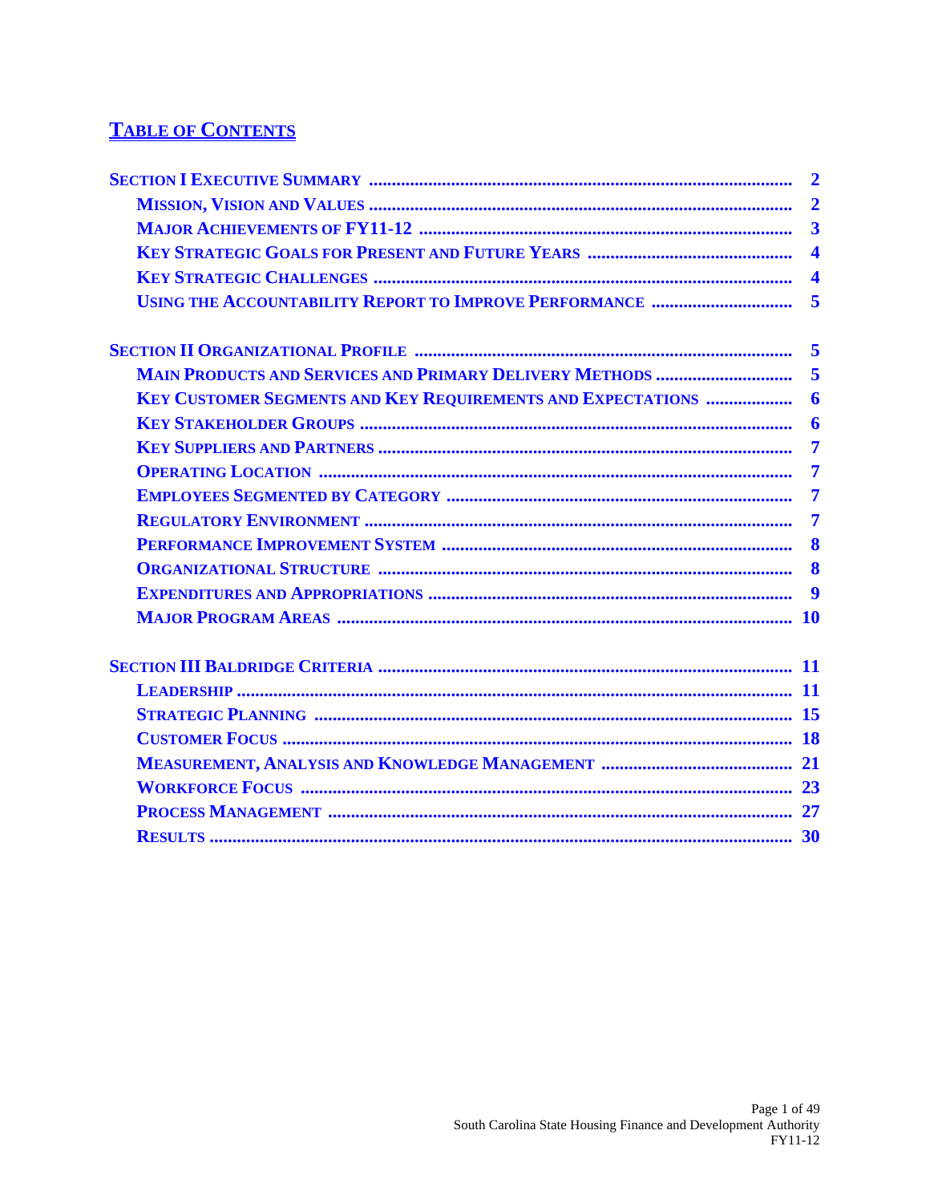# Table of Contents

| | |
|---|---|
| **Section I Executive Summary** | **2** |
| Mission, Vision and Values | 2 |
| Major Achievements of FY11-12 | 3 |
| Key Strategic Goals for Present and Future Years | 4 |
| Key Strategic Challenges | 4 |
| Using the Accountability Report to Improve Performance | 5 |
| **Section II Organizational Profile** | **5** |
| Main Products and Services and Primary Delivery Methods | 5 |
| Key Customer Segments and Key Requirements and Expectations | 6 |
| Key Stakeholder Groups | 6 |
| Key Suppliers and Partners | 7 |
| Operating Location | 7 |
| Employees Segmented by Category | 7 |
| Regulatory Environment | 7 |
| Performance Improvement System | 8 |
| Organizational Structure | 8 |
| Expenditures and Appropriations | 9 |
| Major Program Areas | 10 |
| **Section III Baldridge Criteria** | **11** |
| Leadership | 11 |
| Strategic Planning | 15 |
| Customer Focus | 18 |
| Measurement, Analysis and Knowledge Management | 21 |
| Workforce Focus | 23 |
| Process Management | 27 |
| Results | 30 |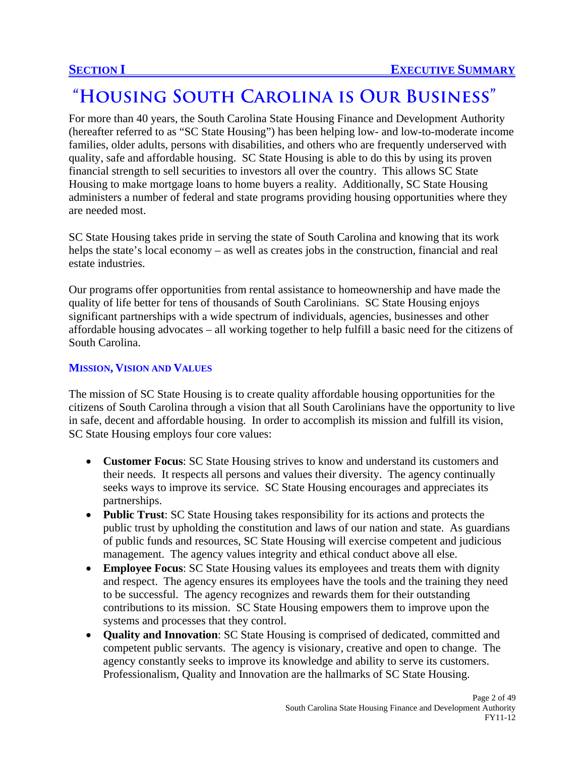## SECTION I — EXECUTIVE SUMMARY

# "Housing South Carolina is Our Business"

For more than 40 years, the South Carolina State Housing Finance and Development Authority (hereafter referred to as "SC State Housing") has been helping low- and low-to-moderate income families, older adults, persons with disabilities, and others who are frequently underserved with quality, safe and affordable housing. SC State Housing is able to do this by using its proven financial strength to sell securities to investors all over the country. This allows SC State Housing to make mortgage loans to home buyers a reality. Additionally, SC State Housing administers a number of federal and state programs providing housing opportunities where they are needed most.

SC State Housing takes pride in serving the state of South Carolina and knowing that its work helps the state's local economy – as well as creates jobs in the construction, financial and real estate industries.

Our programs offer opportunities from rental assistance to homeownership and have made the quality of life better for tens of thousands of South Carolinians. SC State Housing enjoys significant partnerships with a wide spectrum of individuals, agencies, businesses and other affordable housing advocates – all working together to help fulfill a basic need for the citizens of South Carolina.

### Mission, Vision and Values

The mission of SC State Housing is to create quality affordable housing opportunities for the citizens of South Carolina through a vision that all South Carolinians have the opportunity to live in safe, decent and affordable housing. In order to accomplish its mission and fulfill its vision, SC State Housing employs four core values:

- **Customer Focus**: SC State Housing strives to know and understand its customers and their needs. It respects all persons and values their diversity. The agency continually seeks ways to improve its service. SC State Housing encourages and appreciates its partnerships.
- **Public Trust**: SC State Housing takes responsibility for its actions and protects the public trust by upholding the constitution and laws of our nation and state. As guardians of public funds and resources, SC State Housing will exercise competent and judicious management. The agency values integrity and ethical conduct above all else.
- **Employee Focus**: SC State Housing values its employees and treats them with dignity and respect. The agency ensures its employees have the tools and the training they need to be successful. The agency recognizes and rewards them for their outstanding contributions to its mission. SC State Housing empowers them to improve upon the systems and processes that they control.
- **Quality and Innovation**: SC State Housing is comprised of dedicated, committed and competent public servants. The agency is visionary, creative and open to change. The agency constantly seeks to improve its knowledge and ability to serve its customers. Professionalism, Quality and Innovation are the hallmarks of SC State Housing.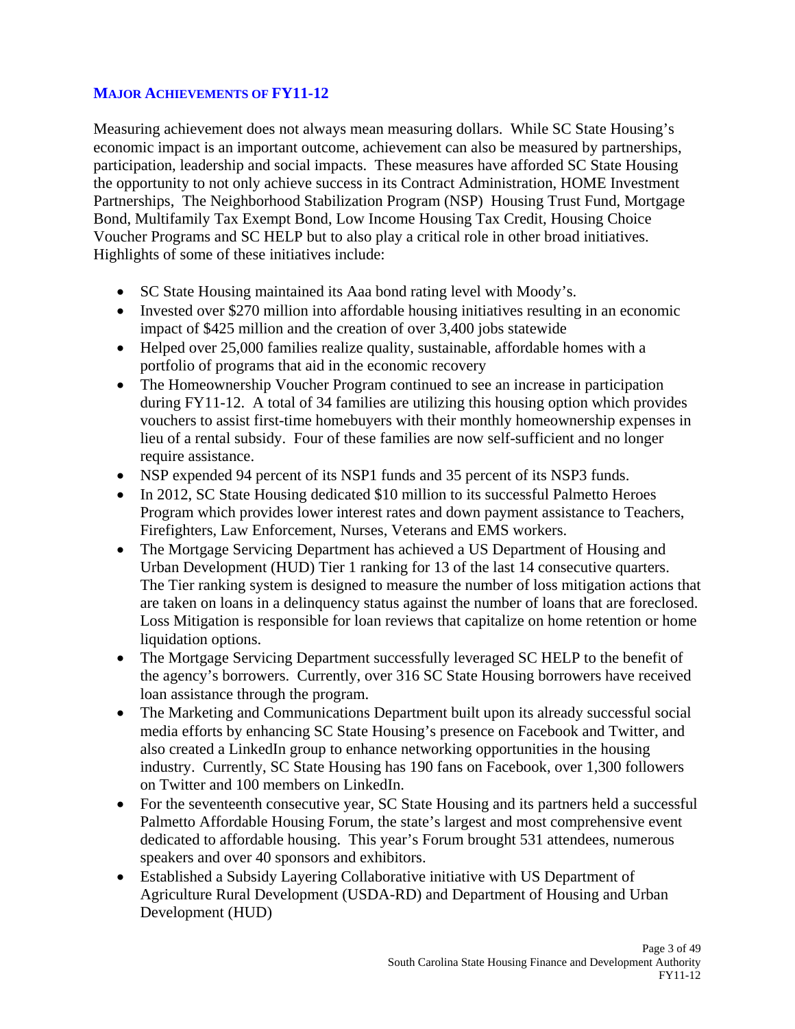## MAJOR ACHIEVEMENTS OF FY11-12

Measuring achievement does not always mean measuring dollars. While SC State Housing's economic impact is an important outcome, achievement can also be measured by partnerships, participation, leadership and social impacts. These measures have afforded SC State Housing the opportunity to not only achieve success in its Contract Administration, HOME Investment Partnerships, The Neighborhood Stabilization Program (NSP) Housing Trust Fund, Mortgage Bond, Multifamily Tax Exempt Bond, Low Income Housing Tax Credit, Housing Choice Voucher Programs and SC HELP but to also play a critical role in other broad initiatives. Highlights of some of these initiatives include:

- SC State Housing maintained its Aaa bond rating level with Moody's.
- Invested over $270 million into affordable housing initiatives resulting in an economic impact of $425 million and the creation of over 3,400 jobs statewide
- Helped over 25,000 families realize quality, sustainable, affordable homes with a portfolio of programs that aid in the economic recovery
- The Homeownership Voucher Program continued to see an increase in participation during FY11-12. A total of 34 families are utilizing this housing option which provides vouchers to assist first-time homebuyers with their monthly homeownership expenses in lieu of a rental subsidy. Four of these families are now self-sufficient and no longer require assistance.
- NSP expended 94 percent of its NSP1 funds and 35 percent of its NSP3 funds.
- In 2012, SC State Housing dedicated $10 million to its successful Palmetto Heroes Program which provides lower interest rates and down payment assistance to Teachers, Firefighters, Law Enforcement, Nurses, Veterans and EMS workers.
- The Mortgage Servicing Department has achieved a US Department of Housing and Urban Development (HUD) Tier 1 ranking for 13 of the last 14 consecutive quarters. The Tier ranking system is designed to measure the number of loss mitigation actions that are taken on loans in a delinquency status against the number of loans that are foreclosed. Loss Mitigation is responsible for loan reviews that capitalize on home retention or home liquidation options.
- The Mortgage Servicing Department successfully leveraged SC HELP to the benefit of the agency's borrowers. Currently, over 316 SC State Housing borrowers have received loan assistance through the program.
- The Marketing and Communications Department built upon its already successful social media efforts by enhancing SC State Housing's presence on Facebook and Twitter, and also created a LinkedIn group to enhance networking opportunities in the housing industry. Currently, SC State Housing has 190 fans on Facebook, over 1,300 followers on Twitter and 100 members on LinkedIn.
- For the seventeenth consecutive year, SC State Housing and its partners held a successful Palmetto Affordable Housing Forum, the state's largest and most comprehensive event dedicated to affordable housing. This year's Forum brought 531 attendees, numerous speakers and over 40 sponsors and exhibitors.
- Established a Subsidy Layering Collaborative initiative with US Department of Agriculture Rural Development (USDA-RD) and Department of Housing and Urban Development (HUD)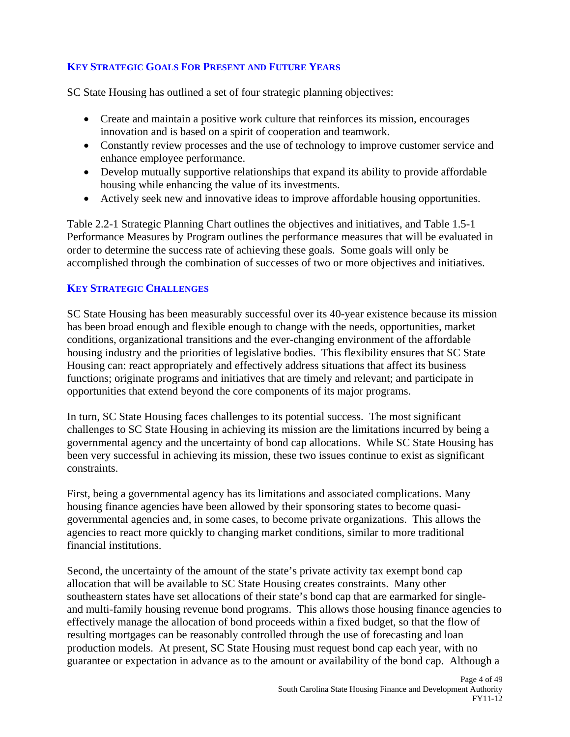### KEY STRATEGIC GOALS FOR PRESENT AND FUTURE YEARS

SC State Housing has outlined a set of four strategic planning objectives:

- Create and maintain a positive work culture that reinforces its mission, encourages innovation and is based on a spirit of cooperation and teamwork.
- Constantly review processes and the use of technology to improve customer service and enhance employee performance.
- Develop mutually supportive relationships that expand its ability to provide affordable housing while enhancing the value of its investments.
- Actively seek new and innovative ideas to improve affordable housing opportunities.

Table 2.2-1 Strategic Planning Chart outlines the objectives and initiatives, and Table 1.5-1 Performance Measures by Program outlines the performance measures that will be evaluated in order to determine the success rate of achieving these goals. Some goals will only be accomplished through the combination of successes of two or more objectives and initiatives.

### KEY STRATEGIC CHALLENGES

SC State Housing has been measurably successful over its 40-year existence because its mission has been broad enough and flexible enough to change with the needs, opportunities, market conditions, organizational transitions and the ever-changing environment of the affordable housing industry and the priorities of legislative bodies. This flexibility ensures that SC State Housing can: react appropriately and effectively address situations that affect its business functions; originate programs and initiatives that are timely and relevant; and participate in opportunities that extend beyond the core components of its major programs.

In turn, SC State Housing faces challenges to its potential success. The most significant challenges to SC State Housing in achieving its mission are the limitations incurred by being a governmental agency and the uncertainty of bond cap allocations. While SC State Housing has been very successful in achieving its mission, these two issues continue to exist as significant constraints.

First, being a governmental agency has its limitations and associated complications. Many housing finance agencies have been allowed by their sponsoring states to become quasi-governmental agencies and, in some cases, to become private organizations. This allows the agencies to react more quickly to changing market conditions, similar to more traditional financial institutions.

Second, the uncertainty of the amount of the state's private activity tax exempt bond cap allocation that will be available to SC State Housing creates constraints. Many other southeastern states have set allocations of their state's bond cap that are earmarked for single- and multi-family housing revenue bond programs. This allows those housing finance agencies to effectively manage the allocation of bond proceeds within a fixed budget, so that the flow of resulting mortgages can be reasonably controlled through the use of forecasting and loan production models. At present, SC State Housing must request bond cap each year, with no guarantee or expectation in advance as to the amount or availability of the bond cap. Although a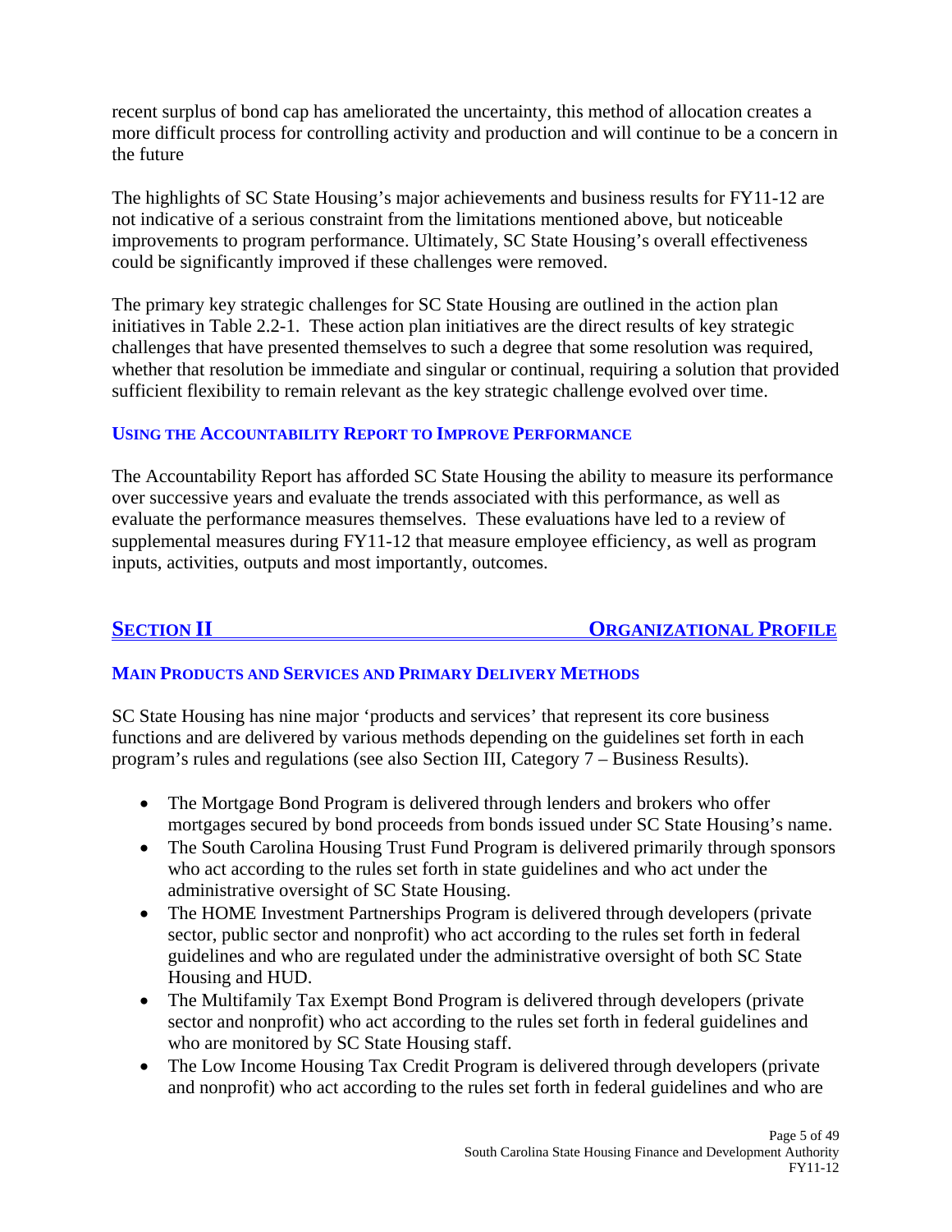recent surplus of bond cap has ameliorated the uncertainty, this method of allocation creates a more difficult process for controlling activity and production and will continue to be a concern in the future

The highlights of SC State Housing's major achievements and business results for FY11-12 are not indicative of a serious constraint from the limitations mentioned above, but noticeable improvements to program performance. Ultimately, SC State Housing's overall effectiveness could be significantly improved if these challenges were removed.

The primary key strategic challenges for SC State Housing are outlined in the action plan initiatives in Table 2.2-1. These action plan initiatives are the direct results of key strategic challenges that have presented themselves to such a degree that some resolution was required, whether that resolution be immediate and singular or continual, requiring a solution that provided sufficient flexibility to remain relevant as the key strategic challenge evolved over time.

### USING THE ACCOUNTABILITY REPORT TO IMPROVE PERFORMANCE

The Accountability Report has afforded SC State Housing the ability to measure its performance over successive years and evaluate the trends associated with this performance, as well as evaluate the performance measures themselves. These evaluations have led to a review of supplemental measures during FY11-12 that measure employee efficiency, as well as program inputs, activities, outputs and most importantly, outcomes.

## SECTION II ORGANIZATIONAL PROFILE

### MAIN PRODUCTS AND SERVICES AND PRIMARY DELIVERY METHODS

SC State Housing has nine major 'products and services' that represent its core business functions and are delivered by various methods depending on the guidelines set forth in each program's rules and regulations (see also Section III, Category 7 – Business Results).

- The Mortgage Bond Program is delivered through lenders and brokers who offer mortgages secured by bond proceeds from bonds issued under SC State Housing's name.
- The South Carolina Housing Trust Fund Program is delivered primarily through sponsors who act according to the rules set forth in state guidelines and who act under the administrative oversight of SC State Housing.
- The HOME Investment Partnerships Program is delivered through developers (private sector, public sector and nonprofit) who act according to the rules set forth in federal guidelines and who are regulated under the administrative oversight of both SC State Housing and HUD.
- The Multifamily Tax Exempt Bond Program is delivered through developers (private sector and nonprofit) who act according to the rules set forth in federal guidelines and who are monitored by SC State Housing staff.
- The Low Income Housing Tax Credit Program is delivered through developers (private and nonprofit) who act according to the rules set forth in federal guidelines and who are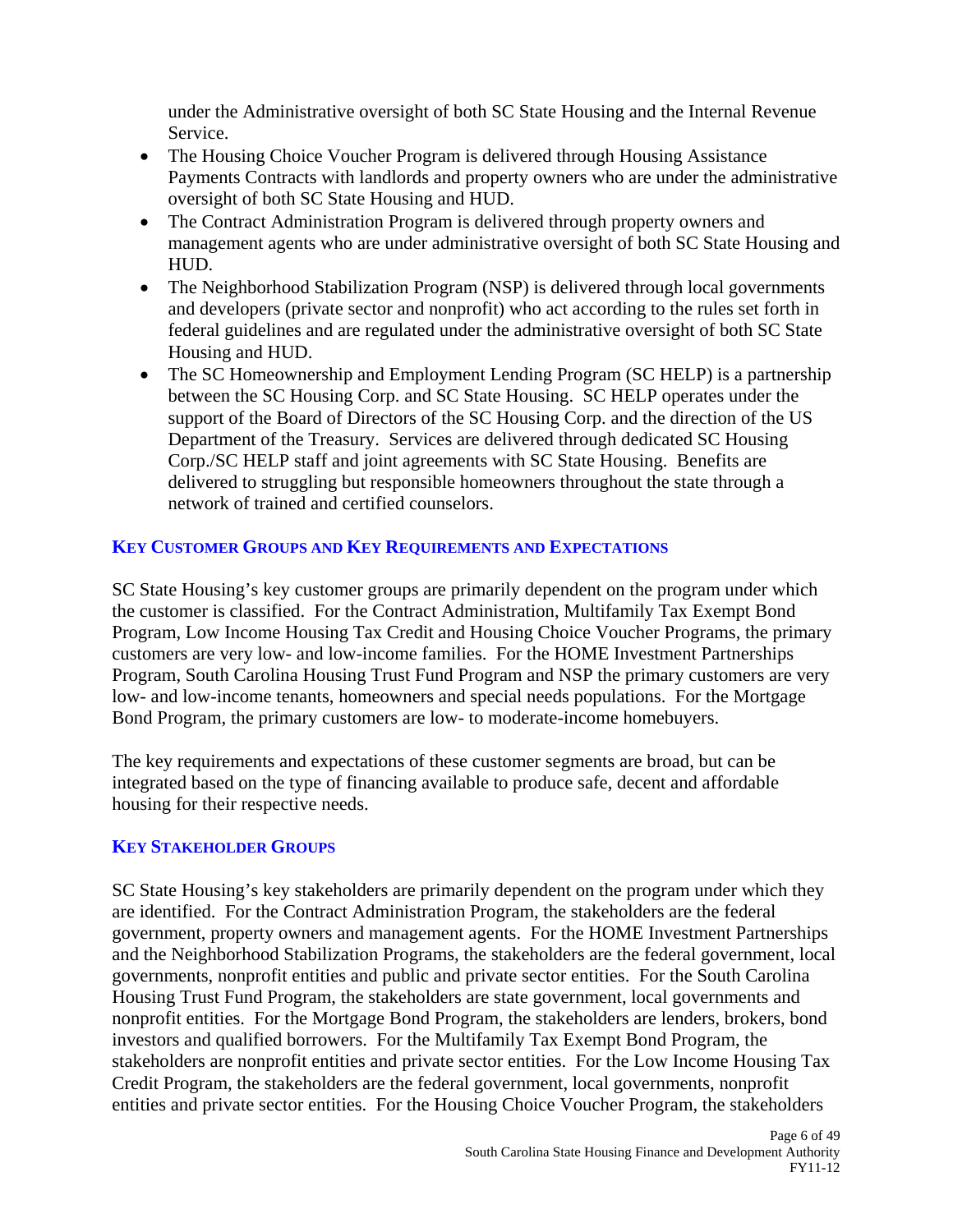under the Administrative oversight of both SC State Housing and the Internal Revenue Service.

- The Housing Choice Voucher Program is delivered through Housing Assistance Payments Contracts with landlords and property owners who are under the administrative oversight of both SC State Housing and HUD.
- The Contract Administration Program is delivered through property owners and management agents who are under administrative oversight of both SC State Housing and HUD.
- The Neighborhood Stabilization Program (NSP) is delivered through local governments and developers (private sector and nonprofit) who act according to the rules set forth in federal guidelines and are regulated under the administrative oversight of both SC State Housing and HUD.
- The SC Homeownership and Employment Lending Program (SC HELP) is a partnership between the SC Housing Corp. and SC State Housing. SC HELP operates under the support of the Board of Directors of the SC Housing Corp. and the direction of the US Department of the Treasury. Services are delivered through dedicated SC Housing Corp./SC HELP staff and joint agreements with SC State Housing. Benefits are delivered to struggling but responsible homeowners throughout the state through a network of trained and certified counselors.

## KEY CUSTOMER GROUPS AND KEY REQUIREMENTS AND EXPECTATIONS

SC State Housing's key customer groups are primarily dependent on the program under which the customer is classified. For the Contract Administration, Multifamily Tax Exempt Bond Program, Low Income Housing Tax Credit and Housing Choice Voucher Programs, the primary customers are very low- and low-income families. For the HOME Investment Partnerships Program, South Carolina Housing Trust Fund Program and NSP the primary customers are very low- and low-income tenants, homeowners and special needs populations. For the Mortgage Bond Program, the primary customers are low- to moderate-income homebuyers.

The key requirements and expectations of these customer segments are broad, but can be integrated based on the type of financing available to produce safe, decent and affordable housing for their respective needs.

## KEY STAKEHOLDER GROUPS

SC State Housing's key stakeholders are primarily dependent on the program under which they are identified. For the Contract Administration Program, the stakeholders are the federal government, property owners and management agents. For the HOME Investment Partnerships and the Neighborhood Stabilization Programs, the stakeholders are the federal government, local governments, nonprofit entities and public and private sector entities. For the South Carolina Housing Trust Fund Program, the stakeholders are state government, local governments and nonprofit entities. For the Mortgage Bond Program, the stakeholders are lenders, brokers, bond investors and qualified borrowers. For the Multifamily Tax Exempt Bond Program, the stakeholders are nonprofit entities and private sector entities. For the Low Income Housing Tax Credit Program, the stakeholders are the federal government, local governments, nonprofit entities and private sector entities. For the Housing Choice Voucher Program, the stakeholders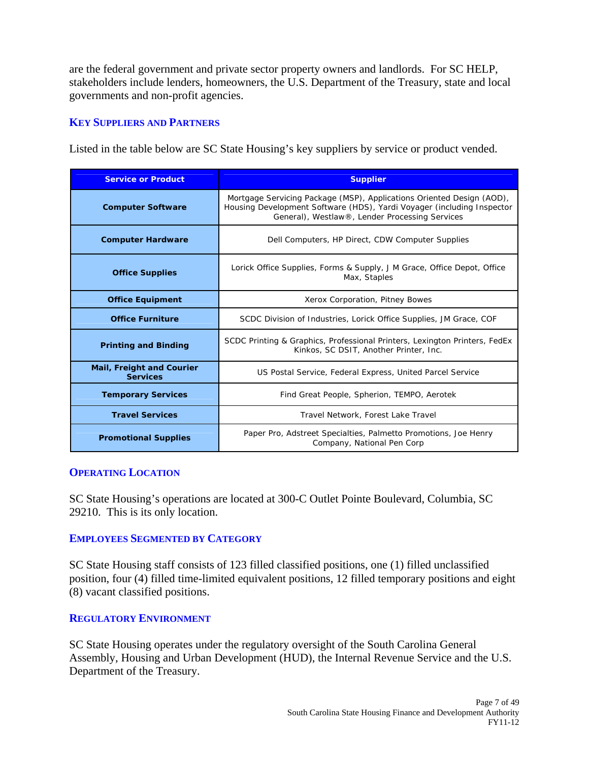are the federal government and private sector property owners and landlords. For SC HELP, stakeholders include lenders, homeowners, the U.S. Department of the Treasury, state and local governments and non-profit agencies.

### KEY SUPPLIERS AND PARTNERS

Listed in the table below are SC State Housing's key suppliers by service or product vended.

| Service or Product | Supplier |
|---|---|
| **Computer Software** | Mortgage Servicing Package (MSP), Applications Oriented Design (AOD), Housing Development Software (HDS), Yardi Voyager (including Inspector General), Westlaw®, Lender Processing Services |
| **Computer Hardware** | Dell Computers, HP Direct, CDW Computer Supplies |
| **Office Supplies** | Lorick Office Supplies, Forms & Supply, J M Grace, Office Depot, Office Max, Staples |
| **Office Equipment** | Xerox Corporation, Pitney Bowes |
| **Office Furniture** | SCDC Division of Industries, Lorick Office Supplies, JM Grace, COF |
| **Printing and Binding** | SCDC Printing & Graphics, Professional Printers, Lexington Printers, FedEx Kinkos, SC DSIT, Another Printer, Inc. |
| **Mail, Freight and Courier Services** | US Postal Service, Federal Express, United Parcel Service |
| **Temporary Services** | Find Great People, Spherion, TEMPO, Aerotek |
| **Travel Services** | Travel Network, Forest Lake Travel |
| **Promotional Supplies** | Paper Pro, Adstreet Specialties, Palmetto Promotions, Joe Henry Company, National Pen Corp |

### OPERATING LOCATION

SC State Housing's operations are located at 300-C Outlet Pointe Boulevard, Columbia, SC 29210. This is its only location.

### EMPLOYEES SEGMENTED BY CATEGORY

SC State Housing staff consists of 123 filled classified positions, one (1) filled unclassified position, four (4) filled time-limited equivalent positions, 12 filled temporary positions and eight (8) vacant classified positions.

### REGULATORY ENVIRONMENT

SC State Housing operates under the regulatory oversight of the South Carolina General Assembly, Housing and Urban Development (HUD), the Internal Revenue Service and the U.S. Department of the Treasury.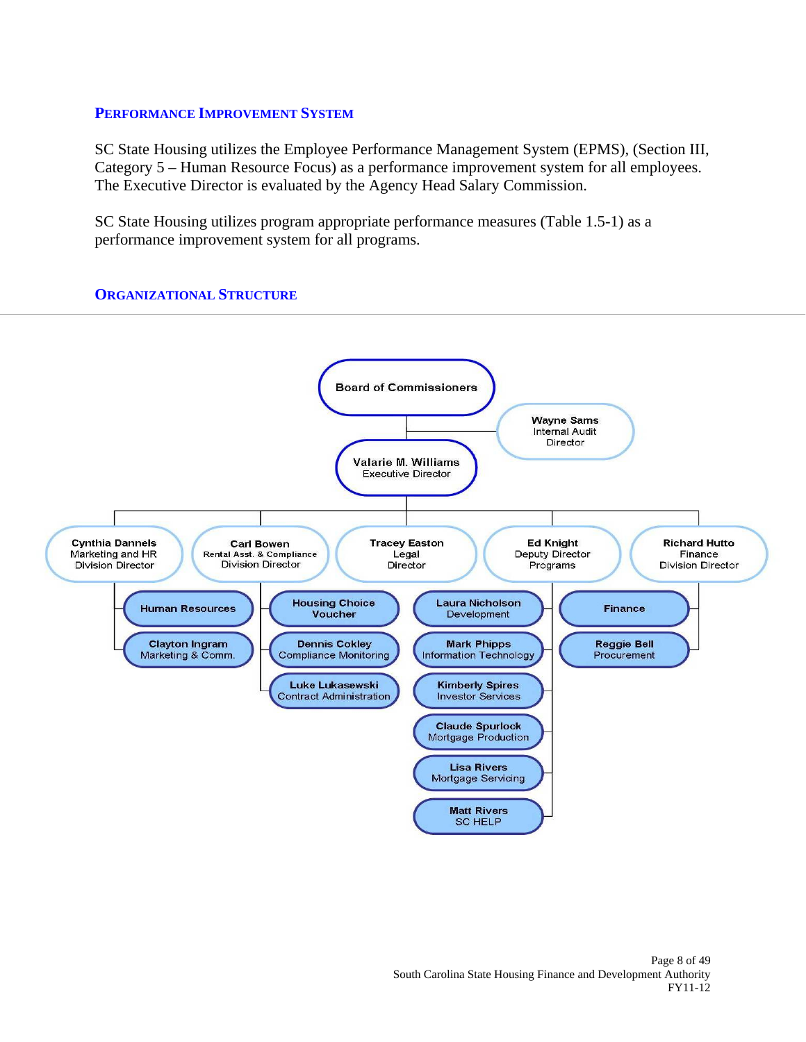## Performance Improvement System

SC State Housing utilizes the Employee Performance Management System (EPMS), (Section III, Category 5 – Human Resource Focus) as a performance improvement system for all employees. The Executive Director is evaluated by the Agency Head Salary Commission.

SC State Housing utilizes program appropriate performance measures (Table 1.5-1) as a performance improvement system for all programs.

## Organizational Structure

- **Board of Commissioners**
  - **Wayne Sams** – Internal Audit Director
  - **Valarie M. Williams** – Executive Director
    - **Cynthia Dannels** – Marketing and HR Division Director
      - Human Resources
      - Clayton Ingram – Marketing & Comm.
    - **Carl Bowen** – Rental Asst. & Compliance Division Director
      - Housing Choice Voucher
      - Dennis Cokley – Compliance Monitoring
      - Luke Lukasewski – Contract Administration
    - **Tracey Easton** – Legal Director
    - **Ed Knight** – Deputy Director Programs
      - Laura Nicholson – Development
      - Mark Phipps – Information Technology
      - Kimberly Spires – Investor Services
      - Claude Spurlock – Mortgage Production
      - Lisa Rivers – Mortgage Servicing
      - Matt Rivers – SC HELP
    - **Richard Hutto** – Finance Division Director
      - Finance
      - Reggie Bell – Procurement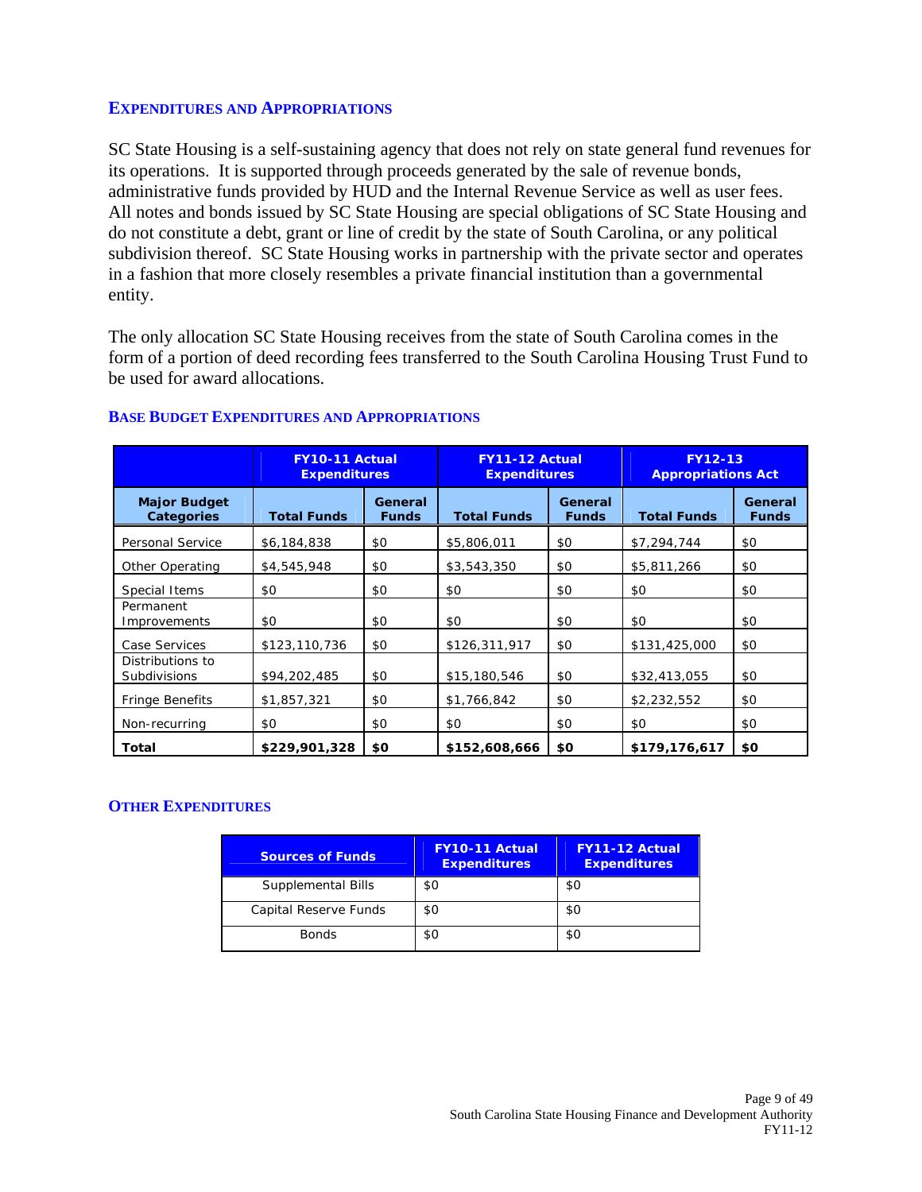## Expenditures and Appropriations

SC State Housing is a self-sustaining agency that does not rely on state general fund revenues for its operations. It is supported through proceeds generated by the sale of revenue bonds, administrative funds provided by HUD and the Internal Revenue Service as well as user fees. All notes and bonds issued by SC State Housing are special obligations of SC State Housing and do not constitute a debt, grant or line of credit by the state of South Carolina, or any political subdivision thereof. SC State Housing works in partnership with the private sector and operates in a fashion that more closely resembles a private financial institution than a governmental entity.

The only allocation SC State Housing receives from the state of South Carolina comes in the form of a portion of deed recording fees transferred to the South Carolina Housing Trust Fund to be used for award allocations.

### Base Budget Expenditures and Appropriations

| | FY10-11 Actual Expenditures | | FY11-12 Actual Expenditures | | FY12-13 Appropriations Act | |
|---|---|---|---|---|---|---|
| **Major Budget Categories** | **Total Funds** | **General Funds** | **Total Funds** | **General Funds** | **Total Funds** | **General Funds** |
| Personal Service | $6,184,838 | $0 | $5,806,011 | $0 | $7,294,744 | $0 |
| Other Operating | $4,545,948 | $0 | $3,543,350 | $0 | $5,811,266 | $0 |
| Special Items | $0 | $0 | $0 | $0 | $0 | $0 |
| Permanent Improvements | $0 | $0 | $0 | $0 | $0 | $0 |
| Case Services | $123,110,736 | $0 | $126,311,917 | $0 | $131,425,000 | $0 |
| Distributions to Subdivisions | $94,202,485 | $0 | $15,180,546 | $0 | $32,413,055 | $0 |
| Fringe Benefits | $1,857,321 | $0 | $1,766,842 | $0 | $2,232,552 | $0 |
| Non-recurring | $0 | $0 | $0 | $0 | $0 | $0 |
| **Total** | **$229,901,328** | **$0** | **$152,608,666** | **$0** | **$179,176,617** | **$0** |

### Other Expenditures

| Sources of Funds | FY10-11 Actual Expenditures | FY11-12 Actual Expenditures |
|---|---|---|
| Supplemental Bills | $0 | $0 |
| Capital Reserve Funds | $0 | $0 |
| Bonds | $0 | $0 |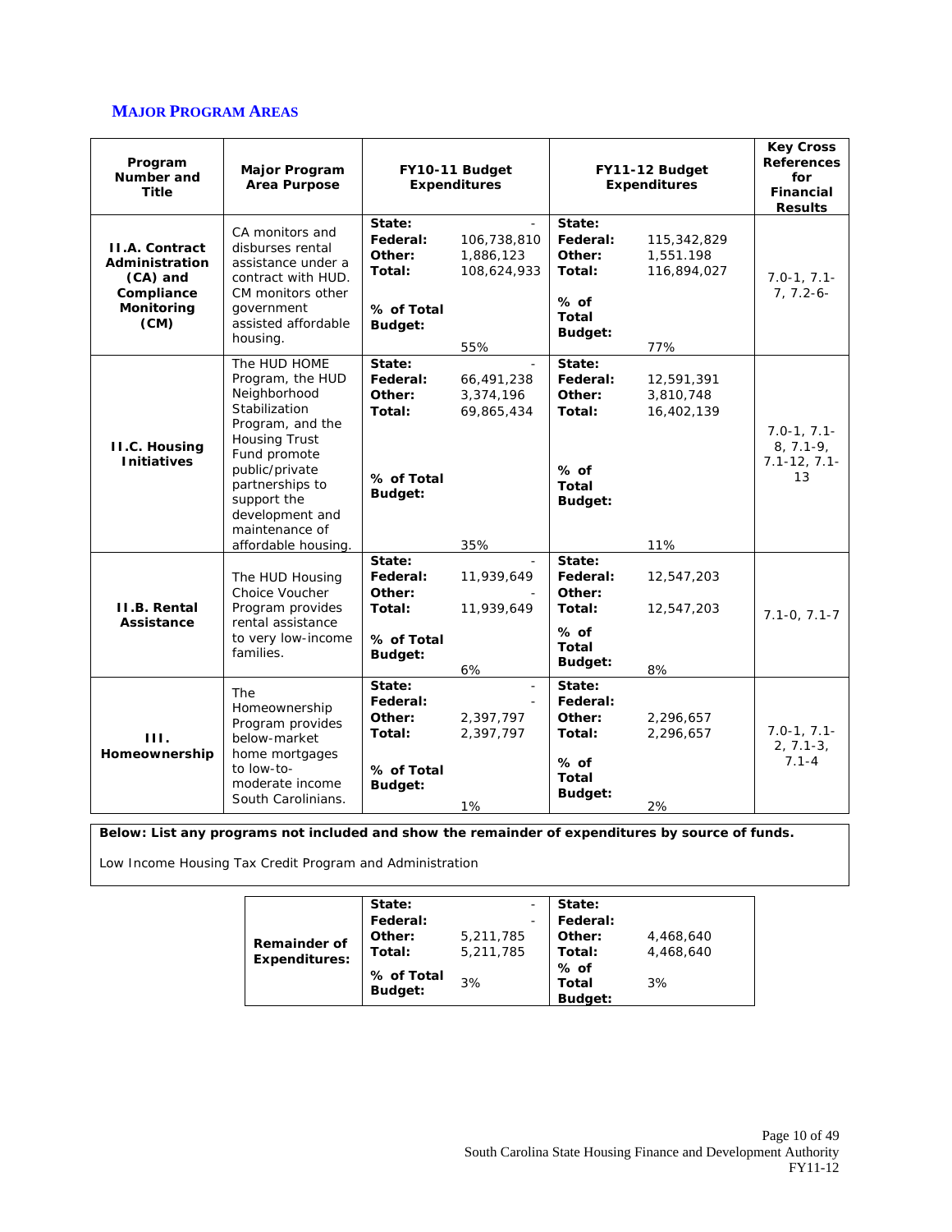## MAJOR PROGRAM AREAS

| Program Number and Title | Major Program Area Purpose | FY10-11 Budget Expenditures | | FY11-12 Budget Expenditures | | Key Cross References for Financial Results |
|---|---|---|---|---|---|---|
| **II.A. Contract Administration (CA) and Compliance Monitoring (CM)** | CA monitors and disburses rental assistance under a contract with HUD. CM monitors other government assisted affordable housing. | **State:**<br>**Federal:**<br>**Other:**<br>**Total:**<br>**% of Total Budget:** | -<br>106,738,810<br>1,886,123<br>108,624,933<br>55% | **State:**<br>**Federal:**<br>**Other:**<br>**Total:**<br>**% of Total Budget:** | <br>115,342,829<br>1,551.198<br>116,894,027<br>77% | 7.0-1, 7.1-7, 7.2-6- |
| **II.C. Housing Initiatives** | The HUD HOME Program, the HUD Neighborhood Stabilization Program, and the Housing Trust Fund promote public/private partnerships to support the development and maintenance of affordable housing. | **State:**<br>**Federal:**<br>**Other:**<br>**Total:**<br>**% of Total Budget:** | -<br>66,491,238<br>3,374,196<br>69,865,434<br>35% | **State:**<br>**Federal:**<br>**Other:**<br>**Total:**<br>**% of Total Budget:** | <br>12,591,391<br>3,810,748<br>16,402,139<br>11% | 7.0-1, 7.1-8, 7.1-9, 7.1-12, 7.1-13 |
| **II.B. Rental Assistance** | The HUD Housing Choice Voucher Program provides rental assistance to very low-income families. | **State:**<br>**Federal:**<br>**Other:**<br>**Total:**<br>**% of Total Budget:** | -<br>11,939,649<br>-<br>11,939,649<br>6% | **State:**<br>**Federal:**<br>**Other:**<br>**Total:**<br>**% of Total Budget:** | <br>12,547,203<br><br>12,547,203<br>8% | 7.1-0, 7.1-7 |
| **III. Homeownership** | The Homeownership Program provides below-market home mortgages to low-to-moderate income South Carolinians. | **State:**<br>**Federal:**<br>**Other:**<br>**Total:**<br>**% of Total Budget:** | -<br>-<br>2,397,797<br>2,397,797<br>1% | **State:**<br>**Federal:**<br>**Other:**<br>**Total:**<br>**% of Total Budget:** | <br><br>2,296,657<br>2,296,657<br>2% | 7.0-1, 7.1-2, 7.1-3, 7.1-4 |

**Below: List any programs not included and show the remainder of expenditures by source of funds.**

Low Income Housing Tax Credit Program and Administration

| | FY10-11 | | FY11-12 | |
|---|---|---|---|---|
| **Remainder of Expenditures:** | **State:**<br>**Federal:**<br>**Other:**<br>**Total:**<br>**% of Total Budget:** | -<br>-<br>5,211,785<br>5,211,785<br>3% | **State:**<br>**Federal:**<br>**Other:**<br>**Total:**<br>**% of Total Budget:** | <br><br>4,468,640<br>4,468,640<br>3% |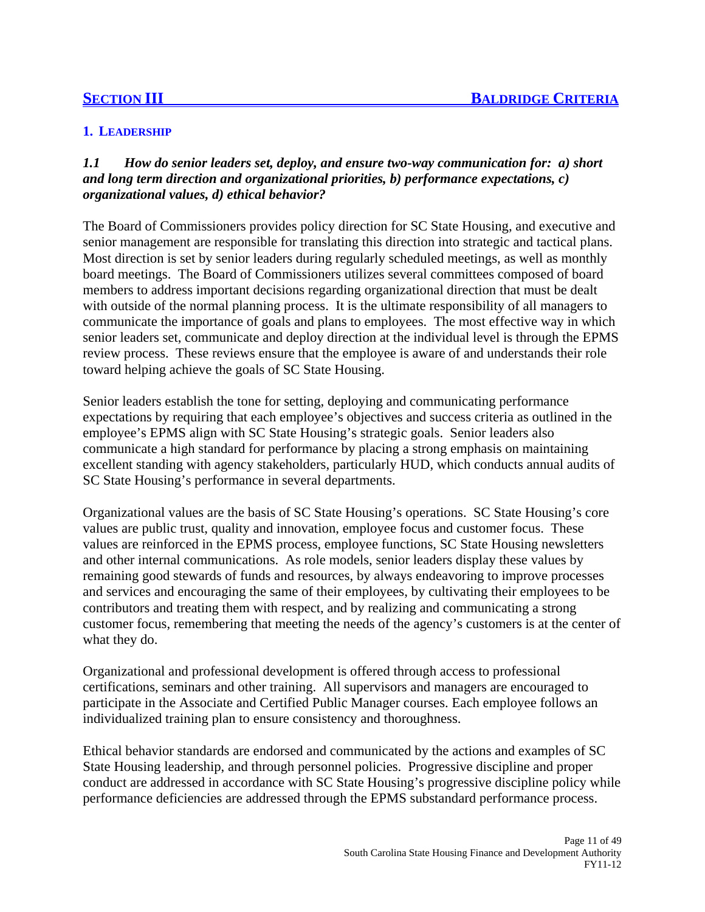## SECTION III — BALDRIDGE CRITERIA

### 1. LEADERSHIP

***1.1 How do senior leaders set, deploy, and ensure two-way communication for: a) short and long term direction and organizational priorities, b) performance expectations, c) organizational values, d) ethical behavior?***

The Board of Commissioners provides policy direction for SC State Housing, and executive and senior management are responsible for translating this direction into strategic and tactical plans. Most direction is set by senior leaders during regularly scheduled meetings, as well as monthly board meetings. The Board of Commissioners utilizes several committees composed of board members to address important decisions regarding organizational direction that must be dealt with outside of the normal planning process. It is the ultimate responsibility of all managers to communicate the importance of goals and plans to employees. The most effective way in which senior leaders set, communicate and deploy direction at the individual level is through the EPMS review process. These reviews ensure that the employee is aware of and understands their role toward helping achieve the goals of SC State Housing.

Senior leaders establish the tone for setting, deploying and communicating performance expectations by requiring that each employee's objectives and success criteria as outlined in the employee's EPMS align with SC State Housing's strategic goals. Senior leaders also communicate a high standard for performance by placing a strong emphasis on maintaining excellent standing with agency stakeholders, particularly HUD, which conducts annual audits of SC State Housing's performance in several departments.

Organizational values are the basis of SC State Housing's operations. SC State Housing's core values are public trust, quality and innovation, employee focus and customer focus. These values are reinforced in the EPMS process, employee functions, SC State Housing newsletters and other internal communications. As role models, senior leaders display these values by remaining good stewards of funds and resources, by always endeavoring to improve processes and services and encouraging the same of their employees, by cultivating their employees to be contributors and treating them with respect, and by realizing and communicating a strong customer focus, remembering that meeting the needs of the agency's customers is at the center of what they do.

Organizational and professional development is offered through access to professional certifications, seminars and other training. All supervisors and managers are encouraged to participate in the Associate and Certified Public Manager courses. Each employee follows an individualized training plan to ensure consistency and thoroughness.

Ethical behavior standards are endorsed and communicated by the actions and examples of SC State Housing leadership, and through personnel policies. Progressive discipline and proper conduct are addressed in accordance with SC State Housing's progressive discipline policy while performance deficiencies are addressed through the EPMS substandard performance process.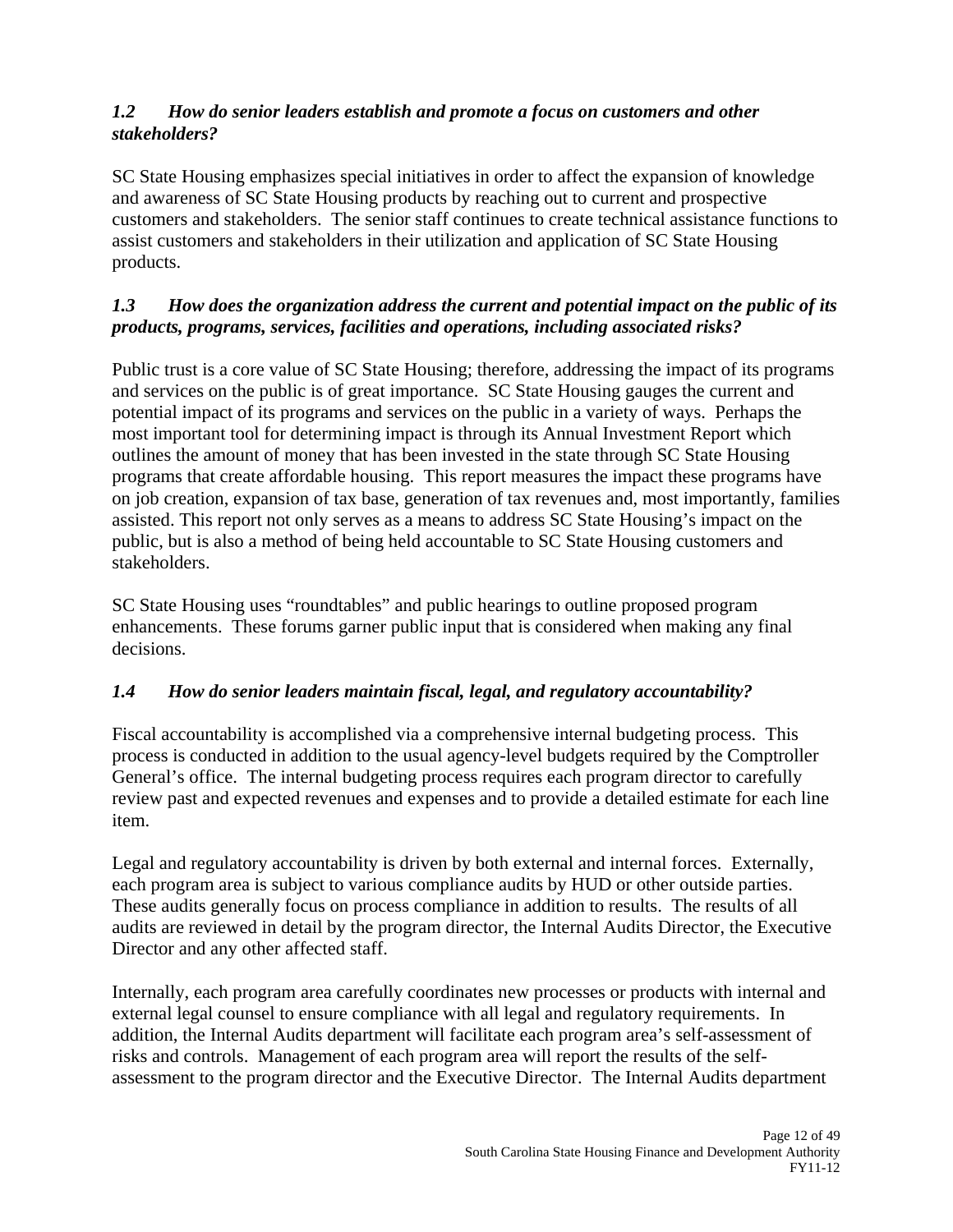### *1.2 How do senior leaders establish and promote a focus on customers and other stakeholders?*

SC State Housing emphasizes special initiatives in order to affect the expansion of knowledge and awareness of SC State Housing products by reaching out to current and prospective customers and stakeholders. The senior staff continues to create technical assistance functions to assist customers and stakeholders in their utilization and application of SC State Housing products.

### *1.3 How does the organization address the current and potential impact on the public of its products, programs, services, facilities and operations, including associated risks?*

Public trust is a core value of SC State Housing; therefore, addressing the impact of its programs and services on the public is of great importance. SC State Housing gauges the current and potential impact of its programs and services on the public in a variety of ways. Perhaps the most important tool for determining impact is through its Annual Investment Report which outlines the amount of money that has been invested in the state through SC State Housing programs that create affordable housing. This report measures the impact these programs have on job creation, expansion of tax base, generation of tax revenues and, most importantly, families assisted. This report not only serves as a means to address SC State Housing's impact on the public, but is also a method of being held accountable to SC State Housing customers and stakeholders.

SC State Housing uses "roundtables" and public hearings to outline proposed program enhancements. These forums garner public input that is considered when making any final decisions.

### *1.4 How do senior leaders maintain fiscal, legal, and regulatory accountability?*

Fiscal accountability is accomplished via a comprehensive internal budgeting process. This process is conducted in addition to the usual agency-level budgets required by the Comptroller General's office. The internal budgeting process requires each program director to carefully review past and expected revenues and expenses and to provide a detailed estimate for each line item.

Legal and regulatory accountability is driven by both external and internal forces. Externally, each program area is subject to various compliance audits by HUD or other outside parties. These audits generally focus on process compliance in addition to results. The results of all audits are reviewed in detail by the program director, the Internal Audits Director, the Executive Director and any other affected staff.

Internally, each program area carefully coordinates new processes or products with internal and external legal counsel to ensure compliance with all legal and regulatory requirements. In addition, the Internal Audits department will facilitate each program area's self-assessment of risks and controls. Management of each program area will report the results of the self-assessment to the program director and the Executive Director. The Internal Audits department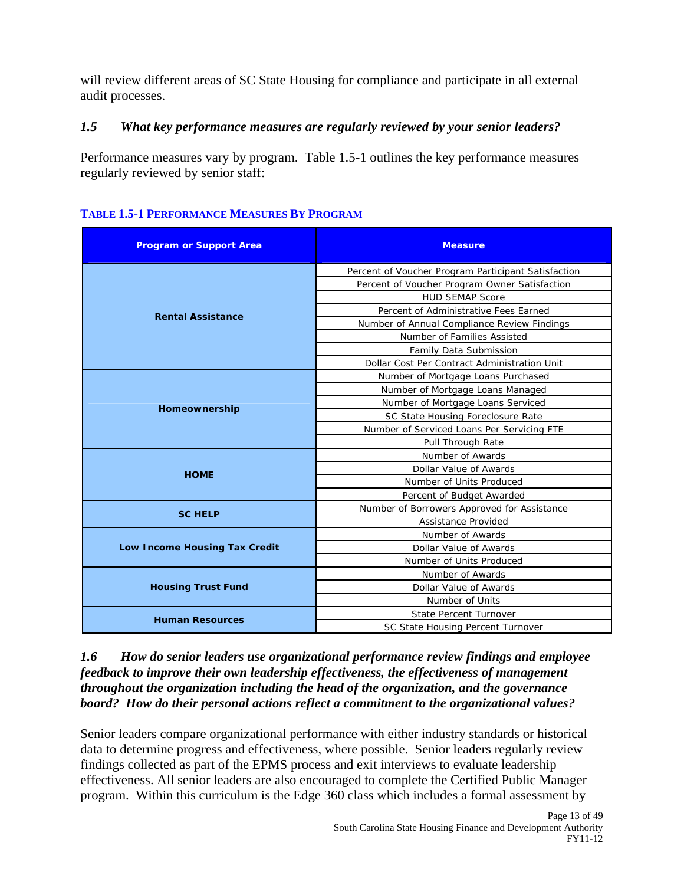will review different areas of SC State Housing for compliance and participate in all external audit processes.

### *1.5 What key performance measures are regularly reviewed by your senior leaders?*

Performance measures vary by program. Table 1.5-1 outlines the key performance measures regularly reviewed by senior staff:

**TABLE 1.5-1 PERFORMANCE MEASURES BY PROGRAM**

| Program or Support Area | Measure |
|---|---|
| **Rental Assistance** | Percent of Voucher Program Participant Satisfaction |
| | Percent of Voucher Program Owner Satisfaction |
| | HUD SEMAP Score |
| | Percent of Administrative Fees Earned |
| | Number of Annual Compliance Review Findings |
| | Number of Families Assisted |
| | Family Data Submission |
| | Dollar Cost Per Contract Administration Unit |
| **Homeownership** | Number of Mortgage Loans Purchased |
| | Number of Mortgage Loans Managed |
| | Number of Mortgage Loans Serviced |
| | SC State Housing Foreclosure Rate |
| | Number of Serviced Loans Per Servicing FTE |
| | Pull Through Rate |
| **HOME** | Number of Awards |
| | Dollar Value of Awards |
| | Number of Units Produced |
| | Percent of Budget Awarded |
| **SC HELP** | Number of Borrowers Approved for Assistance |
| | Assistance Provided |
| **Low Income Housing Tax Credit** | Number of Awards |
| | Dollar Value of Awards |
| | Number of Units Produced |
| **Housing Trust Fund** | Number of Awards |
| | Dollar Value of Awards |
| | Number of Units |
| **Human Resources** | State Percent Turnover |
| | SC State Housing Percent Turnover |

### *1.6 How do senior leaders use organizational performance review findings and employee feedback to improve their own leadership effectiveness, the effectiveness of management throughout the organization including the head of the organization, and the governance board? How do their personal actions reflect a commitment to the organizational values?*

Senior leaders compare organizational performance with either industry standards or historical data to determine progress and effectiveness, where possible. Senior leaders regularly review findings collected as part of the EPMS process and exit interviews to evaluate leadership effectiveness. All senior leaders are also encouraged to complete the Certified Public Manager program. Within this curriculum is the Edge 360 class which includes a formal assessment by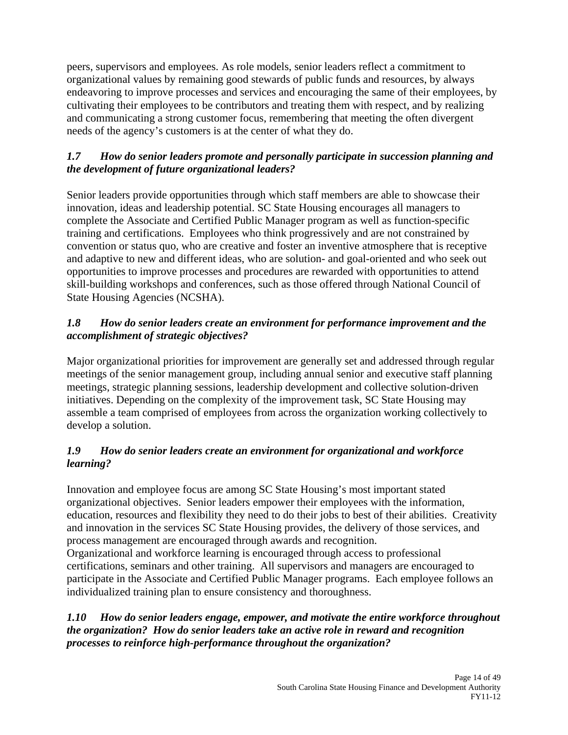peers, supervisors and employees. As role models, senior leaders reflect a commitment to organizational values by remaining good stewards of public funds and resources, by always endeavoring to improve processes and services and encouraging the same of their employees, by cultivating their employees to be contributors and treating them with respect, and by realizing and communicating a strong customer focus, remembering that meeting the often divergent needs of the agency's customers is at the center of what they do.

***1.7 How do senior leaders promote and personally participate in succession planning and the development of future organizational leaders?***

Senior leaders provide opportunities through which staff members are able to showcase their innovation, ideas and leadership potential. SC State Housing encourages all managers to complete the Associate and Certified Public Manager program as well as function-specific training and certifications. Employees who think progressively and are not constrained by convention or status quo, who are creative and foster an inventive atmosphere that is receptive and adaptive to new and different ideas, who are solution- and goal-oriented and who seek out opportunities to improve processes and procedures are rewarded with opportunities to attend skill-building workshops and conferences, such as those offered through National Council of State Housing Agencies (NCSHA).

***1.8 How do senior leaders create an environment for performance improvement and the accomplishment of strategic objectives?***

Major organizational priorities for improvement are generally set and addressed through regular meetings of the senior management group, including annual senior and executive staff planning meetings, strategic planning sessions, leadership development and collective solution-driven initiatives. Depending on the complexity of the improvement task, SC State Housing may assemble a team comprised of employees from across the organization working collectively to develop a solution.

***1.9 How do senior leaders create an environment for organizational and workforce learning?***

Innovation and employee focus are among SC State Housing's most important stated organizational objectives. Senior leaders empower their employees with the information, education, resources and flexibility they need to do their jobs to best of their abilities. Creativity and innovation in the services SC State Housing provides, the delivery of those services, and process management are encouraged through awards and recognition.
Organizational and workforce learning is encouraged through access to professional certifications, seminars and other training. All supervisors and managers are encouraged to participate in the Associate and Certified Public Manager programs. Each employee follows an individualized training plan to ensure consistency and thoroughness.

***1.10 How do senior leaders engage, empower, and motivate the entire workforce throughout the organization? How do senior leaders take an active role in reward and recognition processes to reinforce high-performance throughout the organization?***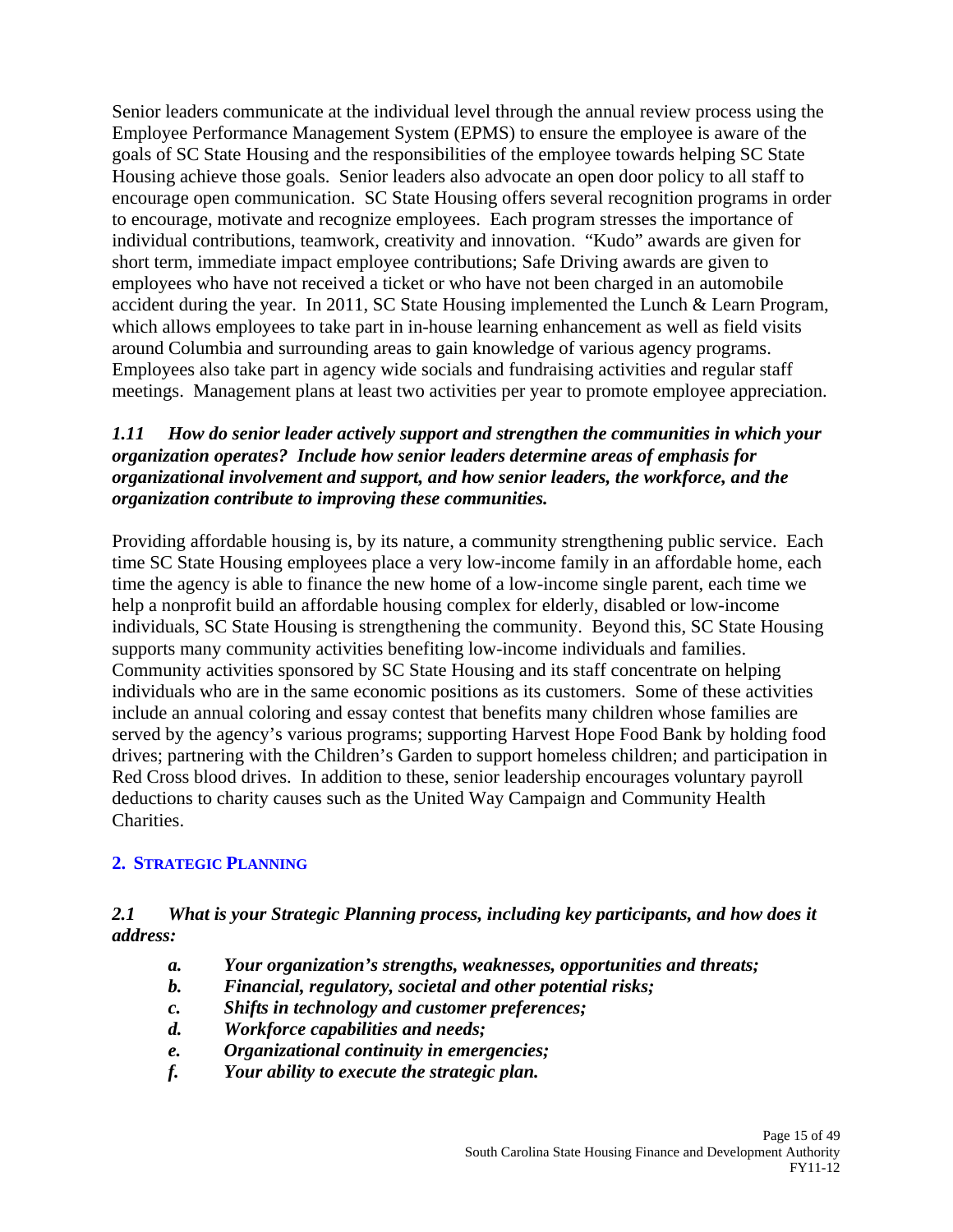Senior leaders communicate at the individual level through the annual review process using the Employee Performance Management System (EPMS) to ensure the employee is aware of the goals of SC State Housing and the responsibilities of the employee towards helping SC State Housing achieve those goals. Senior leaders also advocate an open door policy to all staff to encourage open communication. SC State Housing offers several recognition programs in order to encourage, motivate and recognize employees. Each program stresses the importance of individual contributions, teamwork, creativity and innovation. "Kudo" awards are given for short term, immediate impact employee contributions; Safe Driving awards are given to employees who have not received a ticket or who have not been charged in an automobile accident during the year. In 2011, SC State Housing implemented the Lunch & Learn Program, which allows employees to take part in in-house learning enhancement as well as field visits around Columbia and surrounding areas to gain knowledge of various agency programs. Employees also take part in agency wide socials and fundraising activities and regular staff meetings. Management plans at least two activities per year to promote employee appreciation.

***1.11 How do senior leader actively support and strengthen the communities in which your organization operates? Include how senior leaders determine areas of emphasis for organizational involvement and support, and how senior leaders, the workforce, and the organization contribute to improving these communities.***

Providing affordable housing is, by its nature, a community strengthening public service. Each time SC State Housing employees place a very low-income family in an affordable home, each time the agency is able to finance the new home of a low-income single parent, each time we help a nonprofit build an affordable housing complex for elderly, disabled or low-income individuals, SC State Housing is strengthening the community. Beyond this, SC State Housing supports many community activities benefiting low-income individuals and families. Community activities sponsored by SC State Housing and its staff concentrate on helping individuals who are in the same economic positions as its customers. Some of these activities include an annual coloring and essay contest that benefits many children whose families are served by the agency's various programs; supporting Harvest Hope Food Bank by holding food drives; partnering with the Children's Garden to support homeless children; and participation in Red Cross blood drives. In addition to these, senior leadership encourages voluntary payroll deductions to charity causes such as the United Way Campaign and Community Health Charities.

## 2. STRATEGIC PLANNING

***2.1 What is your Strategic Planning process, including key participants, and how does it address:***

- ***a. Your organization's strengths, weaknesses, opportunities and threats;***
- ***b. Financial, regulatory, societal and other potential risks;***
- ***c. Shifts in technology and customer preferences;***
- ***d. Workforce capabilities and needs;***
- ***e. Organizational continuity in emergencies;***
- ***f. Your ability to execute the strategic plan.***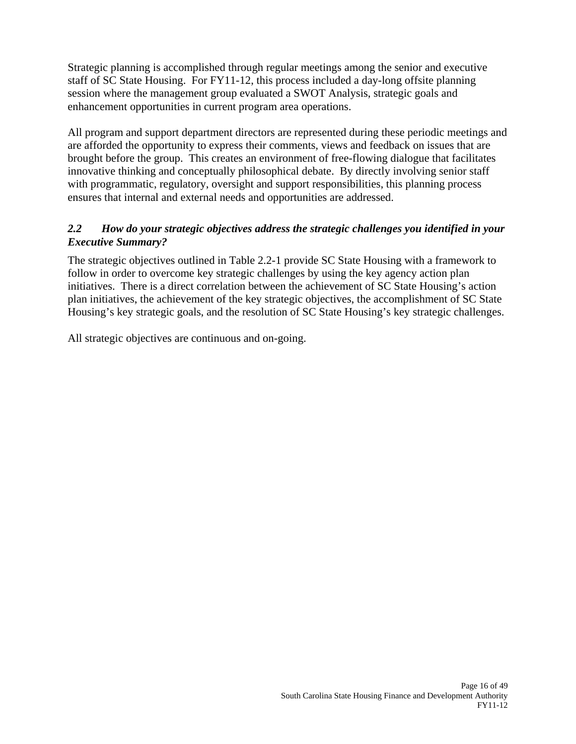Strategic planning is accomplished through regular meetings among the senior and executive staff of SC State Housing. For FY11-12, this process included a day-long offsite planning session where the management group evaluated a SWOT Analysis, strategic goals and enhancement opportunities in current program area operations.

All program and support department directors are represented during these periodic meetings and are afforded the opportunity to express their comments, views and feedback on issues that are brought before the group. This creates an environment of free-flowing dialogue that facilitates innovative thinking and conceptually philosophical debate. By directly involving senior staff with programmatic, regulatory, oversight and support responsibilities, this planning process ensures that internal and external needs and opportunities are addressed.

### *2.2 How do your strategic objectives address the strategic challenges you identified in your Executive Summary?*

The strategic objectives outlined in Table 2.2-1 provide SC State Housing with a framework to follow in order to overcome key strategic challenges by using the key agency action plan initiatives. There is a direct correlation between the achievement of SC State Housing's action plan initiatives, the achievement of the key strategic objectives, the accomplishment of SC State Housing's key strategic goals, and the resolution of SC State Housing's key strategic challenges.

All strategic objectives are continuous and on-going.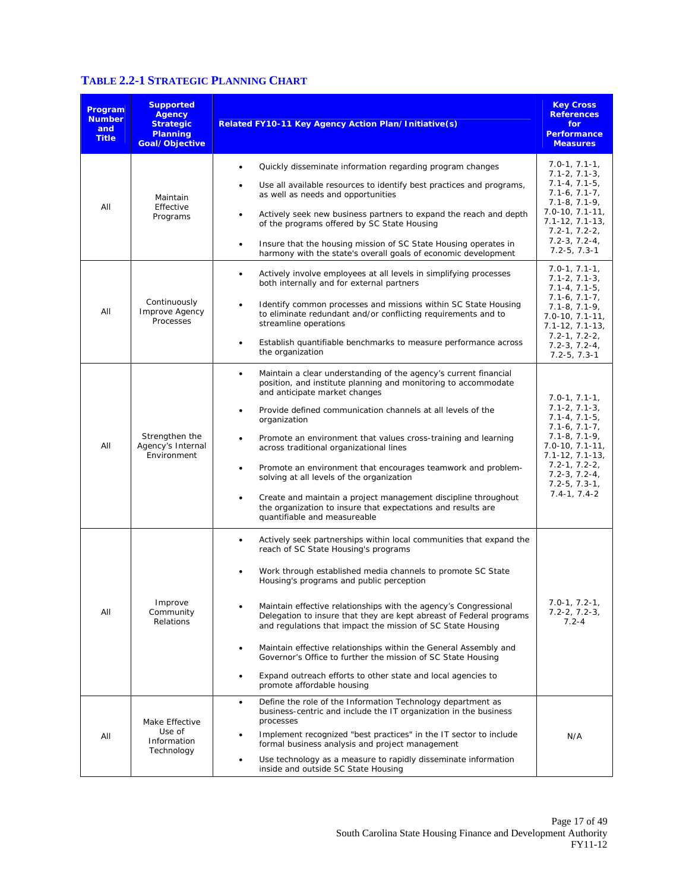**TABLE 2.2-1 STRATEGIC PLANNING CHART**

| Program Number and Title | Supported Agency Strategic Planning Goal/Objective | Related FY10-11 Key Agency Action Plan/Initiative(s) | Key Cross References for Performance Measures |
|---|---|---|---|
| All | Maintain Effective Programs | • Quickly disseminate information regarding program changes<br>• Use all available resources to identify best practices and programs, as well as needs and opportunities<br>• Actively seek new business partners to expand the reach and depth of the programs offered by SC State Housing<br>• Insure that the housing mission of SC State Housing operates in harmony with the state's overall goals of economic development | 7.0-1, 7.1-1, 7.1-2, 7.1-3, 7.1-4, 7.1-5, 7.1-6, 7.1-7, 7.1-8, 7.1-9, 7.0-10, 7.1-11, 7.1-12, 7.1-13, 7.2-1, 7.2-2, 7.2-3, 7.2-4, 7.2-5, 7.3-1 |
| All | Continuously Improve Agency Processes | • Actively involve employees at all levels in simplifying processes both internally and for external partners<br>• Identify common processes and missions within SC State Housing to eliminate redundant and/or conflicting requirements and to streamline operations<br>• Establish quantifiable benchmarks to measure performance across the organization | 7.0-1, 7.1-1, 7.1-2, 7.1-3, 7.1-4, 7.1-5, 7.1-6, 7.1-7, 7.1-8, 7.1-9, 7.0-10, 7.1-11, 7.1-12, 7.1-13, 7.2-1, 7.2-2, 7.2-3, 7.2-4, 7.2-5, 7.3-1 |
| All | Strengthen the Agency's Internal Environment | • Maintain a clear understanding of the agency's current financial position, and institute planning and monitoring to accommodate and anticipate market changes<br>• Provide defined communication channels at all levels of the organization<br>• Promote an environment that values cross-training and learning across traditional organizational lines<br>• Promote an environment that encourages teamwork and problem-solving at all levels of the organization<br>• Create and maintain a project management discipline throughout the organization to insure that expectations and results are quantifiable and measureable | 7.0-1, 7.1-1, 7.1-2, 7.1-3, 7.1-4, 7.1-5, 7.1-6, 7.1-7, 7.1-8, 7.1-9, 7.0-10, 7.1-11, 7.1-12, 7.1-13, 7.2-1, 7.2-2, 7.2-3, 7.2-4, 7.2-5, 7.3-1, 7.4-1, 7.4-2 |
| All | Improve Community Relations | • Actively seek partnerships within local communities that expand the reach of SC State Housing's programs<br>• Work through established media channels to promote SC State Housing's programs and public perception<br>• Maintain effective relationships with the agency's Congressional Delegation to insure that they are kept abreast of Federal programs and regulations that impact the mission of SC State Housing<br>• Maintain effective relationships within the General Assembly and Governor's Office to further the mission of SC State Housing<br>• Expand outreach efforts to other state and local agencies to promote affordable housing | 7.0-1, 7.2-1, 7.2-2, 7.2-3, 7.2-4 |
| All | Make Effective Use of Information Technology | • Define the role of the Information Technology department as business-centric and include the IT organization in the business processes<br>• Implement recognized "best practices" in the IT sector to include formal business analysis and project management<br>• Use technology as a measure to rapidly disseminate information inside and outside SC State Housing | N/A |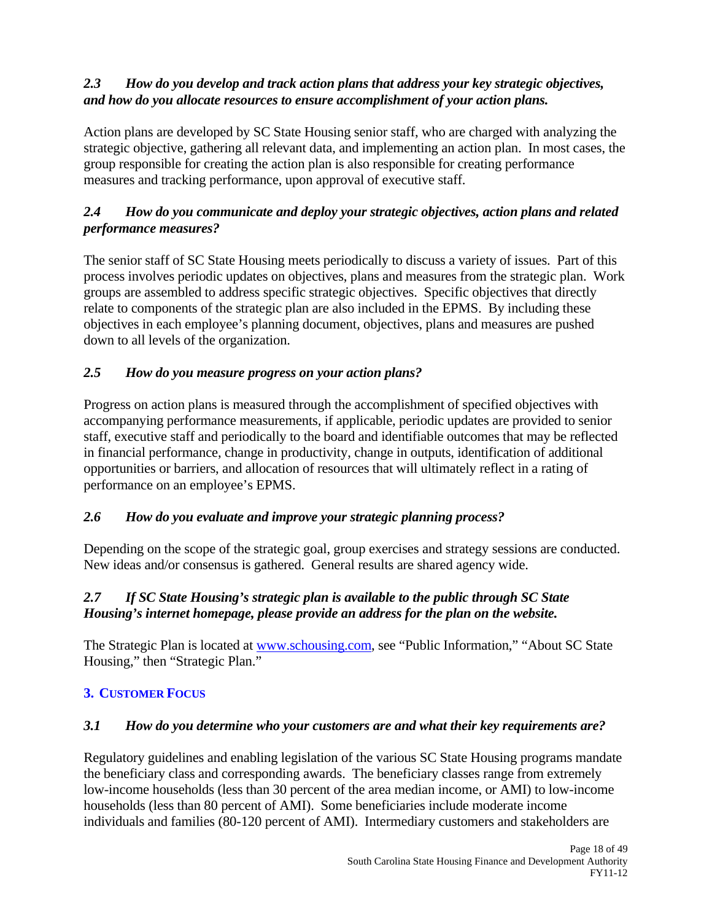*2.3 How do you develop and track action plans that address your key strategic objectives, and how do you allocate resources to ensure accomplishment of your action plans.*

Action plans are developed by SC State Housing senior staff, who are charged with analyzing the strategic objective, gathering all relevant data, and implementing an action plan. In most cases, the group responsible for creating the action plan is also responsible for creating performance measures and tracking performance, upon approval of executive staff.

*2.4 How do you communicate and deploy your strategic objectives, action plans and related performance measures?*

The senior staff of SC State Housing meets periodically to discuss a variety of issues. Part of this process involves periodic updates on objectives, plans and measures from the strategic plan. Work groups are assembled to address specific strategic objectives. Specific objectives that directly relate to components of the strategic plan are also included in the EPMS. By including these objectives in each employee's planning document, objectives, plans and measures are pushed down to all levels of the organization.

*2.5 How do you measure progress on your action plans?*

Progress on action plans is measured through the accomplishment of specified objectives with accompanying performance measurements, if applicable, periodic updates are provided to senior staff, executive staff and periodically to the board and identifiable outcomes that may be reflected in financial performance, change in productivity, change in outputs, identification of additional opportunities or barriers, and allocation of resources that will ultimately reflect in a rating of performance on an employee's EPMS.

*2.6 How do you evaluate and improve your strategic planning process?*

Depending on the scope of the strategic goal, group exercises and strategy sessions are conducted. New ideas and/or consensus is gathered. General results are shared agency wide.

*2.7 If SC State Housing's strategic plan is available to the public through SC State Housing's internet homepage, please provide an address for the plan on the website.*

The Strategic Plan is located at www.schousing.com, see "Public Information," "About SC State Housing," then "Strategic Plan."

## 3. CUSTOMER FOCUS

*3.1 How do you determine who your customers are and what their key requirements are?*

Regulatory guidelines and enabling legislation of the various SC State Housing programs mandate the beneficiary class and corresponding awards. The beneficiary classes range from extremely low-income households (less than 30 percent of the area median income, or AMI) to low-income households (less than 80 percent of AMI). Some beneficiaries include moderate income individuals and families (80-120 percent of AMI). Intermediary customers and stakeholders are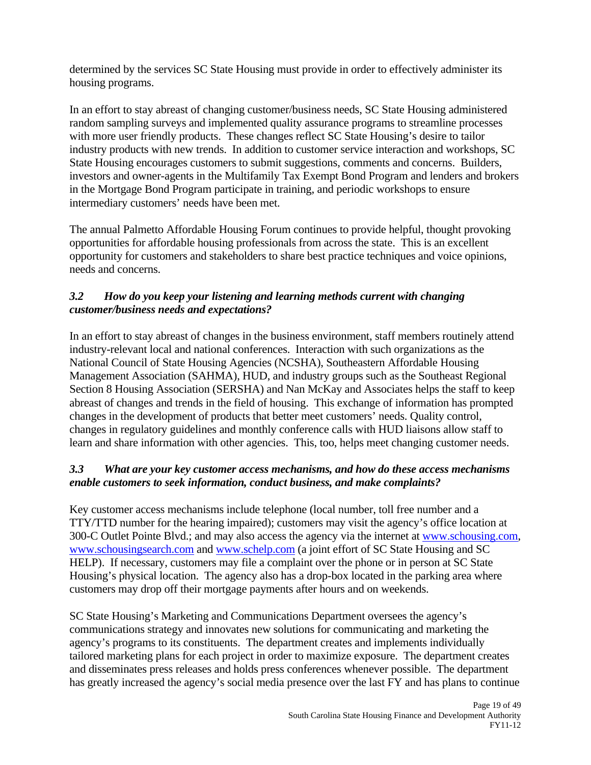determined by the services SC State Housing must provide in order to effectively administer its housing programs.

In an effort to stay abreast of changing customer/business needs, SC State Housing administered random sampling surveys and implemented quality assurance programs to streamline processes with more user friendly products. These changes reflect SC State Housing's desire to tailor industry products with new trends. In addition to customer service interaction and workshops, SC State Housing encourages customers to submit suggestions, comments and concerns. Builders, investors and owner-agents in the Multifamily Tax Exempt Bond Program and lenders and brokers in the Mortgage Bond Program participate in training, and periodic workshops to ensure intermediary customers' needs have been met.

The annual Palmetto Affordable Housing Forum continues to provide helpful, thought provoking opportunities for affordable housing professionals from across the state. This is an excellent opportunity for customers and stakeholders to share best practice techniques and voice opinions, needs and concerns.

### *3.2 How do you keep your listening and learning methods current with changing customer/business needs and expectations?*

In an effort to stay abreast of changes in the business environment, staff members routinely attend industry-relevant local and national conferences. Interaction with such organizations as the National Council of State Housing Agencies (NCSHA), Southeastern Affordable Housing Management Association (SAHMA), HUD, and industry groups such as the Southeast Regional Section 8 Housing Association (SERSHA) and Nan McKay and Associates helps the staff to keep abreast of changes and trends in the field of housing. This exchange of information has prompted changes in the development of products that better meet customers' needs. Quality control, changes in regulatory guidelines and monthly conference calls with HUD liaisons allow staff to learn and share information with other agencies. This, too, helps meet changing customer needs.

### *3.3 What are your key customer access mechanisms, and how do these access mechanisms enable customers to seek information, conduct business, and make complaints?*

Key customer access mechanisms include telephone (local number, toll free number and a TTY/TTD number for the hearing impaired); customers may visit the agency's office location at 300-C Outlet Pointe Blvd.; and may also access the agency via the internet at www.schousing.com, www.schousingsearch.com and www.schelp.com (a joint effort of SC State Housing and SC HELP). If necessary, customers may file a complaint over the phone or in person at SC State Housing's physical location. The agency also has a drop-box located in the parking area where customers may drop off their mortgage payments after hours and on weekends.

SC State Housing's Marketing and Communications Department oversees the agency's communications strategy and innovates new solutions for communicating and marketing the agency's programs to its constituents. The department creates and implements individually tailored marketing plans for each project in order to maximize exposure. The department creates and disseminates press releases and holds press conferences whenever possible. The department has greatly increased the agency's social media presence over the last FY and has plans to continue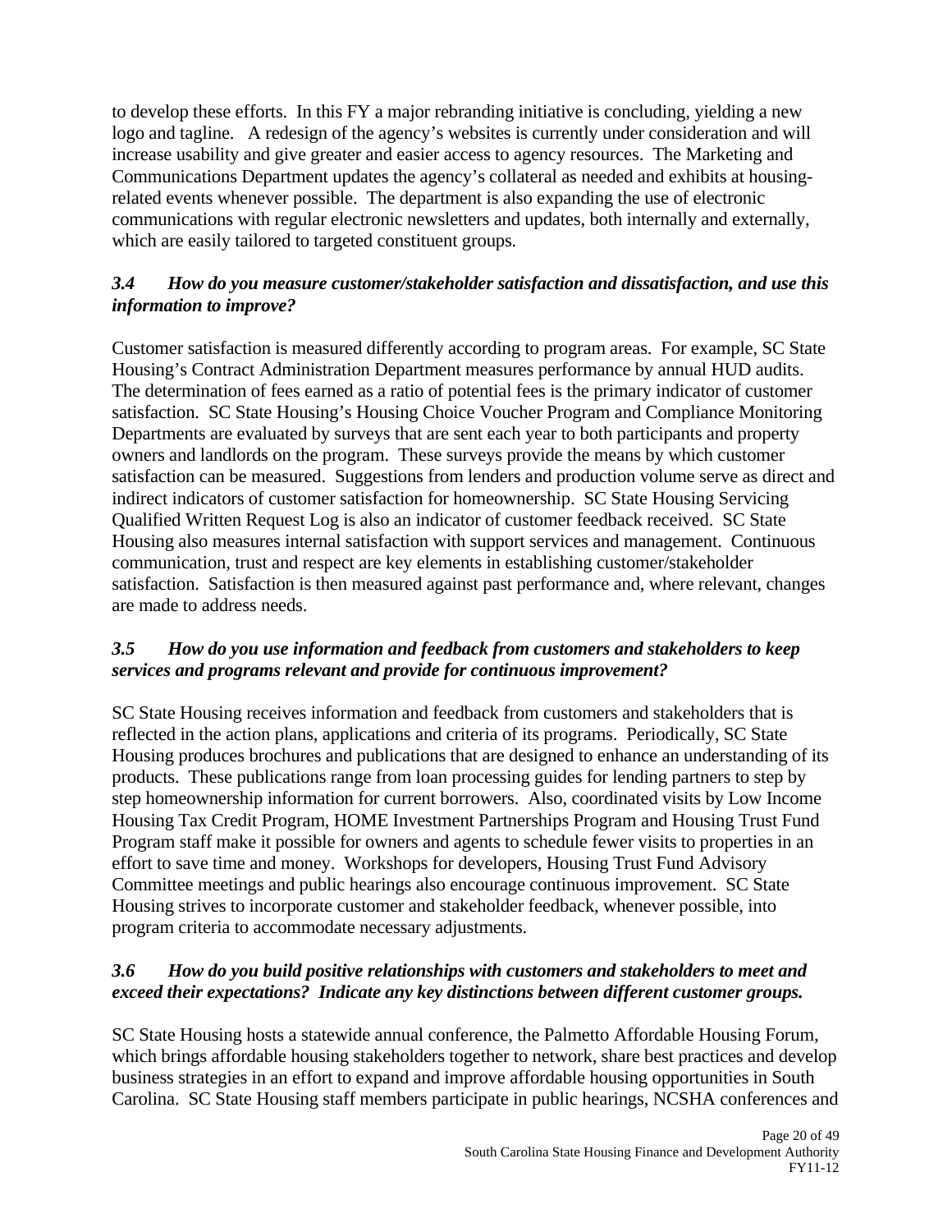to develop these efforts. In this FY a major rebranding initiative is concluding, yielding a new logo and tagline. A redesign of the agency's websites is currently under consideration and will increase usability and give greater and easier access to agency resources. The Marketing and Communications Department updates the agency's collateral as needed and exhibits at housing-related events whenever possible. The department is also expanding the use of electronic communications with regular electronic newsletters and updates, both internally and externally, which are easily tailored to targeted constituent groups.

### *3.4 How do you measure customer/stakeholder satisfaction and dissatisfaction, and use this information to improve?*

Customer satisfaction is measured differently according to program areas. For example, SC State Housing's Contract Administration Department measures performance by annual HUD audits. The determination of fees earned as a ratio of potential fees is the primary indicator of customer satisfaction. SC State Housing's Housing Choice Voucher Program and Compliance Monitoring Departments are evaluated by surveys that are sent each year to both participants and property owners and landlords on the program. These surveys provide the means by which customer satisfaction can be measured. Suggestions from lenders and production volume serve as direct and indirect indicators of customer satisfaction for homeownership. SC State Housing Servicing Qualified Written Request Log is also an indicator of customer feedback received. SC State Housing also measures internal satisfaction with support services and management. Continuous communication, trust and respect are key elements in establishing customer/stakeholder satisfaction. Satisfaction is then measured against past performance and, where relevant, changes are made to address needs.

### *3.5 How do you use information and feedback from customers and stakeholders to keep services and programs relevant and provide for continuous improvement?*

SC State Housing receives information and feedback from customers and stakeholders that is reflected in the action plans, applications and criteria of its programs. Periodically, SC State Housing produces brochures and publications that are designed to enhance an understanding of its products. These publications range from loan processing guides for lending partners to step by step homeownership information for current borrowers. Also, coordinated visits by Low Income Housing Tax Credit Program, HOME Investment Partnerships Program and Housing Trust Fund Program staff make it possible for owners and agents to schedule fewer visits to properties in an effort to save time and money. Workshops for developers, Housing Trust Fund Advisory Committee meetings and public hearings also encourage continuous improvement. SC State Housing strives to incorporate customer and stakeholder feedback, whenever possible, into program criteria to accommodate necessary adjustments.

### *3.6 How do you build positive relationships with customers and stakeholders to meet and exceed their expectations? Indicate any key distinctions between different customer groups.*

SC State Housing hosts a statewide annual conference, the Palmetto Affordable Housing Forum, which brings affordable housing stakeholders together to network, share best practices and develop business strategies in an effort to expand and improve affordable housing opportunities in South Carolina. SC State Housing staff members participate in public hearings, NCSHA conferences and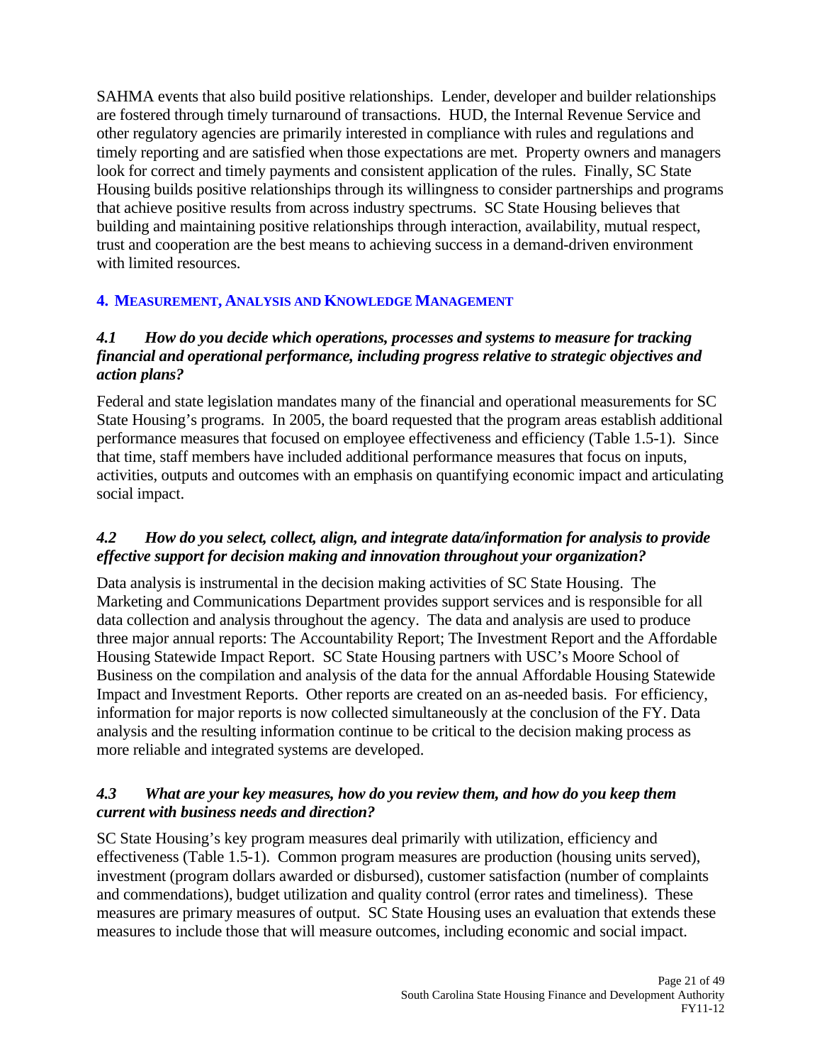SAHMA events that also build positive relationships. Lender, developer and builder relationships are fostered through timely turnaround of transactions. HUD, the Internal Revenue Service and other regulatory agencies are primarily interested in compliance with rules and regulations and timely reporting and are satisfied when those expectations are met. Property owners and managers look for correct and timely payments and consistent application of the rules. Finally, SC State Housing builds positive relationships through its willingness to consider partnerships and programs that achieve positive results from across industry spectrums. SC State Housing believes that building and maintaining positive relationships through interaction, availability, mutual respect, trust and cooperation are the best means to achieving success in a demand-driven environment with limited resources.

## 4. Measurement, Analysis and Knowledge Management

### *4.1 How do you decide which operations, processes and systems to measure for tracking financial and operational performance, including progress relative to strategic objectives and action plans?*

Federal and state legislation mandates many of the financial and operational measurements for SC State Housing's programs. In 2005, the board requested that the program areas establish additional performance measures that focused on employee effectiveness and efficiency (Table 1.5-1). Since that time, staff members have included additional performance measures that focus on inputs, activities, outputs and outcomes with an emphasis on quantifying economic impact and articulating social impact.

### *4.2 How do you select, collect, align, and integrate data/information for analysis to provide effective support for decision making and innovation throughout your organization?*

Data analysis is instrumental in the decision making activities of SC State Housing. The Marketing and Communications Department provides support services and is responsible for all data collection and analysis throughout the agency. The data and analysis are used to produce three major annual reports: The Accountability Report; The Investment Report and the Affordable Housing Statewide Impact Report. SC State Housing partners with USC's Moore School of Business on the compilation and analysis of the data for the annual Affordable Housing Statewide Impact and Investment Reports. Other reports are created on an as-needed basis. For efficiency, information for major reports is now collected simultaneously at the conclusion of the FY. Data analysis and the resulting information continue to be critical to the decision making process as more reliable and integrated systems are developed.

### *4.3 What are your key measures, how do you review them, and how do you keep them current with business needs and direction?*

SC State Housing's key program measures deal primarily with utilization, efficiency and effectiveness (Table 1.5-1). Common program measures are production (housing units served), investment (program dollars awarded or disbursed), customer satisfaction (number of complaints and commendations), budget utilization and quality control (error rates and timeliness). These measures are primary measures of output. SC State Housing uses an evaluation that extends these measures to include those that will measure outcomes, including economic and social impact.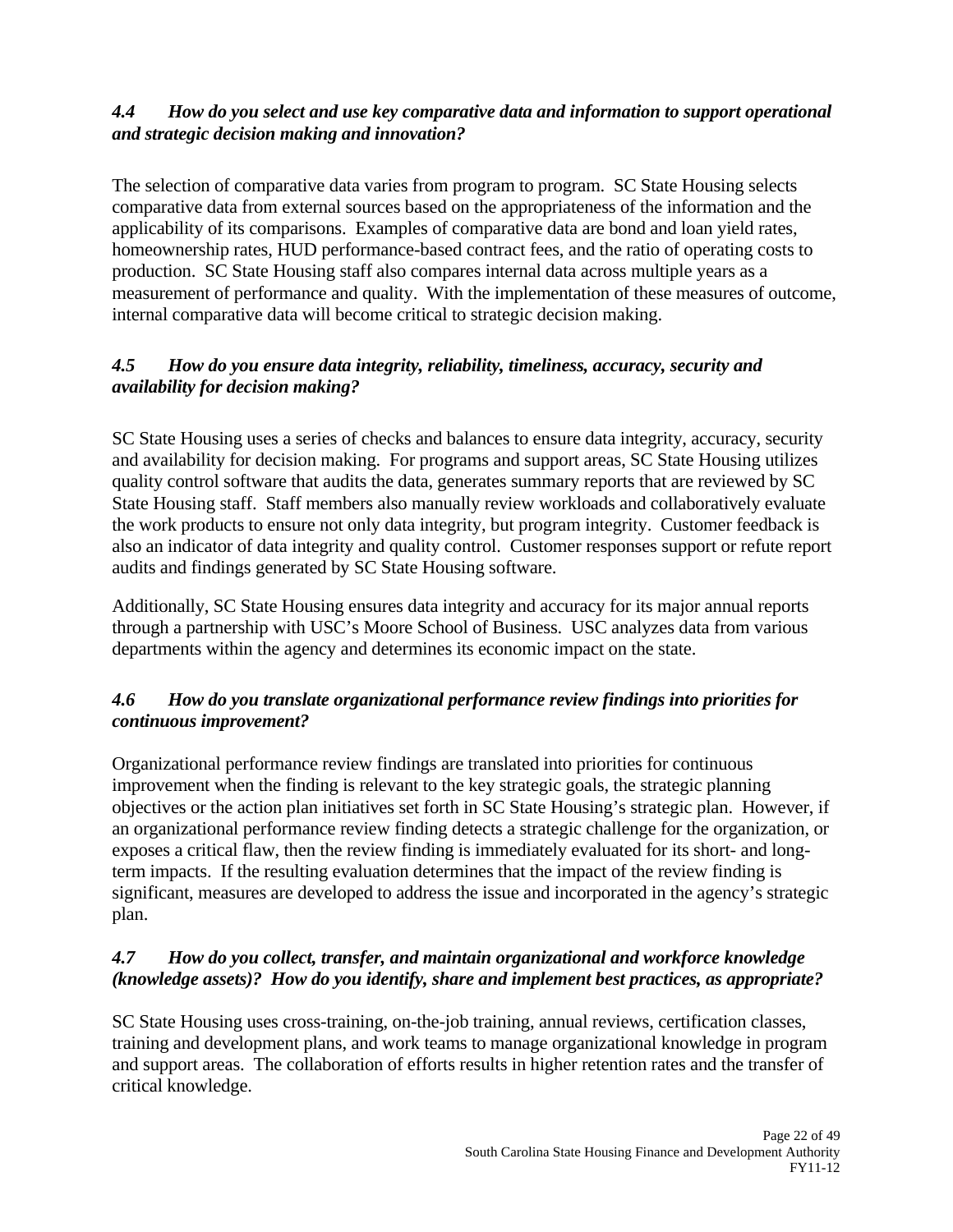### *4.4 How do you select and use key comparative data and information to support operational and strategic decision making and innovation?*

The selection of comparative data varies from program to program. SC State Housing selects comparative data from external sources based on the appropriateness of the information and the applicability of its comparisons. Examples of comparative data are bond and loan yield rates, homeownership rates, HUD performance-based contract fees, and the ratio of operating costs to production. SC State Housing staff also compares internal data across multiple years as a measurement of performance and quality. With the implementation of these measures of outcome, internal comparative data will become critical to strategic decision making.

### *4.5 How do you ensure data integrity, reliability, timeliness, accuracy, security and availability for decision making?*

SC State Housing uses a series of checks and balances to ensure data integrity, accuracy, security and availability for decision making. For programs and support areas, SC State Housing utilizes quality control software that audits the data, generates summary reports that are reviewed by SC State Housing staff. Staff members also manually review workloads and collaboratively evaluate the work products to ensure not only data integrity, but program integrity. Customer feedback is also an indicator of data integrity and quality control. Customer responses support or refute report audits and findings generated by SC State Housing software.

Additionally, SC State Housing ensures data integrity and accuracy for its major annual reports through a partnership with USC's Moore School of Business. USC analyzes data from various departments within the agency and determines its economic impact on the state.

### *4.6 How do you translate organizational performance review findings into priorities for continuous improvement?*

Organizational performance review findings are translated into priorities for continuous improvement when the finding is relevant to the key strategic goals, the strategic planning objectives or the action plan initiatives set forth in SC State Housing's strategic plan. However, if an organizational performance review finding detects a strategic challenge for the organization, or exposes a critical flaw, then the review finding is immediately evaluated for its short- and long-term impacts. If the resulting evaluation determines that the impact of the review finding is significant, measures are developed to address the issue and incorporated in the agency's strategic plan.

### *4.7 How do you collect, transfer, and maintain organizational and workforce knowledge (knowledge assets)? How do you identify, share and implement best practices, as appropriate?*

SC State Housing uses cross-training, on-the-job training, annual reviews, certification classes, training and development plans, and work teams to manage organizational knowledge in program and support areas. The collaboration of efforts results in higher retention rates and the transfer of critical knowledge.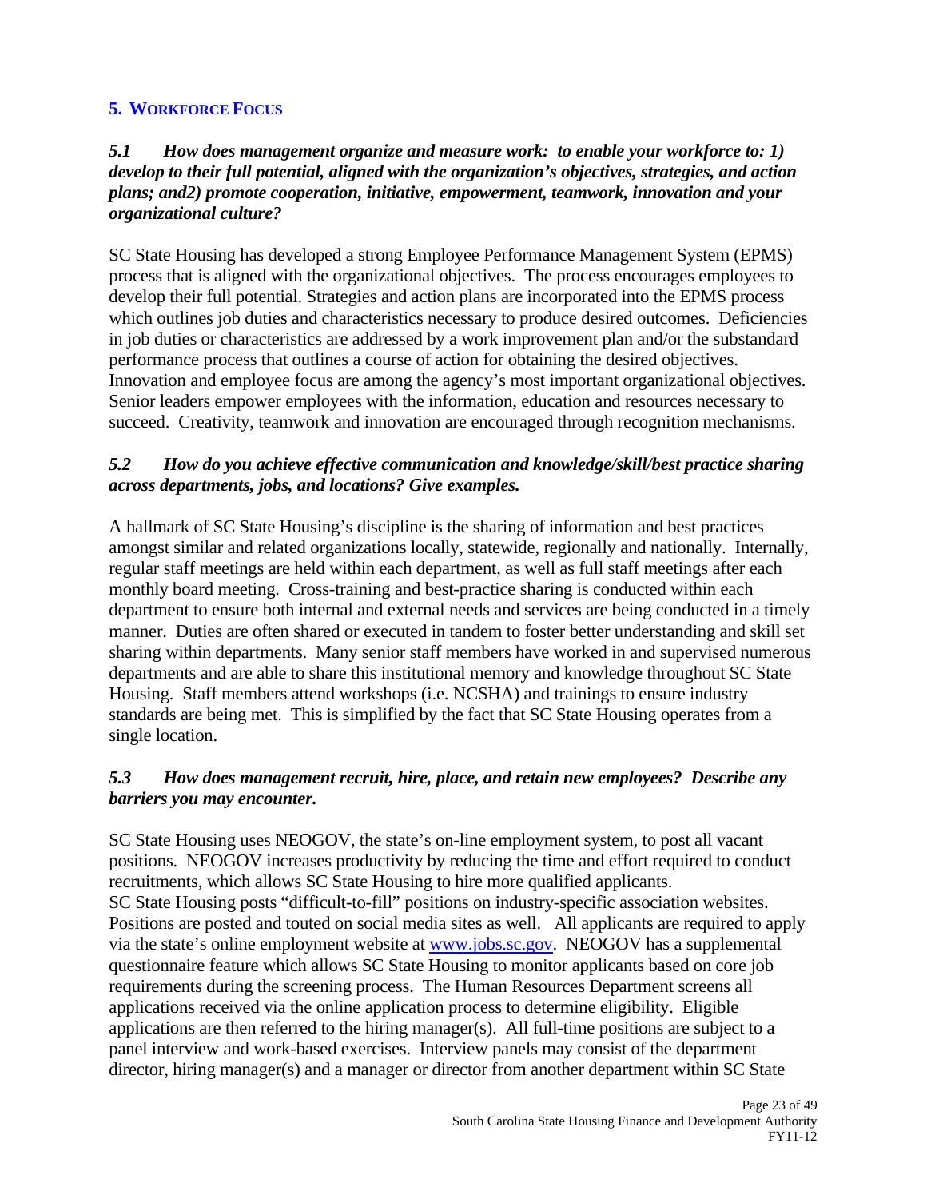## 5. Workforce Focus

***5.1 How does management organize and measure work: to enable your workforce to: 1) develop to their full potential, aligned with the organization's objectives, strategies, and action plans; and2) promote cooperation, initiative, empowerment, teamwork, innovation and your organizational culture?***

SC State Housing has developed a strong Employee Performance Management System (EPMS) process that is aligned with the organizational objectives. The process encourages employees to develop their full potential. Strategies and action plans are incorporated into the EPMS process which outlines job duties and characteristics necessary to produce desired outcomes. Deficiencies in job duties or characteristics are addressed by a work improvement plan and/or the substandard performance process that outlines a course of action for obtaining the desired objectives. Innovation and employee focus are among the agency's most important organizational objectives. Senior leaders empower employees with the information, education and resources necessary to succeed. Creativity, teamwork and innovation are encouraged through recognition mechanisms.

***5.2 How do you achieve effective communication and knowledge/skill/best practice sharing across departments, jobs, and locations? Give examples.***

A hallmark of SC State Housing's discipline is the sharing of information and best practices amongst similar and related organizations locally, statewide, regionally and nationally. Internally, regular staff meetings are held within each department, as well as full staff meetings after each monthly board meeting. Cross-training and best-practice sharing is conducted within each department to ensure both internal and external needs and services are being conducted in a timely manner. Duties are often shared or executed in tandem to foster better understanding and skill set sharing within departments. Many senior staff members have worked in and supervised numerous departments and are able to share this institutional memory and knowledge throughout SC State Housing. Staff members attend workshops (i.e. NCSHA) and trainings to ensure industry standards are being met. This is simplified by the fact that SC State Housing operates from a single location.

***5.3 How does management recruit, hire, place, and retain new employees? Describe any barriers you may encounter.***

SC State Housing uses NEOGOV, the state's on-line employment system, to post all vacant positions. NEOGOV increases productivity by reducing the time and effort required to conduct recruitments, which allows SC State Housing to hire more qualified applicants.
SC State Housing posts "difficult-to-fill" positions on industry-specific association websites. Positions are posted and touted on social media sites as well. All applicants are required to apply via the state's online employment website at www.jobs.sc.gov. NEOGOV has a supplemental questionnaire feature which allows SC State Housing to monitor applicants based on core job requirements during the screening process. The Human Resources Department screens all applications received via the online application process to determine eligibility. Eligible applications are then referred to the hiring manager(s). All full-time positions are subject to a panel interview and work-based exercises. Interview panels may consist of the department director, hiring manager(s) and a manager or director from another department within SC State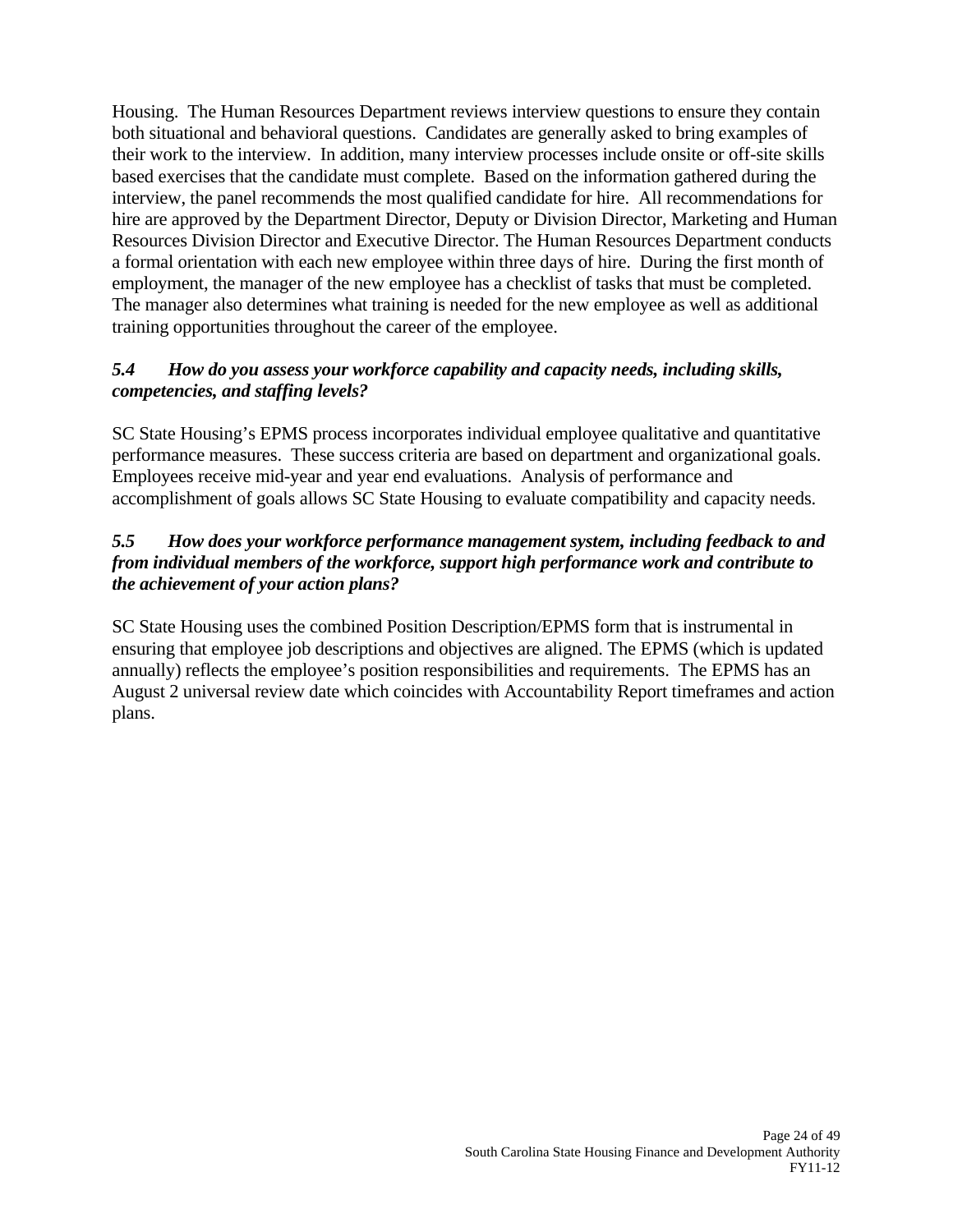Housing. The Human Resources Department reviews interview questions to ensure they contain both situational and behavioral questions. Candidates are generally asked to bring examples of their work to the interview. In addition, many interview processes include onsite or off-site skills based exercises that the candidate must complete. Based on the information gathered during the interview, the panel recommends the most qualified candidate for hire. All recommendations for hire are approved by the Department Director, Deputy or Division Director, Marketing and Human Resources Division Director and Executive Director. The Human Resources Department conducts a formal orientation with each new employee within three days of hire. During the first month of employment, the manager of the new employee has a checklist of tasks that must be completed. The manager also determines what training is needed for the new employee as well as additional training opportunities throughout the career of the employee.

***5.4 How do you assess your workforce capability and capacity needs, including skills, competencies, and staffing levels?***

SC State Housing's EPMS process incorporates individual employee qualitative and quantitative performance measures. These success criteria are based on department and organizational goals. Employees receive mid-year and year end evaluations. Analysis of performance and accomplishment of goals allows SC State Housing to evaluate compatibility and capacity needs.

***5.5 How does your workforce performance management system, including feedback to and from individual members of the workforce, support high performance work and contribute to the achievement of your action plans?***

SC State Housing uses the combined Position Description/EPMS form that is instrumental in ensuring that employee job descriptions and objectives are aligned. The EPMS (which is updated annually) reflects the employee's position responsibilities and requirements. The EPMS has an August 2 universal review date which coincides with Accountability Report timeframes and action plans.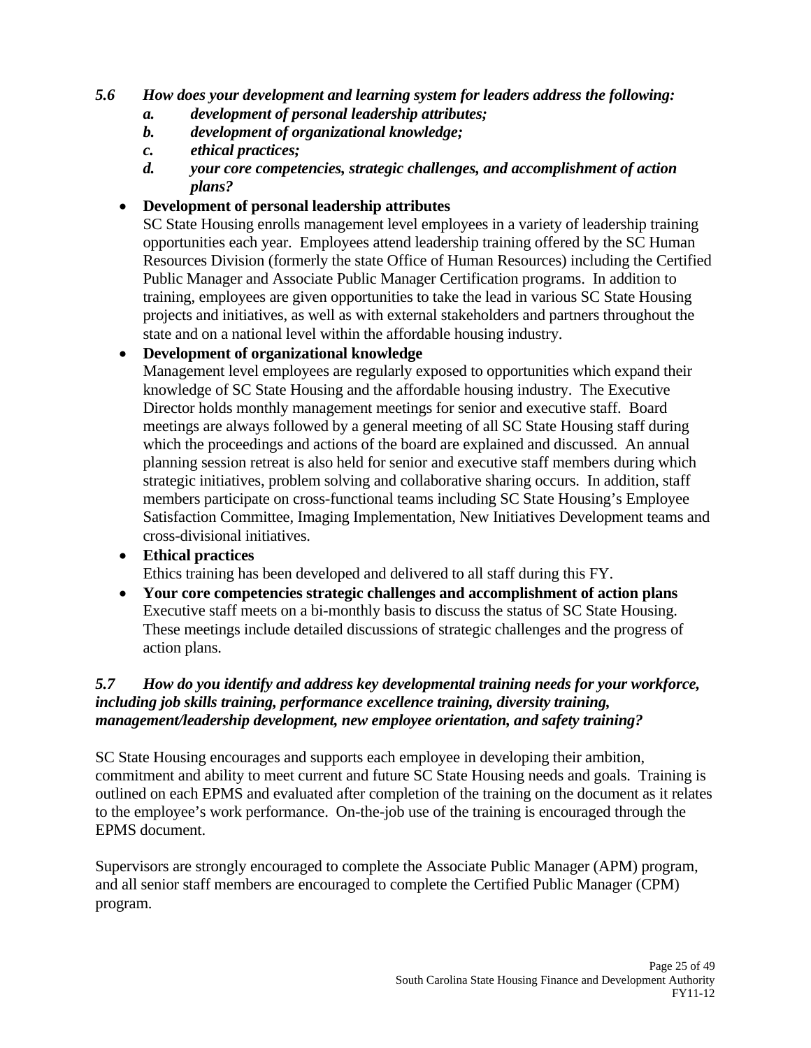***5.6 How does your development and learning system for leaders address the following:***

***a. development of personal leadership attributes;***

***b. development of organizational knowledge;***

***c. ethical practices;***

***d. your core competencies, strategic challenges, and accomplishment of action plans?***

- **Development of personal leadership attributes**
  SC State Housing enrolls management level employees in a variety of leadership training opportunities each year. Employees attend leadership training offered by the SC Human Resources Division (formerly the state Office of Human Resources) including the Certified Public Manager and Associate Public Manager Certification programs. In addition to training, employees are given opportunities to take the lead in various SC State Housing projects and initiatives, as well as with external stakeholders and partners throughout the state and on a national level within the affordable housing industry.

- **Development of organizational knowledge**
  Management level employees are regularly exposed to opportunities which expand their knowledge of SC State Housing and the affordable housing industry. The Executive Director holds monthly management meetings for senior and executive staff. Board meetings are always followed by a general meeting of all SC State Housing staff during which the proceedings and actions of the board are explained and discussed. An annual planning session retreat is also held for senior and executive staff members during which strategic initiatives, problem solving and collaborative sharing occurs. In addition, staff members participate on cross-functional teams including SC State Housing's Employee Satisfaction Committee, Imaging Implementation, New Initiatives Development teams and cross-divisional initiatives.

- **Ethical practices**
  Ethics training has been developed and delivered to all staff during this FY.

- **Your core competencies strategic challenges and accomplishment of action plans**
  Executive staff meets on a bi-monthly basis to discuss the status of SC State Housing. These meetings include detailed discussions of strategic challenges and the progress of action plans.

***5.7 How do you identify and address key developmental training needs for your workforce, including job skills training, performance excellence training, diversity training, management/leadership development, new employee orientation, and safety training?***

SC State Housing encourages and supports each employee in developing their ambition, commitment and ability to meet current and future SC State Housing needs and goals. Training is outlined on each EPMS and evaluated after completion of the training on the document as it relates to the employee's work performance. On-the-job use of the training is encouraged through the EPMS document.

Supervisors are strongly encouraged to complete the Associate Public Manager (APM) program, and all senior staff members are encouraged to complete the Certified Public Manager (CPM) program.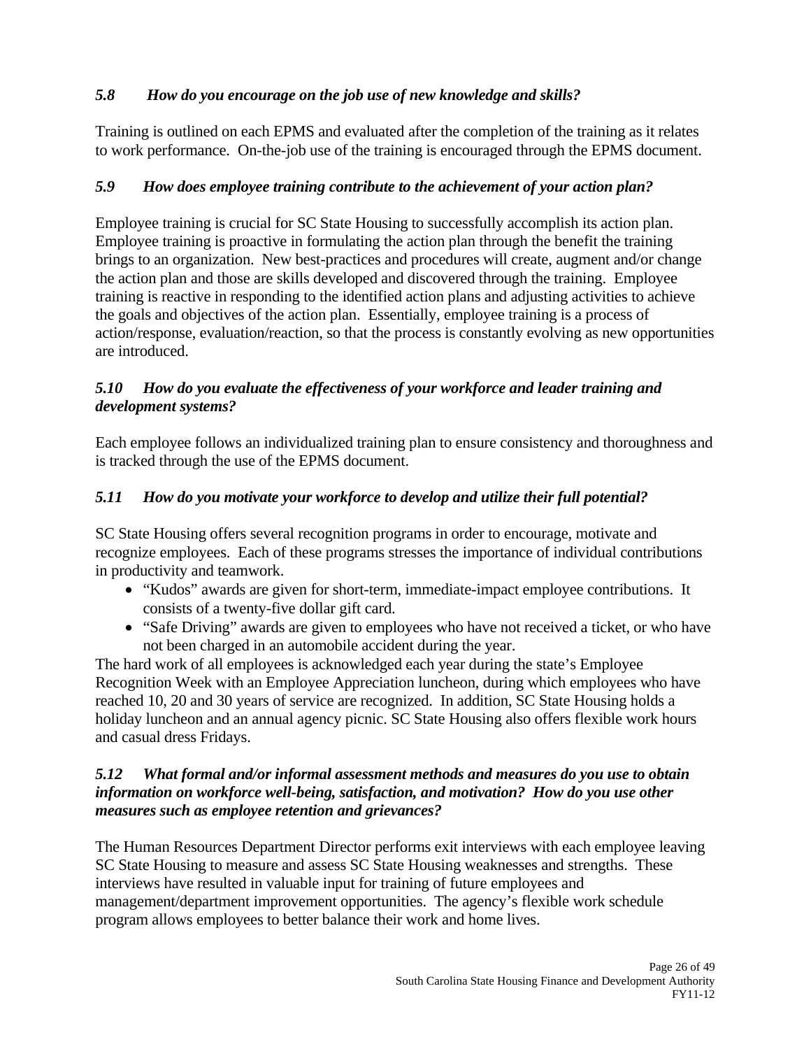### *5.8 How do you encourage on the job use of new knowledge and skills?*

Training is outlined on each EPMS and evaluated after the completion of the training as it relates to work performance. On-the-job use of the training is encouraged through the EPMS document.

### *5.9 How does employee training contribute to the achievement of your action plan?*

Employee training is crucial for SC State Housing to successfully accomplish its action plan. Employee training is proactive in formulating the action plan through the benefit the training brings to an organization. New best-practices and procedures will create, augment and/or change the action plan and those are skills developed and discovered through the training. Employee training is reactive in responding to the identified action plans and adjusting activities to achieve the goals and objectives of the action plan. Essentially, employee training is a process of action/response, evaluation/reaction, so that the process is constantly evolving as new opportunities are introduced.

### *5.10 How do you evaluate the effectiveness of your workforce and leader training and development systems?*

Each employee follows an individualized training plan to ensure consistency and thoroughness and is tracked through the use of the EPMS document.

### *5.11 How do you motivate your workforce to develop and utilize their full potential?*

SC State Housing offers several recognition programs in order to encourage, motivate and recognize employees. Each of these programs stresses the importance of individual contributions in productivity and teamwork.

- "Kudos" awards are given for short-term, immediate-impact employee contributions. It consists of a twenty-five dollar gift card.
- "Safe Driving" awards are given to employees who have not received a ticket, or who have not been charged in an automobile accident during the year.

The hard work of all employees is acknowledged each year during the state's Employee Recognition Week with an Employee Appreciation luncheon, during which employees who have reached 10, 20 and 30 years of service are recognized. In addition, SC State Housing holds a holiday luncheon and an annual agency picnic. SC State Housing also offers flexible work hours and casual dress Fridays.

### *5.12 What formal and/or informal assessment methods and measures do you use to obtain information on workforce well-being, satisfaction, and motivation? How do you use other measures such as employee retention and grievances?*

The Human Resources Department Director performs exit interviews with each employee leaving SC State Housing to measure and assess SC State Housing weaknesses and strengths. These interviews have resulted in valuable input for training of future employees and management/department improvement opportunities. The agency's flexible work schedule program allows employees to better balance their work and home lives.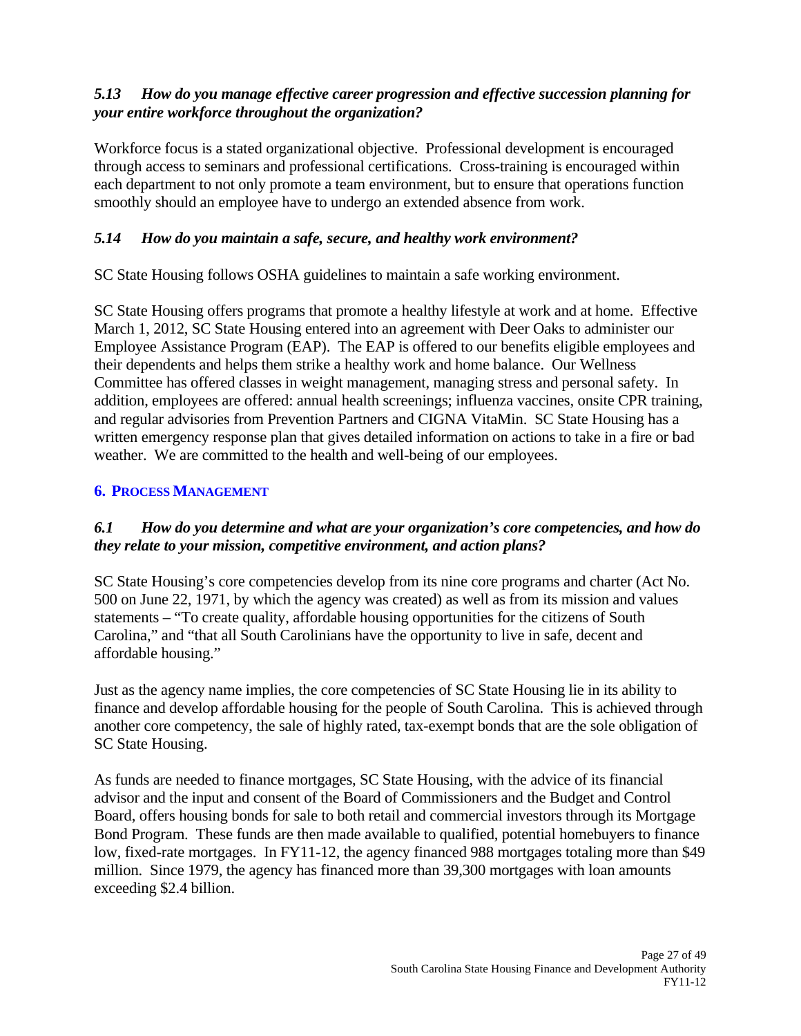### *5.13 How do you manage effective career progression and effective succession planning for your entire workforce throughout the organization?*

Workforce focus is a stated organizational objective. Professional development is encouraged through access to seminars and professional certifications. Cross-training is encouraged within each department to not only promote a team environment, but to ensure that operations function smoothly should an employee have to undergo an extended absence from work.

### *5.14 How do you maintain a safe, secure, and healthy work environment?*

SC State Housing follows OSHA guidelines to maintain a safe working environment.

SC State Housing offers programs that promote a healthy lifestyle at work and at home. Effective March 1, 2012, SC State Housing entered into an agreement with Deer Oaks to administer our Employee Assistance Program (EAP). The EAP is offered to our benefits eligible employees and their dependents and helps them strike a healthy work and home balance. Our Wellness Committee has offered classes in weight management, managing stress and personal safety. In addition, employees are offered: annual health screenings; influenza vaccines, onsite CPR training, and regular advisories from Prevention Partners and CIGNA VitaMin. SC State Housing has a written emergency response plan that gives detailed information on actions to take in a fire or bad weather. We are committed to the health and well-being of our employees.

## 6. PROCESS MANAGEMENT

### *6.1 How do you determine and what are your organization's core competencies, and how do they relate to your mission, competitive environment, and action plans?*

SC State Housing's core competencies develop from its nine core programs and charter (Act No. 500 on June 22, 1971, by which the agency was created) as well as from its mission and values statements – "To create quality, affordable housing opportunities for the citizens of South Carolina," and "that all South Carolinians have the opportunity to live in safe, decent and affordable housing."

Just as the agency name implies, the core competencies of SC State Housing lie in its ability to finance and develop affordable housing for the people of South Carolina. This is achieved through another core competency, the sale of highly rated, tax-exempt bonds that are the sole obligation of SC State Housing.

As funds are needed to finance mortgages, SC State Housing, with the advice of its financial advisor and the input and consent of the Board of Commissioners and the Budget and Control Board, offers housing bonds for sale to both retail and commercial investors through its Mortgage Bond Program. These funds are then made available to qualified, potential homebuyers to finance low, fixed-rate mortgages. In FY11-12, the agency financed 988 mortgages totaling more than $49 million. Since 1979, the agency has financed more than 39,300 mortgages with loan amounts exceeding $2.4 billion.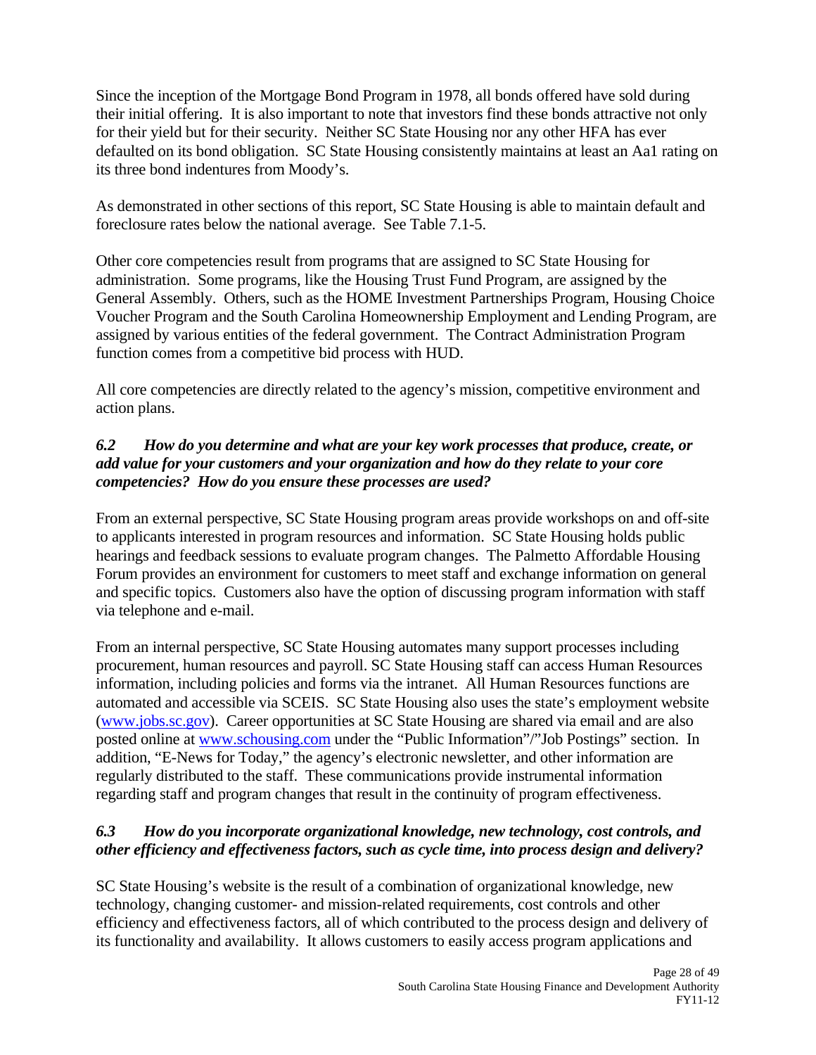Since the inception of the Mortgage Bond Program in 1978, all bonds offered have sold during their initial offering. It is also important to note that investors find these bonds attractive not only for their yield but for their security. Neither SC State Housing nor any other HFA has ever defaulted on its bond obligation. SC State Housing consistently maintains at least an Aa1 rating on its three bond indentures from Moody's.

As demonstrated in other sections of this report, SC State Housing is able to maintain default and foreclosure rates below the national average. See Table 7.1-5.

Other core competencies result from programs that are assigned to SC State Housing for administration. Some programs, like the Housing Trust Fund Program, are assigned by the General Assembly. Others, such as the HOME Investment Partnerships Program, Housing Choice Voucher Program and the South Carolina Homeownership Employment and Lending Program, are assigned by various entities of the federal government. The Contract Administration Program function comes from a competitive bid process with HUD.

All core competencies are directly related to the agency's mission, competitive environment and action plans.

### *6.2 How do you determine and what are your key work processes that produce, create, or add value for your customers and your organization and how do they relate to your core competencies? How do you ensure these processes are used?*

From an external perspective, SC State Housing program areas provide workshops on and off-site to applicants interested in program resources and information. SC State Housing holds public hearings and feedback sessions to evaluate program changes. The Palmetto Affordable Housing Forum provides an environment for customers to meet staff and exchange information on general and specific topics. Customers also have the option of discussing program information with staff via telephone and e-mail.

From an internal perspective, SC State Housing automates many support processes including procurement, human resources and payroll. SC State Housing staff can access Human Resources information, including policies and forms via the intranet. All Human Resources functions are automated and accessible via SCEIS. SC State Housing also uses the state's employment website (www.jobs.sc.gov). Career opportunities at SC State Housing are shared via email and are also posted online at www.schousing.com under the "Public Information"/"Job Postings" section. In addition, "E-News for Today," the agency's electronic newsletter, and other information are regularly distributed to the staff. These communications provide instrumental information regarding staff and program changes that result in the continuity of program effectiveness.

### *6.3 How do you incorporate organizational knowledge, new technology, cost controls, and other efficiency and effectiveness factors, such as cycle time, into process design and delivery?*

SC State Housing's website is the result of a combination of organizational knowledge, new technology, changing customer- and mission-related requirements, cost controls and other efficiency and effectiveness factors, all of which contributed to the process design and delivery of its functionality and availability. It allows customers to easily access program applications and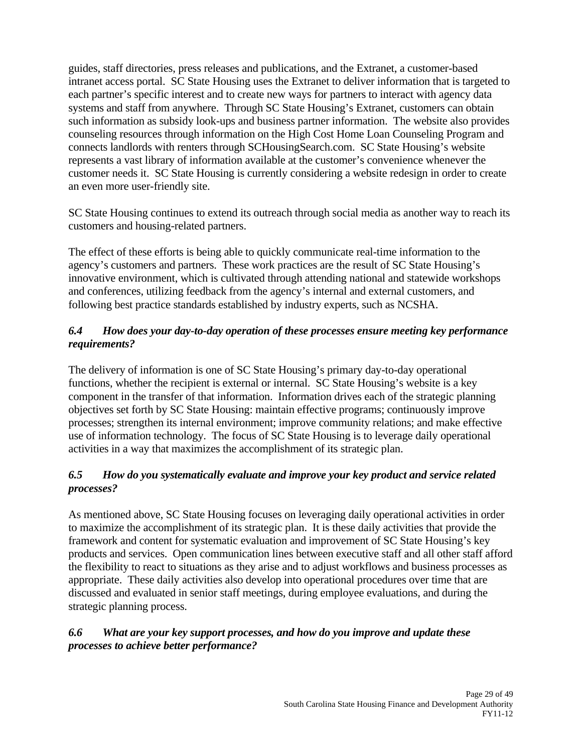guides, staff directories, press releases and publications, and the Extranet, a customer-based intranet access portal. SC State Housing uses the Extranet to deliver information that is targeted to each partner's specific interest and to create new ways for partners to interact with agency data systems and staff from anywhere. Through SC State Housing's Extranet, customers can obtain such information as subsidy look-ups and business partner information. The website also provides counseling resources through information on the High Cost Home Loan Counseling Program and connects landlords with renters through SCHousingSearch.com. SC State Housing's website represents a vast library of information available at the customer's convenience whenever the customer needs it. SC State Housing is currently considering a website redesign in order to create an even more user-friendly site.

SC State Housing continues to extend its outreach through social media as another way to reach its customers and housing-related partners.

The effect of these efforts is being able to quickly communicate real-time information to the agency's customers and partners. These work practices are the result of SC State Housing's innovative environment, which is cultivated through attending national and statewide workshops and conferences, utilizing feedback from the agency's internal and external customers, and following best practice standards established by industry experts, such as NCSHA.

### *6.4 How does your day-to-day operation of these processes ensure meeting key performance requirements?*

The delivery of information is one of SC State Housing's primary day-to-day operational functions, whether the recipient is external or internal. SC State Housing's website is a key component in the transfer of that information. Information drives each of the strategic planning objectives set forth by SC State Housing: maintain effective programs; continuously improve processes; strengthen its internal environment; improve community relations; and make effective use of information technology. The focus of SC State Housing is to leverage daily operational activities in a way that maximizes the accomplishment of its strategic plan.

### *6.5 How do you systematically evaluate and improve your key product and service related processes?*

As mentioned above, SC State Housing focuses on leveraging daily operational activities in order to maximize the accomplishment of its strategic plan. It is these daily activities that provide the framework and content for systematic evaluation and improvement of SC State Housing's key products and services. Open communication lines between executive staff and all other staff afford the flexibility to react to situations as they arise and to adjust workflows and business processes as appropriate. These daily activities also develop into operational procedures over time that are discussed and evaluated in senior staff meetings, during employee evaluations, and during the strategic planning process.

### *6.6 What are your key support processes, and how do you improve and update these processes to achieve better performance?*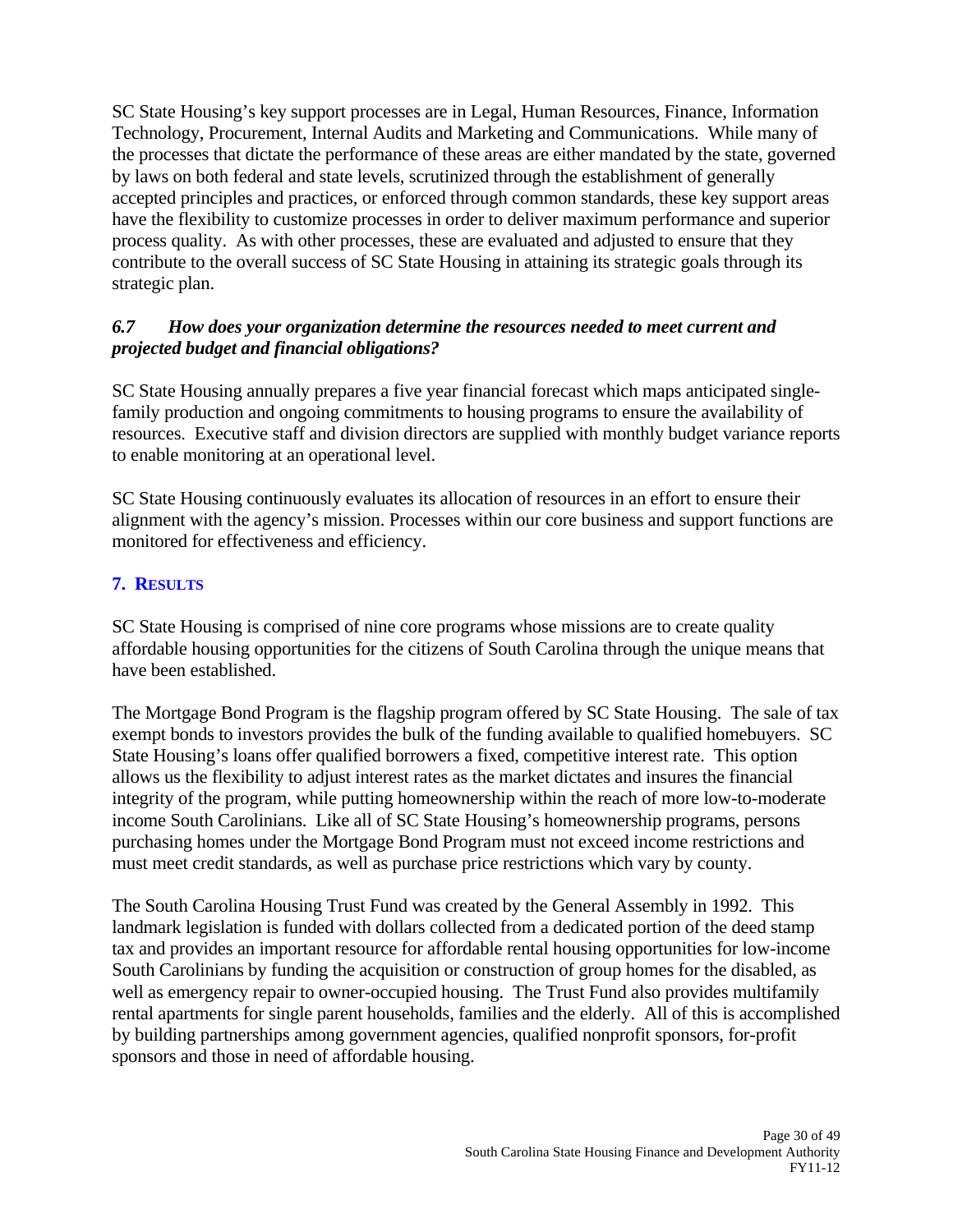SC State Housing's key support processes are in Legal, Human Resources, Finance, Information Technology, Procurement, Internal Audits and Marketing and Communications. While many of the processes that dictate the performance of these areas are either mandated by the state, governed by laws on both federal and state levels, scrutinized through the establishment of generally accepted principles and practices, or enforced through common standards, these key support areas have the flexibility to customize processes in order to deliver maximum performance and superior process quality. As with other processes, these are evaluated and adjusted to ensure that they contribute to the overall success of SC State Housing in attaining its strategic goals through its strategic plan.

***6.7 How does your organization determine the resources needed to meet current and projected budget and financial obligations?***

SC State Housing annually prepares a five year financial forecast which maps anticipated single-family production and ongoing commitments to housing programs to ensure the availability of resources. Executive staff and division directors are supplied with monthly budget variance reports to enable monitoring at an operational level.

SC State Housing continuously evaluates its allocation of resources in an effort to ensure their alignment with the agency's mission. Processes within our core business and support functions are monitored for effectiveness and efficiency.

## 7. RESULTS

SC State Housing is comprised of nine core programs whose missions are to create quality affordable housing opportunities for the citizens of South Carolina through the unique means that have been established.

The Mortgage Bond Program is the flagship program offered by SC State Housing. The sale of tax exempt bonds to investors provides the bulk of the funding available to qualified homebuyers. SC State Housing's loans offer qualified borrowers a fixed, competitive interest rate. This option allows us the flexibility to adjust interest rates as the market dictates and insures the financial integrity of the program, while putting homeownership within the reach of more low-to-moderate income South Carolinians. Like all of SC State Housing's homeownership programs, persons purchasing homes under the Mortgage Bond Program must not exceed income restrictions and must meet credit standards, as well as purchase price restrictions which vary by county.

The South Carolina Housing Trust Fund was created by the General Assembly in 1992. This landmark legislation is funded with dollars collected from a dedicated portion of the deed stamp tax and provides an important resource for affordable rental housing opportunities for low-income South Carolinians by funding the acquisition or construction of group homes for the disabled, as well as emergency repair to owner-occupied housing. The Trust Fund also provides multifamily rental apartments for single parent households, families and the elderly. All of this is accomplished by building partnerships among government agencies, qualified nonprofit sponsors, for-profit sponsors and those in need of affordable housing.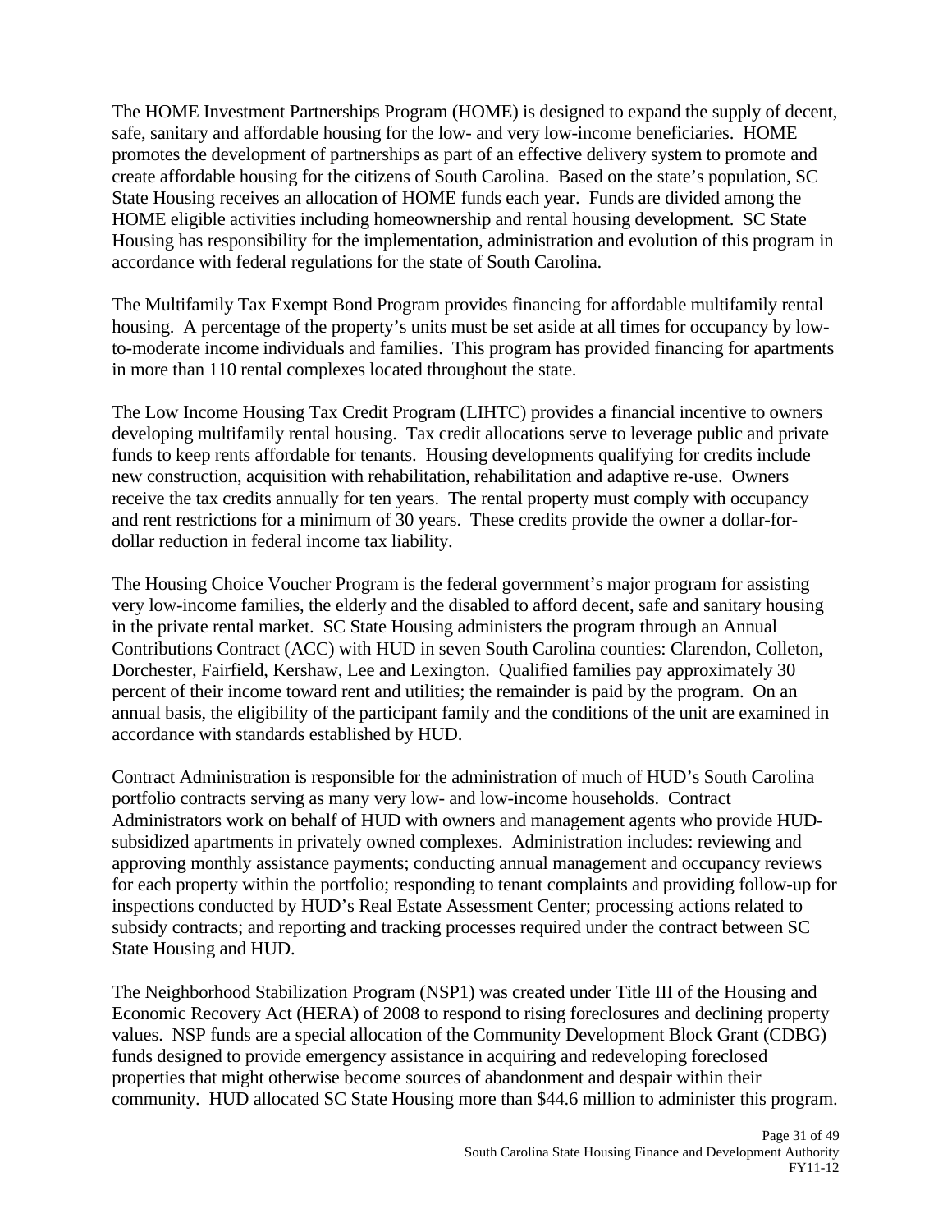The HOME Investment Partnerships Program (HOME) is designed to expand the supply of decent, safe, sanitary and affordable housing for the low- and very low-income beneficiaries. HOME promotes the development of partnerships as part of an effective delivery system to promote and create affordable housing for the citizens of South Carolina. Based on the state's population, SC State Housing receives an allocation of HOME funds each year. Funds are divided among the HOME eligible activities including homeownership and rental housing development. SC State Housing has responsibility for the implementation, administration and evolution of this program in accordance with federal regulations for the state of South Carolina.

The Multifamily Tax Exempt Bond Program provides financing for affordable multifamily rental housing. A percentage of the property's units must be set aside at all times for occupancy by low-to-moderate income individuals and families. This program has provided financing for apartments in more than 110 rental complexes located throughout the state.

The Low Income Housing Tax Credit Program (LIHTC) provides a financial incentive to owners developing multifamily rental housing. Tax credit allocations serve to leverage public and private funds to keep rents affordable for tenants. Housing developments qualifying for credits include new construction, acquisition with rehabilitation, rehabilitation and adaptive re-use. Owners receive the tax credits annually for ten years. The rental property must comply with occupancy and rent restrictions for a minimum of 30 years. These credits provide the owner a dollar-for-dollar reduction in federal income tax liability.

The Housing Choice Voucher Program is the federal government's major program for assisting very low-income families, the elderly and the disabled to afford decent, safe and sanitary housing in the private rental market. SC State Housing administers the program through an Annual Contributions Contract (ACC) with HUD in seven South Carolina counties: Clarendon, Colleton, Dorchester, Fairfield, Kershaw, Lee and Lexington. Qualified families pay approximately 30 percent of their income toward rent and utilities; the remainder is paid by the program. On an annual basis, the eligibility of the participant family and the conditions of the unit are examined in accordance with standards established by HUD.

Contract Administration is responsible for the administration of much of HUD's South Carolina portfolio contracts serving as many very low- and low-income households. Contract Administrators work on behalf of HUD with owners and management agents who provide HUD-subsidized apartments in privately owned complexes. Administration includes: reviewing and approving monthly assistance payments; conducting annual management and occupancy reviews for each property within the portfolio; responding to tenant complaints and providing follow-up for inspections conducted by HUD's Real Estate Assessment Center; processing actions related to subsidy contracts; and reporting and tracking processes required under the contract between SC State Housing and HUD.

The Neighborhood Stabilization Program (NSP1) was created under Title III of the Housing and Economic Recovery Act (HERA) of 2008 to respond to rising foreclosures and declining property values. NSP funds are a special allocation of the Community Development Block Grant (CDBG) funds designed to provide emergency assistance in acquiring and redeveloping foreclosed properties that might otherwise become sources of abandonment and despair within their community. HUD allocated SC State Housing more than $44.6 million to administer this program.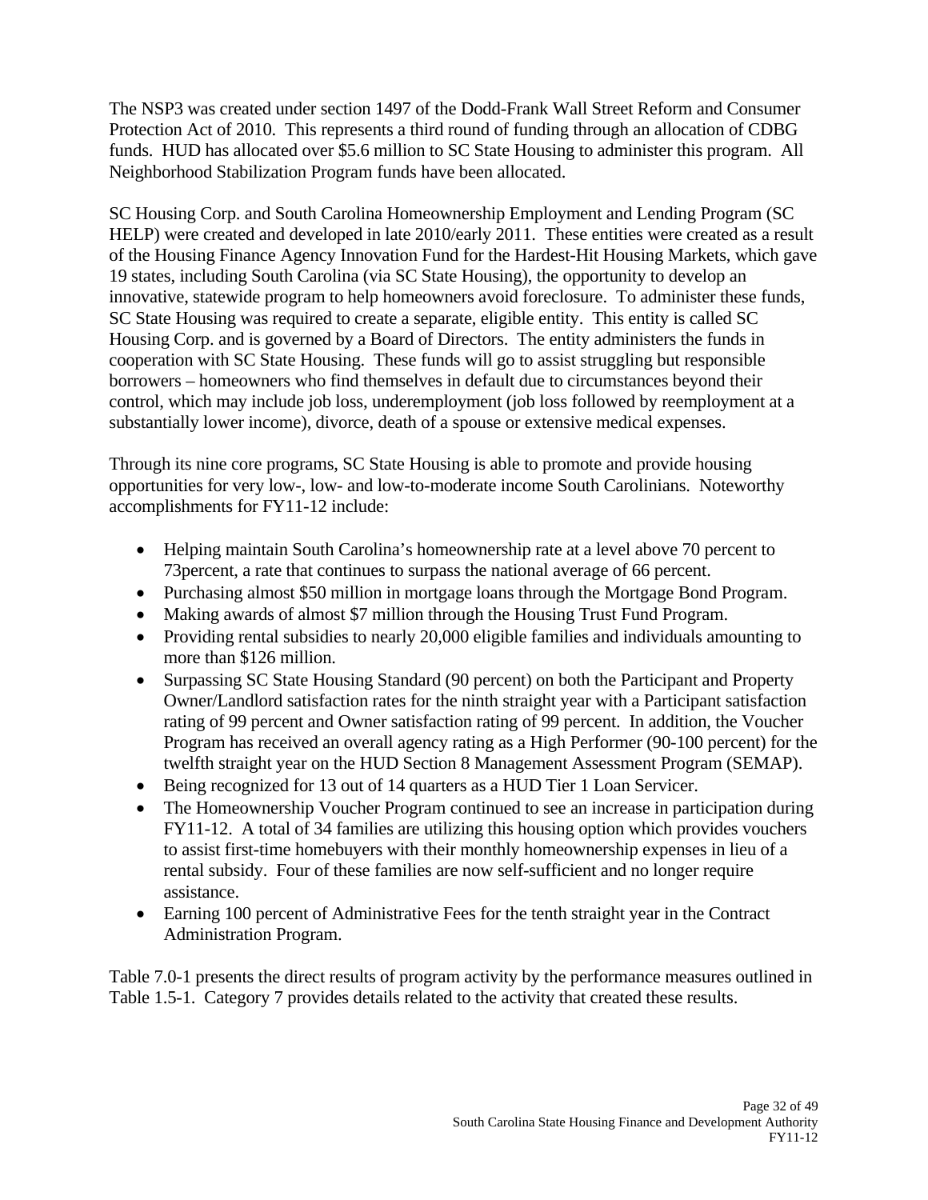The NSP3 was created under section 1497 of the Dodd-Frank Wall Street Reform and Consumer Protection Act of 2010. This represents a third round of funding through an allocation of CDBG funds. HUD has allocated over $5.6 million to SC State Housing to administer this program. All Neighborhood Stabilization Program funds have been allocated.

SC Housing Corp. and South Carolina Homeownership Employment and Lending Program (SC HELP) were created and developed in late 2010/early 2011. These entities were created as a result of the Housing Finance Agency Innovation Fund for the Hardest-Hit Housing Markets, which gave 19 states, including South Carolina (via SC State Housing), the opportunity to develop an innovative, statewide program to help homeowners avoid foreclosure. To administer these funds, SC State Housing was required to create a separate, eligible entity. This entity is called SC Housing Corp. and is governed by a Board of Directors. The entity administers the funds in cooperation with SC State Housing. These funds will go to assist struggling but responsible borrowers – homeowners who find themselves in default due to circumstances beyond their control, which may include job loss, underemployment (job loss followed by reemployment at a substantially lower income), divorce, death of a spouse or extensive medical expenses.

Through its nine core programs, SC State Housing is able to promote and provide housing opportunities for very low-, low- and low-to-moderate income South Carolinians. Noteworthy accomplishments for FY11-12 include:

- Helping maintain South Carolina's homeownership rate at a level above 70 percent to 73percent, a rate that continues to surpass the national average of 66 percent.
- Purchasing almost $50 million in mortgage loans through the Mortgage Bond Program.
- Making awards of almost $7 million through the Housing Trust Fund Program.
- Providing rental subsidies to nearly 20,000 eligible families and individuals amounting to more than $126 million.
- Surpassing SC State Housing Standard (90 percent) on both the Participant and Property Owner/Landlord satisfaction rates for the ninth straight year with a Participant satisfaction rating of 99 percent and Owner satisfaction rating of 99 percent. In addition, the Voucher Program has received an overall agency rating as a High Performer (90-100 percent) for the twelfth straight year on the HUD Section 8 Management Assessment Program (SEMAP).
- Being recognized for 13 out of 14 quarters as a HUD Tier 1 Loan Servicer.
- The Homeownership Voucher Program continued to see an increase in participation during FY11-12. A total of 34 families are utilizing this housing option which provides vouchers to assist first-time homebuyers with their monthly homeownership expenses in lieu of a rental subsidy. Four of these families are now self-sufficient and no longer require assistance.
- Earning 100 percent of Administrative Fees for the tenth straight year in the Contract Administration Program.

Table 7.0-1 presents the direct results of program activity by the performance measures outlined in Table 1.5-1. Category 7 provides details related to the activity that created these results.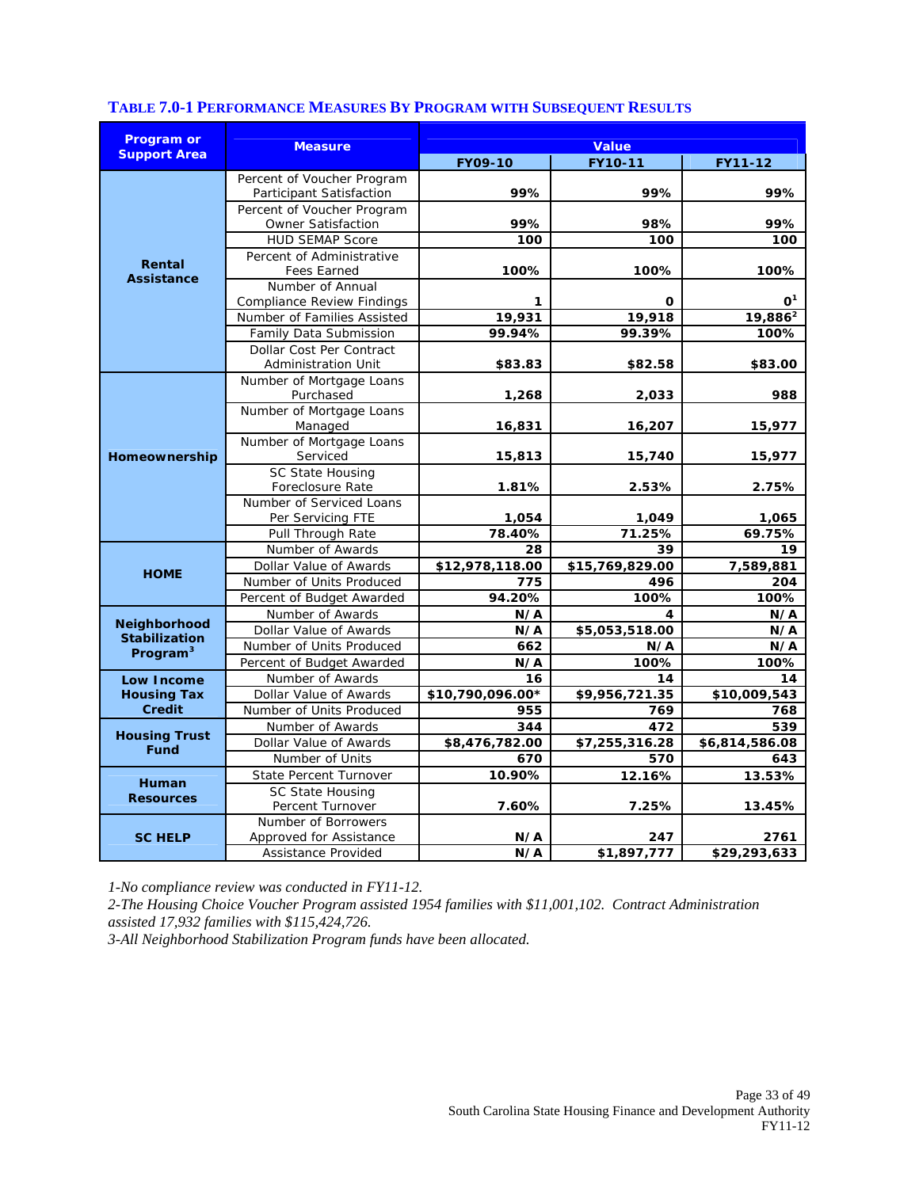**TABLE 7.0-1 PERFORMANCE MEASURES BY PROGRAM WITH SUBSEQUENT RESULTS**

| Program or Support Area | Measure | Value | | |
|---|---|---|---|---|
| | | FY09-10 | FY10-11 | FY11-12 |
| Rental Assistance | Percent of Voucher Program Participant Satisfaction | 99% | 99% | 99% |
| | Percent of Voucher Program Owner Satisfaction | 99% | 98% | 99% |
| | HUD SEMAP Score | 100 | 100 | 100 |
| | Percent of Administrative Fees Earned | 100% | 100% | 100% |
| | Number of Annual Compliance Review Findings | 1 | 0 | 0[1] |
| | Number of Families Assisted | 19,931 | 19,918 | 19,886[2] |
| | Family Data Submission | 99.94% | 99.39% | 100% |
| | Dollar Cost Per Contract Administration Unit | $83.83 | $82.58 | $83.00 |
| Homeownership | Number of Mortgage Loans Purchased | 1,268 | 2,033 | 988 |
| | Number of Mortgage Loans Managed | 16,831 | 16,207 | 15,977 |
| | Number of Mortgage Loans Serviced | 15,813 | 15,740 | 15,977 |
| | SC State Housing Foreclosure Rate | 1.81% | 2.53% | 2.75% |
| | Number of Serviced Loans Per Servicing FTE | 1,054 | 1,049 | 1,065 |
| | Pull Through Rate | 78.40% | 71.25% | 69.75% |
| HOME | Number of Awards | 28 | 39 | 19 |
| | Dollar Value of Awards | $12,978,118.00 | $15,769,829.00 | 7,589,881 |
| | Number of Units Produced | 775 | 496 | 204 |
| | Percent of Budget Awarded | 94.20% | 100% | 100% |
| Neighborhood Stabilization Program[3] | Number of Awards | N/A | 4 | N/A |
| | Dollar Value of Awards | N/A | $5,053,518.00 | N/A |
| | Number of Units Produced | 662 | N/A | N/A |
| | Percent of Budget Awarded | N/A | 100% | 100% |
| Low Income Housing Tax Credit | Number of Awards | 16 | 14 | 14 |
| | Dollar Value of Awards | $10,790,096.00* | $9,956,721.35 | $10,009,543 |
| | Number of Units Produced | 955 | 769 | 768 |
| Housing Trust Fund | Number of Awards | 344 | 472 | 539 |
| | Dollar Value of Awards | $8,476,782.00 | $7,255,316.28 | $6,814,586.08 |
| | Number of Units | 670 | 570 | 643 |
| Human Resources | State Percent Turnover | 10.90% | 12.16% | 13.53% |
| | SC State Housing Percent Turnover | 7.60% | 7.25% | 13.45% |
| SC HELP | Number of Borrowers Approved for Assistance | N/A | 247 | 2761 |
| | Assistance Provided | N/A | $1,897,777 | $29,293,633 |

*1-No compliance review was conducted in FY11-12.*
*2-The Housing Choice Voucher Program assisted 1954 families with $11,001,102. Contract Administration assisted 17,932 families with $115,424,726.*
*3-All Neighborhood Stabilization Program funds have been allocated.*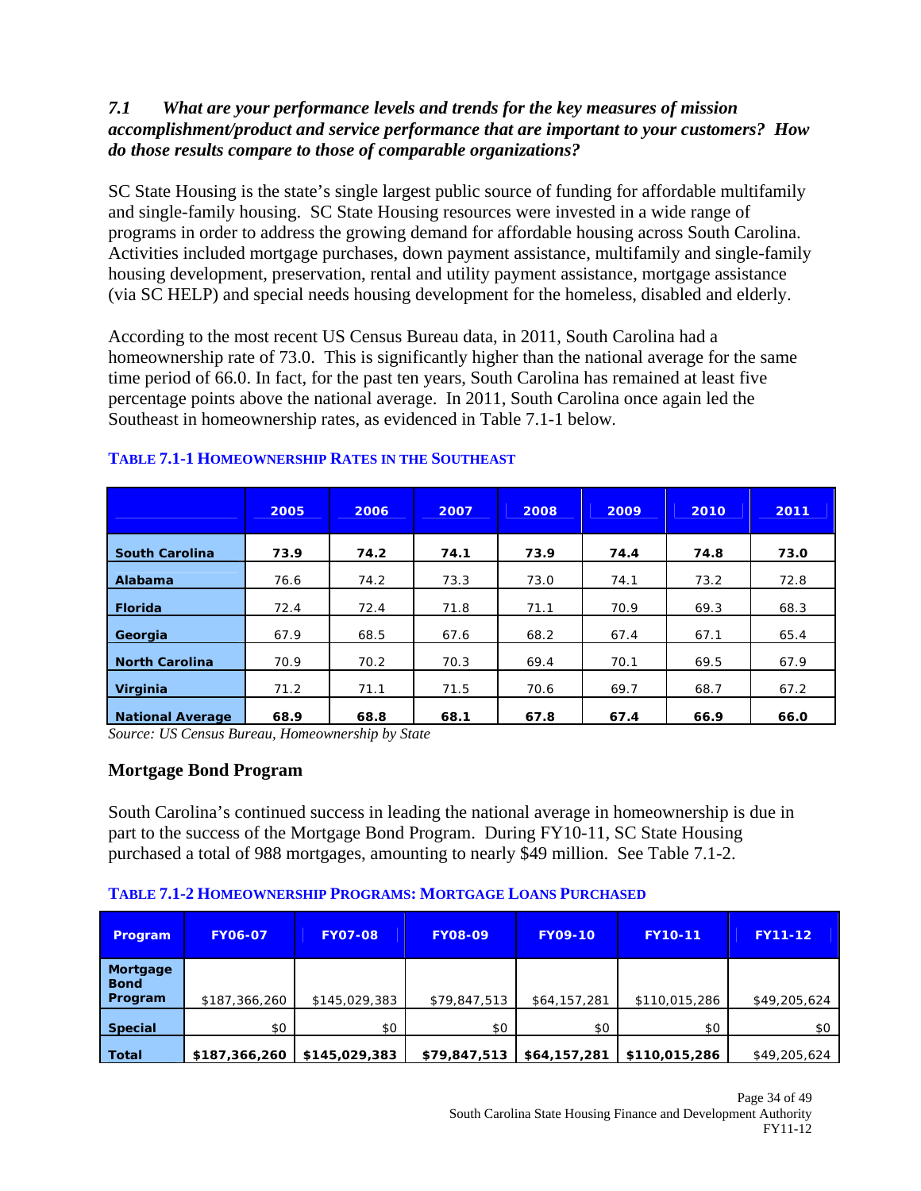### *7.1 What are your performance levels and trends for the key measures of mission accomplishment/product and service performance that are important to your customers? How do those results compare to those of comparable organizations?*

SC State Housing is the state's single largest public source of funding for affordable multifamily and single-family housing. SC State Housing resources were invested in a wide range of programs in order to address the growing demand for affordable housing across South Carolina. Activities included mortgage purchases, down payment assistance, multifamily and single-family housing development, preservation, rental and utility payment assistance, mortgage assistance (via SC HELP) and special needs housing development for the homeless, disabled and elderly.

According to the most recent US Census Bureau data, in 2011, South Carolina had a homeownership rate of 73.0. This is significantly higher than the national average for the same time period of 66.0. In fact, for the past ten years, South Carolina has remained at least five percentage points above the national average. In 2011, South Carolina once again led the Southeast in homeownership rates, as evidenced in Table 7.1-1 below.

**TABLE 7.1-1 HOMEOWNERSHIP RATES IN THE SOUTHEAST**

| | 2005 | 2006 | 2007 | 2008 | 2009 | 2010 | 2011 |
|---|---|---|---|---|---|---|---|
| **South Carolina** | **73.9** | **74.2** | **74.1** | **73.9** | **74.4** | **74.8** | **73.0** |
| **Alabama** | 76.6 | 74.2 | 73.3 | 73.0 | 74.1 | 73.2 | 72.8 |
| **Florida** | 72.4 | 72.4 | 71.8 | 71.1 | 70.9 | 69.3 | 68.3 |
| **Georgia** | 67.9 | 68.5 | 67.6 | 68.2 | 67.4 | 67.1 | 65.4 |
| **North Carolina** | 70.9 | 70.2 | 70.3 | 69.4 | 70.1 | 69.5 | 67.9 |
| **Virginia** | 71.2 | 71.1 | 71.5 | 70.6 | 69.7 | 68.7 | 67.2 |
| **National Average** | **68.9** | **68.8** | **68.1** | **67.8** | **67.4** | **66.9** | **66.0** |

*Source: US Census Bureau, Homeownership by State*

### Mortgage Bond Program

South Carolina's continued success in leading the national average in homeownership is due in part to the success of the Mortgage Bond Program. During FY10-11, SC State Housing purchased a total of 988 mortgages, amounting to nearly $49 million. See Table 7.1-2.

**TABLE 7.1-2 HOMEOWNERSHIP PROGRAMS: MORTGAGE LOANS PURCHASED**

| Program | FY06-07 | FY07-08 | FY08-09 | FY09-10 | FY10-11 | FY11-12 |
|---|---|---|---|---|---|---|
| **Mortgage Bond Program** | $187,366,260 | $145,029,383 | $79,847,513 | $64,157,281 | $110,015,286 | $49,205,624 |
| **Special** | $0 | $0 | $0 | $0 | $0 | $0 |
| **Total** | **$187,366,260** | **$145,029,383** | **$79,847,513** | **$64,157,281** | **$110,015,286** | $49,205,624 |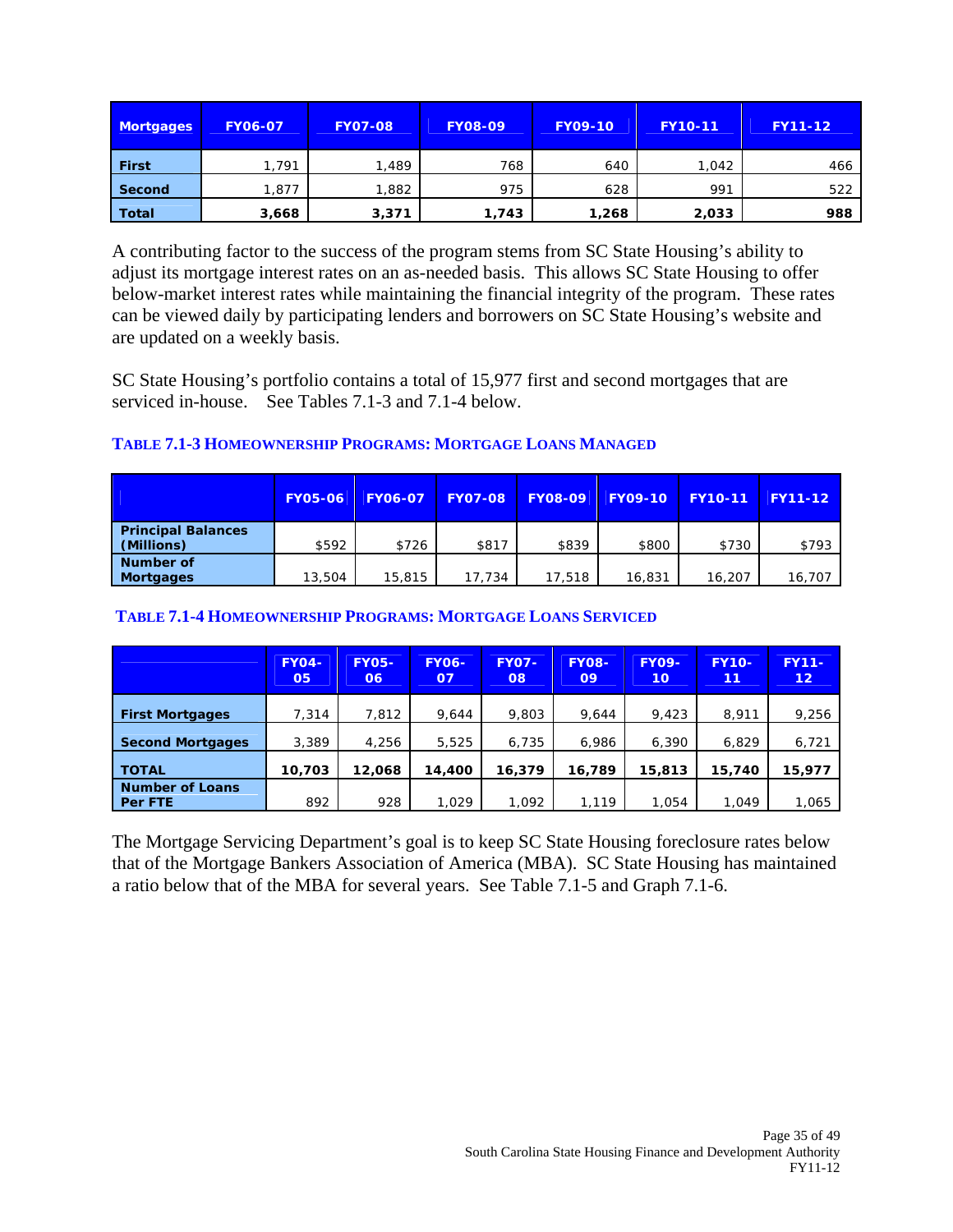| Mortgages | FY06-07 | FY07-08 | FY08-09 | FY09-10 | FY10-11 | FY11-12 |
|---|---|---|---|---|---|---|
| **First** | 1,791 | 1,489 | 768 | 640 | 1,042 | 466 |
| **Second** | 1,877 | 1,882 | 975 | 628 | 991 | 522 |
| **Total** | **3,668** | **3,371** | **1,743** | **1,268** | **2,033** | **988** |

A contributing factor to the success of the program stems from SC State Housing's ability to adjust its mortgage interest rates on an as-needed basis. This allows SC State Housing to offer below-market interest rates while maintaining the financial integrity of the program. These rates can be viewed daily by participating lenders and borrowers on SC State Housing's website and are updated on a weekly basis.

SC State Housing's portfolio contains a total of 15,977 first and second mortgages that are serviced in-house. See Tables 7.1-3 and 7.1-4 below.

### TABLE 7.1-3 HOMEOWNERSHIP PROGRAMS: MORTGAGE LOANS MANAGED

| | FY05-06 | FY06-07 | FY07-08 | FY08-09 | FY09-10 | FY10-11 | FY11-12 |
|---|---|---|---|---|---|---|---|
| **Principal Balances (Millions)** | $592 | $726 | $817 | $839 | $800 | $730 | $793 |
| **Number of Mortgages** | 13,504 | 15,815 | 17,734 | 17,518 | 16,831 | 16,207 | 16,707 |

### TABLE 7.1-4 HOMEOWNERSHIP PROGRAMS: MORTGAGE LOANS SERVICED

| | FY04-05 | FY05-06 | FY06-07 | FY07-08 | FY08-09 | FY09-10 | FY10-11 | FY11-12 |
|---|---|---|---|---|---|---|---|---|
| **First Mortgages** | 7,314 | 7,812 | 9,644 | 9,803 | 9,644 | 9,423 | 8,911 | 9,256 |
| **Second Mortgages** | 3,389 | 4,256 | 5,525 | 6,735 | 6,986 | 6,390 | 6,829 | 6,721 |
| **TOTAL** | **10,703** | **12,068** | **14,400** | **16,379** | **16,789** | **15,813** | **15,740** | **15,977** |
| **Number of Loans Per FTE** | 892 | 928 | 1,029 | 1,092 | 1,119 | 1,054 | 1,049 | 1,065 |

The Mortgage Servicing Department's goal is to keep SC State Housing foreclosure rates below that of the Mortgage Bankers Association of America (MBA). SC State Housing has maintained a ratio below that of the MBA for several years. See Table 7.1-5 and Graph 7.1-6.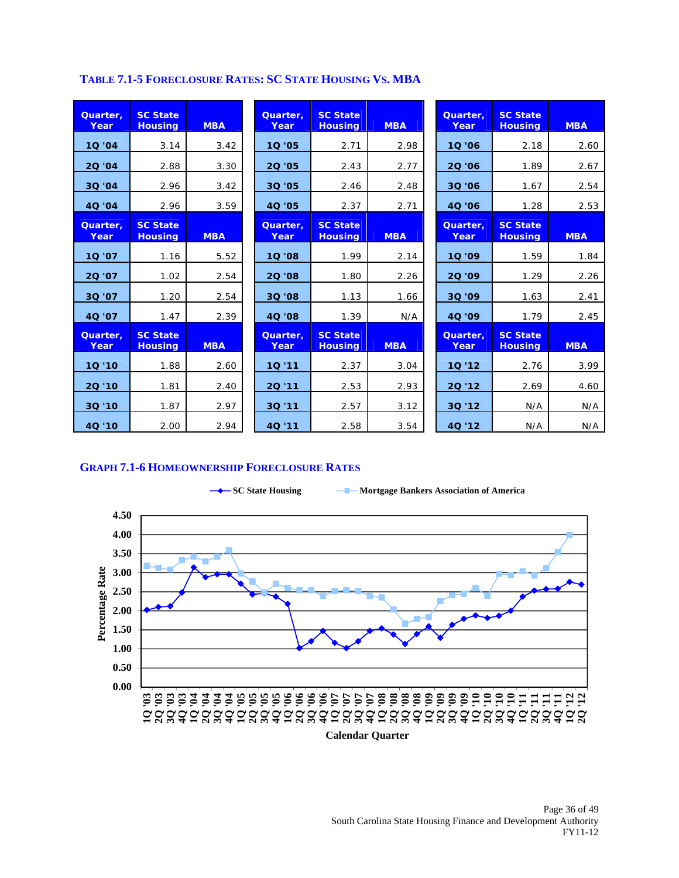### TABLE 7.1-5 FORECLOSURE RATES: SC STATE HOUSING VS. MBA

| Quarter, Year | SC State Housing | MBA | Quarter, Year | SC State Housing | MBA | Quarter, Year | SC State Housing | MBA |
|---|---|---|---|---|---|---|---|---|
| 1Q '04 | 3.14 | 3.42 | 1Q '05 | 2.71 | 2.98 | 1Q '06 | 2.18 | 2.60 |
| 2Q '04 | 2.88 | 3.30 | 2Q '05 | 2.43 | 2.77 | 2Q '06 | 1.89 | 2.67 |
| 3Q '04 | 2.96 | 3.42 | 3Q '05 | 2.46 | 2.48 | 3Q '06 | 1.67 | 2.54 |
| 4Q '04 | 2.96 | 3.59 | 4Q '05 | 2.37 | 2.71 | 4Q '06 | 1.28 | 2.53 |
| **Quarter, Year** | **SC State Housing** | **MBA** | **Quarter, Year** | **SC State Housing** | **MBA** | **Quarter, Year** | **SC State Housing** | **MBA** |
| 1Q '07 | 1.16 | 5.52 | 1Q '08 | 1.99 | 2.14 | 1Q '09 | 1.59 | 1.84 |
| 2Q '07 | 1.02 | 2.54 | 2Q '08 | 1.80 | 2.26 | 2Q '09 | 1.29 | 2.26 |
| 3Q '07 | 1.20 | 2.54 | 3Q '08 | 1.13 | 1.66 | 3Q '09 | 1.63 | 2.41 |
| 4Q '07 | 1.47 | 2.39 | 4Q '08 | 1.39 | N/A | 4Q '09 | 1.79 | 2.45 |
| **Quarter, Year** | **SC State Housing** | **MBA** | **Quarter, Year** | **SC State Housing** | **MBA** | **Quarter, Year** | **SC State Housing** | **MBA** |
| 1Q '10 | 1.88 | 2.60 | 1Q '11 | 2.37 | 3.04 | 1Q '12 | 2.76 | 3.99 |
| 2Q '10 | 1.81 | 2.40 | 2Q '11 | 2.53 | 2.93 | 2Q '12 | 2.69 | 4.60 |
| 3Q '10 | 1.87 | 2.97 | 3Q '11 | 2.57 | 3.12 | 3Q '12 | N/A | N/A |
| 4Q '10 | 2.00 | 2.94 | 4Q '11 | 2.58 | 3.54 | 4Q '12 | N/A | N/A |

### GRAPH 7.1-6 HOMEOWNERSHIP FORECLOSURE RATES

Legend: SC State Housing; Mortgage Bankers Association of America

Percentage Rate (0.00–4.50) by Calendar Quarter (1Q '03 – 2Q '12)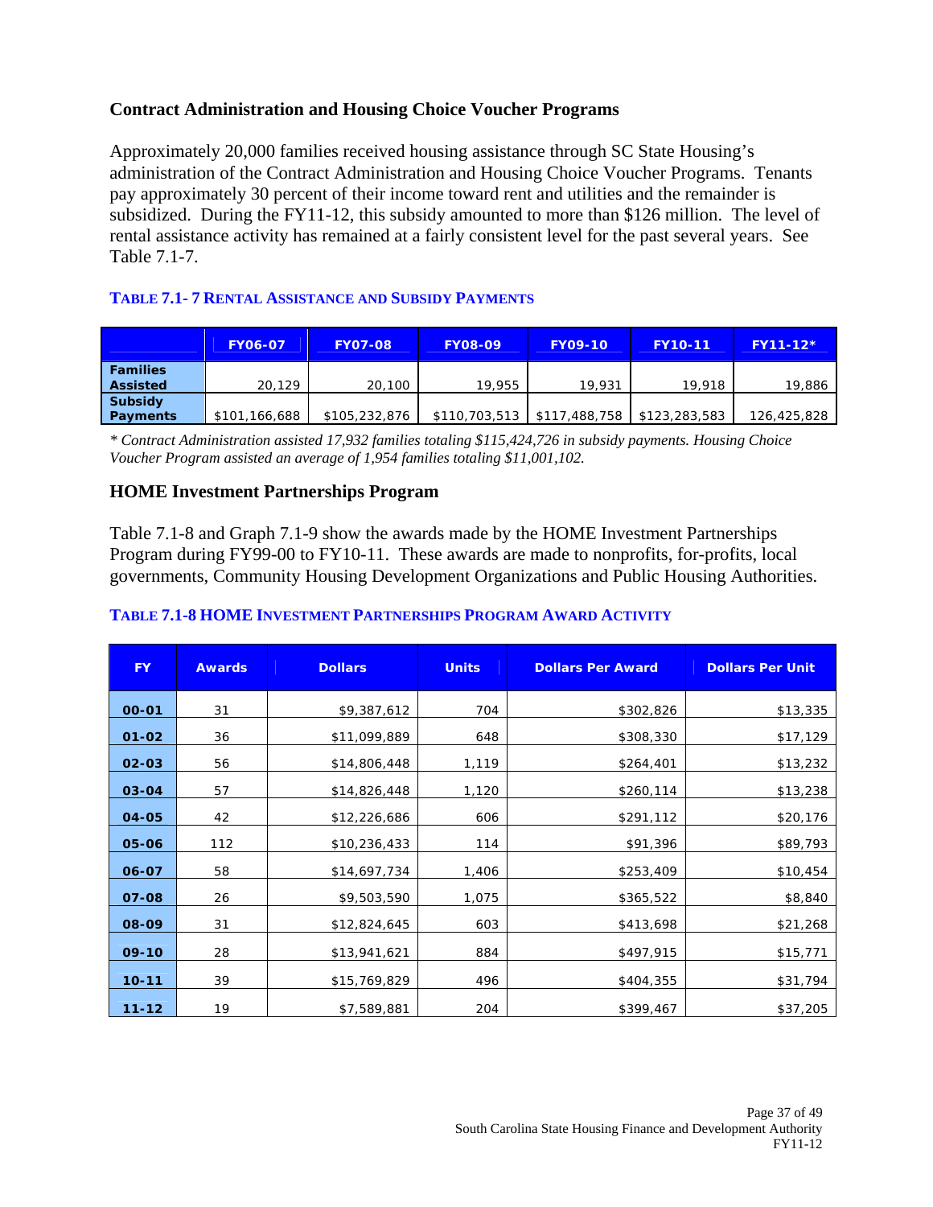### Contract Administration and Housing Choice Voucher Programs

Approximately 20,000 families received housing assistance through SC State Housing's administration of the Contract Administration and Housing Choice Voucher Programs. Tenants pay approximately 30 percent of their income toward rent and utilities and the remainder is subsidized. During the FY11-12, this subsidy amounted to more than $126 million. The level of rental assistance activity has remained at a fairly consistent level for the past several years. See Table 7.1-7.

**TABLE 7.1- 7 RENTAL ASSISTANCE AND SUBSIDY PAYMENTS**

| | FY06-07 | FY07-08 | FY08-09 | FY09-10 | FY10-11 | FY11-12* |
|---|---|---|---|---|---|---|
| Families Assisted | 20,129 | 20,100 | 19,955 | 19,931 | 19,918 | 19,886 |
| Subsidy Payments | $101,166,688 | $105,232,876 | $110,703,513 | $117,488,758 | $123,283,583 | 126,425,828 |

*\* Contract Administration assisted 17,932 families totaling $115,424,726 in subsidy payments. Housing Choice Voucher Program assisted an average of 1,954 families totaling $11,001,102.*

### HOME Investment Partnerships Program

Table 7.1-8 and Graph 7.1-9 show the awards made by the HOME Investment Partnerships Program during FY99-00 to FY10-11. These awards are made to nonprofits, for-profits, local governments, Community Housing Development Organizations and Public Housing Authorities.

**TABLE 7.1-8 HOME INVESTMENT PARTNERSHIPS PROGRAM AWARD ACTIVITY**

| FY | Awards | Dollars | Units | Dollars Per Award | Dollars Per Unit |
|---|---|---|---|---|---|
| 00-01 | 31 | $9,387,612 | 704 | $302,826 | $13,335 |
| 01-02 | 36 | $11,099,889 | 648 | $308,330 | $17,129 |
| 02-03 | 56 | $14,806,448 | 1,119 | $264,401 | $13,232 |
| 03-04 | 57 | $14,826,448 | 1,120 | $260,114 | $13,238 |
| 04-05 | 42 | $12,226,686 | 606 | $291,112 | $20,176 |
| 05-06 | 112 | $10,236,433 | 114 | $91,396 | $89,793 |
| 06-07 | 58 | $14,697,734 | 1,406 | $253,409 | $10,454 |
| 07-08 | 26 | $9,503,590 | 1,075 | $365,522 | $8,840 |
| 08-09 | 31 | $12,824,645 | 603 | $413,698 | $21,268 |
| 09-10 | 28 | $13,941,621 | 884 | $497,915 | $15,771 |
| 10-11 | 39 | $15,769,829 | 496 | $404,355 | $31,794 |
| 11-12 | 19 | $7,589,881 | 204 | $399,467 | $37,205 |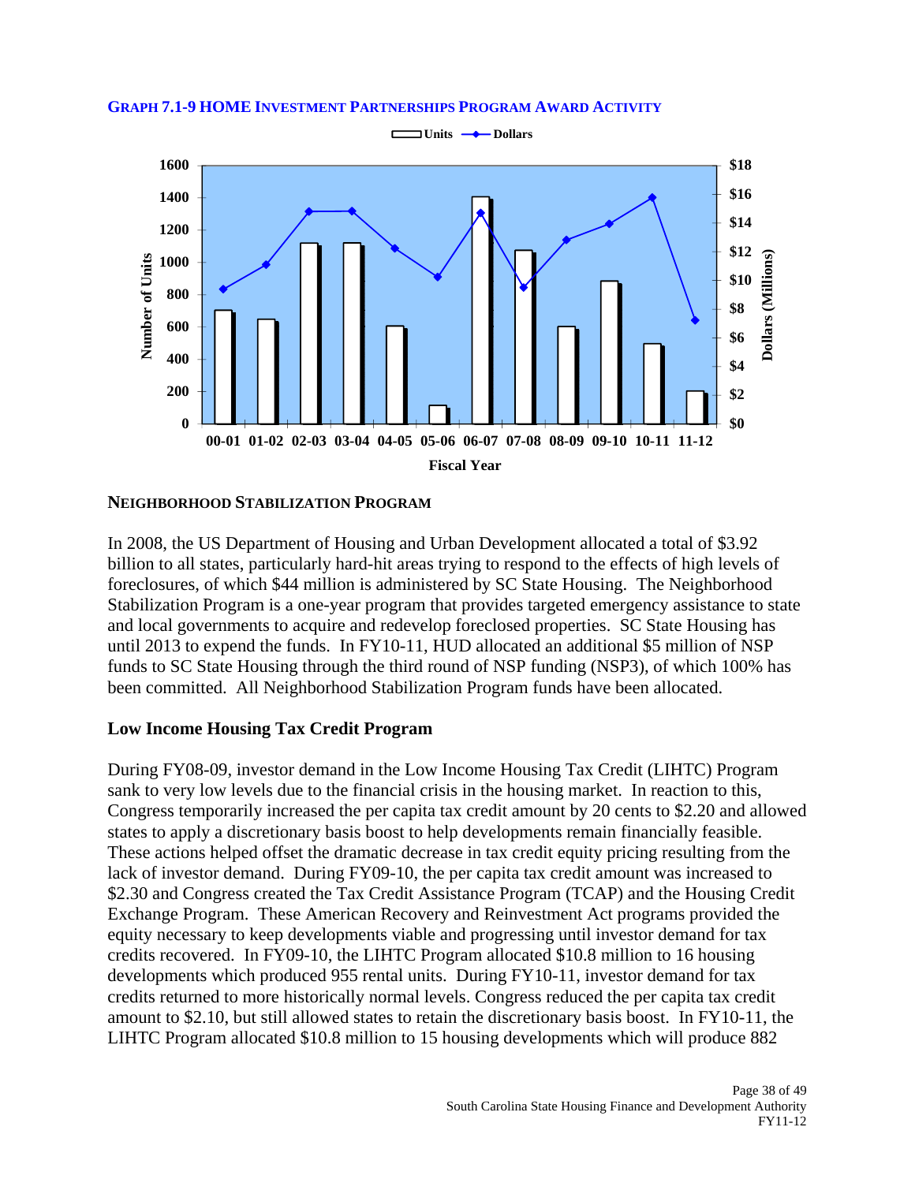**GRAPH 7.1-9 HOME INVESTMENT PARTNERSHIPS PROGRAM AWARD ACTIVITY**

### NEIGHBORHOOD STABILIZATION PROGRAM

In 2008, the US Department of Housing and Urban Development allocated a total of $3.92 billion to all states, particularly hard-hit areas trying to respond to the effects of high levels of foreclosures, of which $44 million is administered by SC State Housing. The Neighborhood Stabilization Program is a one-year program that provides targeted emergency assistance to state and local governments to acquire and redevelop foreclosed properties. SC State Housing has until 2013 to expend the funds. In FY10-11, HUD allocated an additional $5 million of NSP funds to SC State Housing through the third round of NSP funding (NSP3), of which 100% has been committed. All Neighborhood Stabilization Program funds have been allocated.

### Low Income Housing Tax Credit Program

During FY08-09, investor demand in the Low Income Housing Tax Credit (LIHTC) Program sank to very low levels due to the financial crisis in the housing market. In reaction to this, Congress temporarily increased the per capita tax credit amount by 20 cents to $2.20 and allowed states to apply a discretionary basis boost to help developments remain financially feasible. These actions helped offset the dramatic decrease in tax credit equity pricing resulting from the lack of investor demand. During FY09-10, the per capita tax credit amount was increased to $2.30 and Congress created the Tax Credit Assistance Program (TCAP) and the Housing Credit Exchange Program. These American Recovery and Reinvestment Act programs provided the equity necessary to keep developments viable and progressing until investor demand for tax credits recovered. In FY09-10, the LIHTC Program allocated $10.8 million to 16 housing developments which produced 955 rental units. During FY10-11, investor demand for tax credits returned to more historically normal levels. Congress reduced the per capita tax credit amount to $2.10, but still allowed states to retain the discretionary basis boost. In FY10-11, the LIHTC Program allocated $10.8 million to 15 housing developments which will produce 882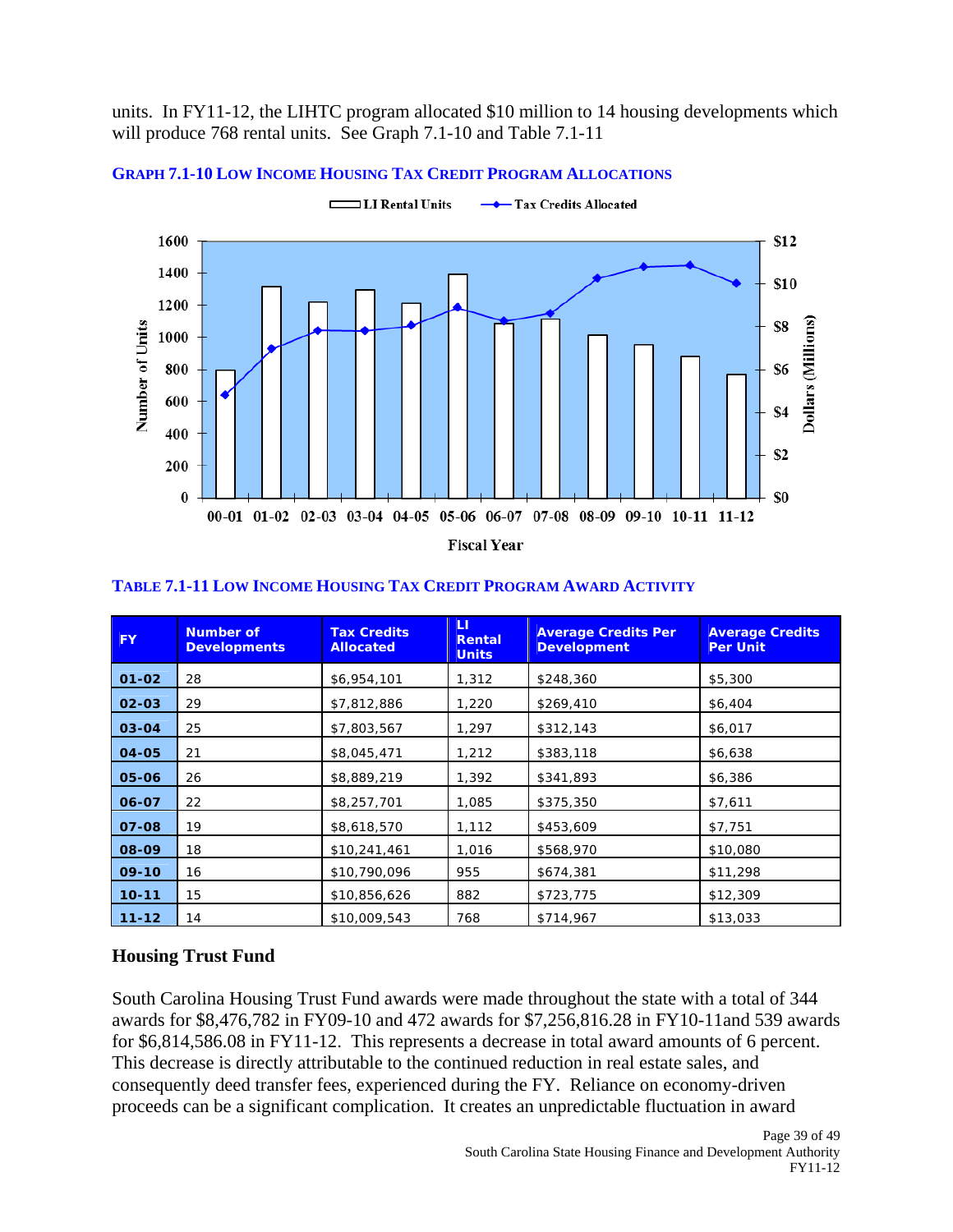units. In FY11-12, the LIHTC program allocated $10 million to 14 housing developments which will produce 768 rental units. See Graph 7.1-10 and Table 7.1-11

**GRAPH 7.1-10 LOW INCOME HOUSING TAX CREDIT PROGRAM ALLOCATIONS**

**TABLE 7.1-11 LOW INCOME HOUSING TAX CREDIT PROGRAM AWARD ACTIVITY**

| FY | Number of Developments | Tax Credits Allocated | LI Rental Units | Average Credits Per Development | Average Credits Per Unit |
|---|---|---|---|---|---|
| 01-02 | 28 | $6,954,101 | 1,312 | $248,360 | $5,300 |
| 02-03 | 29 | $7,812,886 | 1,220 | $269,410 | $6,404 |
| 03-04 | 25 | $7,803,567 | 1,297 | $312,143 | $6,017 |
| 04-05 | 21 | $8,045,471 | 1,212 | $383,118 | $6,638 |
| 05-06 | 26 | $8,889,219 | 1,392 | $341,893 | $6,386 |
| 06-07 | 22 | $8,257,701 | 1,085 | $375,350 | $7,611 |
| 07-08 | 19 | $8,618,570 | 1,112 | $453,609 | $7,751 |
| 08-09 | 18 | $10,241,461 | 1,016 | $568,970 | $10,080 |
| 09-10 | 16 | $10,790,096 | 955 | $674,381 | $11,298 |
| 10-11 | 15 | $10,856,626 | 882 | $723,775 | $12,309 |
| 11-12 | 14 | $10,009,543 | 768 | $714,967 | $13,033 |

## Housing Trust Fund

South Carolina Housing Trust Fund awards were made throughout the state with a total of 344 awards for $8,476,782 in FY09-10 and 472 awards for $7,256,816.28 in FY10-11and 539 awards for $6,814,586.08 in FY11-12. This represents a decrease in total award amounts of 6 percent. This decrease is directly attributable to the continued reduction in real estate sales, and consequently deed transfer fees, experienced during the FY. Reliance on economy-driven proceeds can be a significant complication. It creates an unpredictable fluctuation in award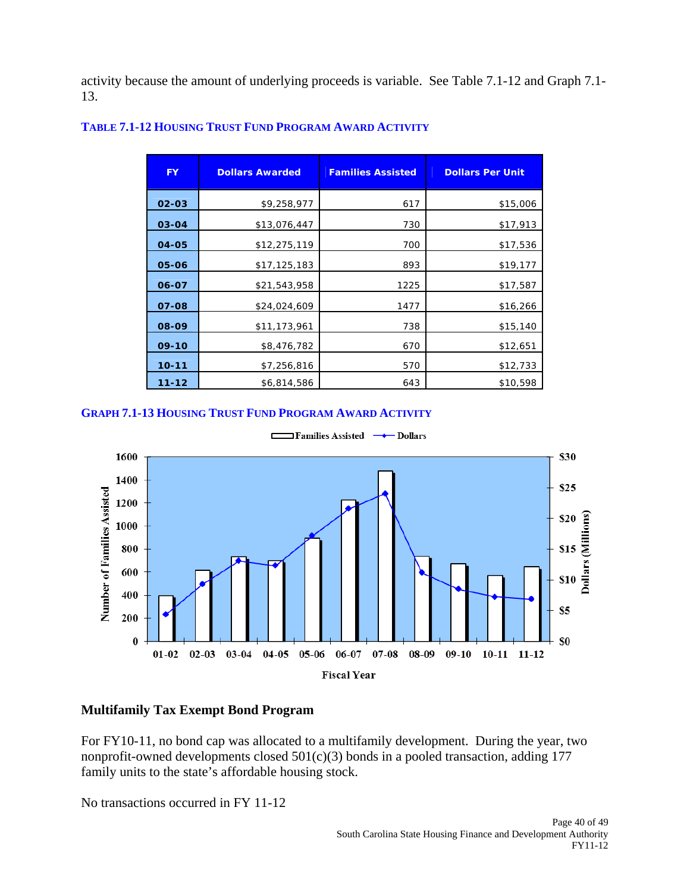activity because the amount of underlying proceeds is variable. See Table 7.1-12 and Graph 7.1-13.

**TABLE 7.1-12 HOUSING TRUST FUND PROGRAM AWARD ACTIVITY**

| FY | Dollars Awarded | Families Assisted | Dollars Per Unit |
|---|---|---|---|
| 02-03 | $9,258,977 | 617 | $15,006 |
| 03-04 | $13,076,447 | 730 | $17,913 |
| 04-05 | $12,275,119 | 700 | $17,536 |
| 05-06 | $17,125,183 | 893 | $19,177 |
| 06-07 | $21,543,958 | 1225 | $17,587 |
| 07-08 | $24,024,609 | 1477 | $16,266 |
| 08-09 | $11,173,961 | 738 | $15,140 |
| 09-10 | $8,476,782 | 670 | $12,651 |
| 10-11 | $7,256,816 | 570 | $12,733 |
| 11-12 | $6,814,586 | 643 | $10,598 |

**GRAPH 7.1-13 HOUSING TRUST FUND PROGRAM AWARD ACTIVITY**

## Multifamily Tax Exempt Bond Program

For FY10-11, no bond cap was allocated to a multifamily development. During the year, two nonprofit-owned developments closed 501(c)(3) bonds in a pooled transaction, adding 177 family units to the state's affordable housing stock.

No transactions occurred in FY 11-12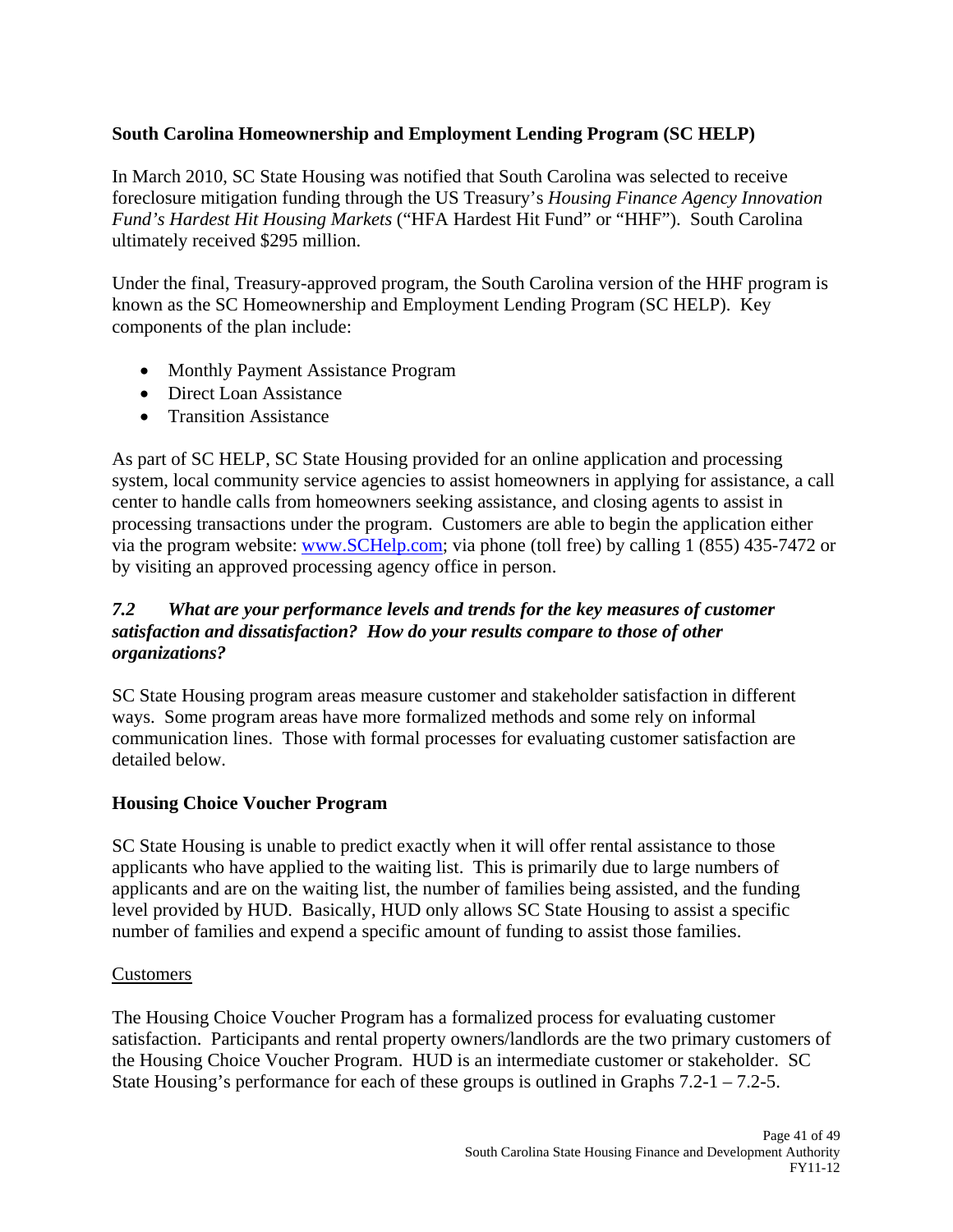**South Carolina Homeownership and Employment Lending Program (SC HELP)**

In March 2010, SC State Housing was notified that South Carolina was selected to receive foreclosure mitigation funding through the US Treasury's *Housing Finance Agency Innovation Fund's Hardest Hit Housing Markets* ("HFA Hardest Hit Fund" or "HHF"). South Carolina ultimately received $295 million.

Under the final, Treasury-approved program, the South Carolina version of the HHF program is known as the SC Homeownership and Employment Lending Program (SC HELP). Key components of the plan include:

- Monthly Payment Assistance Program
- Direct Loan Assistance
- Transition Assistance

As part of SC HELP, SC State Housing provided for an online application and processing system, local community service agencies to assist homeowners in applying for assistance, a call center to handle calls from homeowners seeking assistance, and closing agents to assist in processing transactions under the program. Customers are able to begin the application either via the program website: www.SCHelp.com; via phone (toll free) by calling 1 (855) 435-7472 or by visiting an approved processing agency office in person.

***7.2 What are your performance levels and trends for the key measures of customer satisfaction and dissatisfaction? How do your results compare to those of other organizations?***

SC State Housing program areas measure customer and stakeholder satisfaction in different ways. Some program areas have more formalized methods and some rely on informal communication lines. Those with formal processes for evaluating customer satisfaction are detailed below.

**Housing Choice Voucher Program**

SC State Housing is unable to predict exactly when it will offer rental assistance to those applicants who have applied to the waiting list. This is primarily due to large numbers of applicants and are on the waiting list, the number of families being assisted, and the funding level provided by HUD. Basically, HUD only allows SC State Housing to assist a specific number of families and expend a specific amount of funding to assist those families.

Customers

The Housing Choice Voucher Program has a formalized process for evaluating customer satisfaction. Participants and rental property owners/landlords are the two primary customers of the Housing Choice Voucher Program. HUD is an intermediate customer or stakeholder. SC State Housing's performance for each of these groups is outlined in Graphs 7.2-1 – 7.2-5.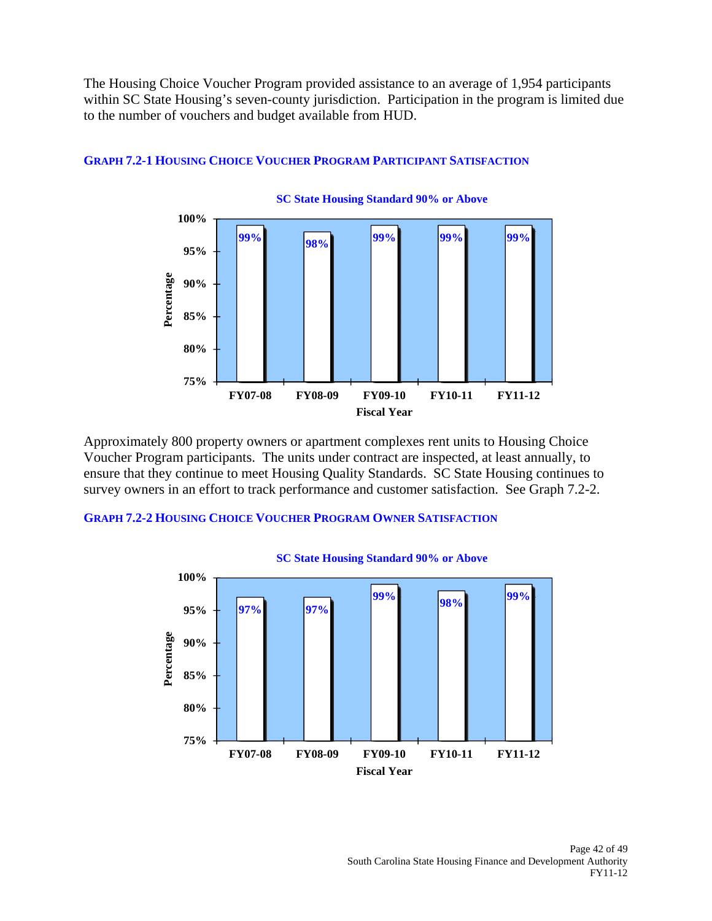The Housing Choice Voucher Program provided assistance to an average of 1,954 participants within SC State Housing's seven-county jurisdiction. Participation in the program is limited due to the number of vouchers and budget available from HUD.

**GRAPH 7.2-1 HOUSING CHOICE VOUCHER PROGRAM PARTICIPANT SATISFACTION**

SC State Housing Standard 90% or Above

| Fiscal Year | Percentage |
|---|---|
| FY07-08 | 99% |
| FY08-09 | 98% |
| FY09-10 | 99% |
| FY10-11 | 99% |
| FY11-12 | 99% |

Approximately 800 property owners or apartment complexes rent units to Housing Choice Voucher Program participants. The units under contract are inspected, at least annually, to ensure that they continue to meet Housing Quality Standards. SC State Housing continues to survey owners in an effort to track performance and customer satisfaction. See Graph 7.2-2.

**GRAPH 7.2-2 HOUSING CHOICE VOUCHER PROGRAM OWNER SATISFACTION**

SC State Housing Standard 90% or Above

| Fiscal Year | Percentage |
|---|---|
| FY07-08 | 97% |
| FY08-09 | 97% |
| FY09-10 | 99% |
| FY10-11 | 98% |
| FY11-12 | 99% |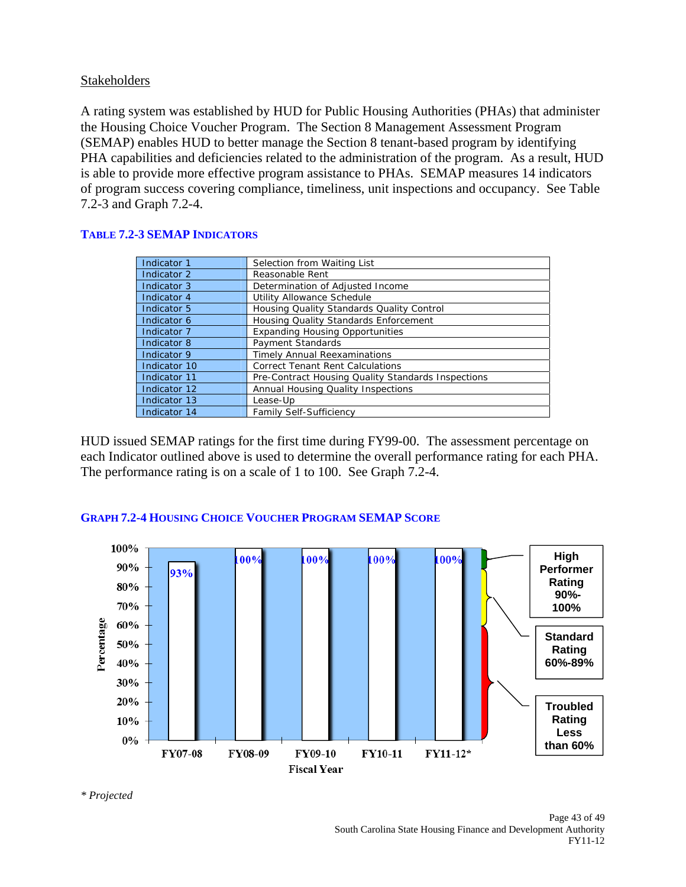Stakeholders

A rating system was established by HUD for Public Housing Authorities (PHAs) that administer the Housing Choice Voucher Program. The Section 8 Management Assessment Program (SEMAP) enables HUD to better manage the Section 8 tenant-based program by identifying PHA capabilities and deficiencies related to the administration of the program. As a result, HUD is able to provide more effective program assistance to PHAs. SEMAP measures 14 indicators of program success covering compliance, timeliness, unit inspections and occupancy. See Table 7.2-3 and Graph 7.2-4.

**TABLE 7.2-3 SEMAP INDICATORS**

| | |
|---|---|
| Indicator 1 | Selection from Waiting List |
| Indicator 2 | Reasonable Rent |
| Indicator 3 | Determination of Adjusted Income |
| Indicator 4 | Utility Allowance Schedule |
| Indicator 5 | Housing Quality Standards Quality Control |
| Indicator 6 | Housing Quality Standards Enforcement |
| Indicator 7 | Expanding Housing Opportunities |
| Indicator 8 | Payment Standards |
| Indicator 9 | Timely Annual Reexaminations |
| Indicator 10 | Correct Tenant Rent Calculations |
| Indicator 11 | Pre-Contract Housing Quality Standards Inspections |
| Indicator 12 | Annual Housing Quality Inspections |
| Indicator 13 | Lease-Up |
| Indicator 14 | Family Self-Sufficiency |

HUD issued SEMAP ratings for the first time during FY99-00. The assessment percentage on each Indicator outlined above is used to determine the overall performance rating for each PHA. The performance rating is on a scale of 1 to 100. See Graph 7.2-4.

**GRAPH 7.2-4 HOUSING CHOICE VOUCHER PROGRAM SEMAP SCORE**

| Fiscal Year | Percentage |
|---|---|
| FY07-08 | 93% |
| FY08-09 | 100% |
| FY09-10 | 100% |
| FY10-11 | 100% |
| FY11-12* | 100% |

High Performer Rating 90%-100%

Standard Rating 60%-89%

Troubled Rating Less than 60%

*\* Projected*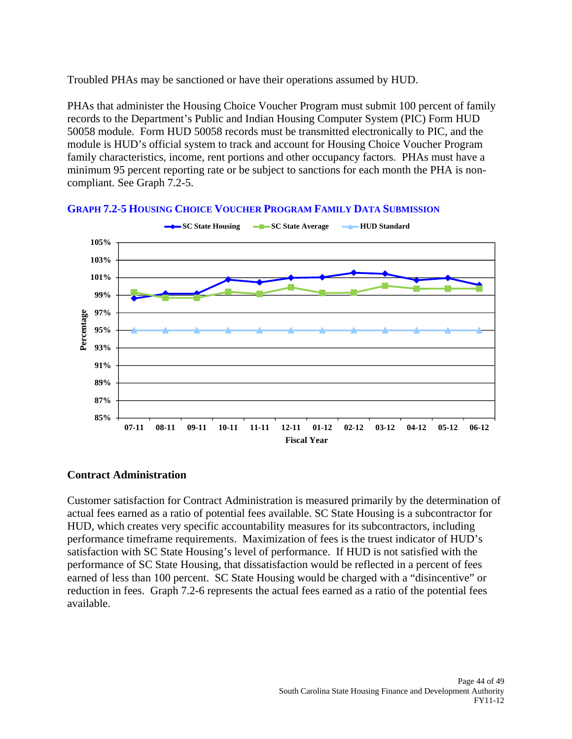Troubled PHAs may be sanctioned or have their operations assumed by HUD.

PHAs that administer the Housing Choice Voucher Program must submit 100 percent of family records to the Department's Public and Indian Housing Computer System (PIC) Form HUD 50058 module. Form HUD 50058 records must be transmitted electronically to PIC, and the module is HUD's official system to track and account for Housing Choice Voucher Program family characteristics, income, rent portions and other occupancy factors. PHAs must have a minimum 95 percent reporting rate or be subject to sanctions for each month the PHA is non-compliant. See Graph 7.2-5.

**GRAPH 7.2-5 HOUSING CHOICE VOUCHER PROGRAM FAMILY DATA SUBMISSION**

## Contract Administration

Customer satisfaction for Contract Administration is measured primarily by the determination of actual fees earned as a ratio of potential fees available. SC State Housing is a subcontractor for HUD, which creates very specific accountability measures for its subcontractors, including performance timeframe requirements. Maximization of fees is the truest indicator of HUD's satisfaction with SC State Housing's level of performance. If HUD is not satisfied with the performance of SC State Housing, that dissatisfaction would be reflected in a percent of fees earned of less than 100 percent. SC State Housing would be charged with a "disincentive" or reduction in fees. Graph 7.2-6 represents the actual fees earned as a ratio of the potential fees available.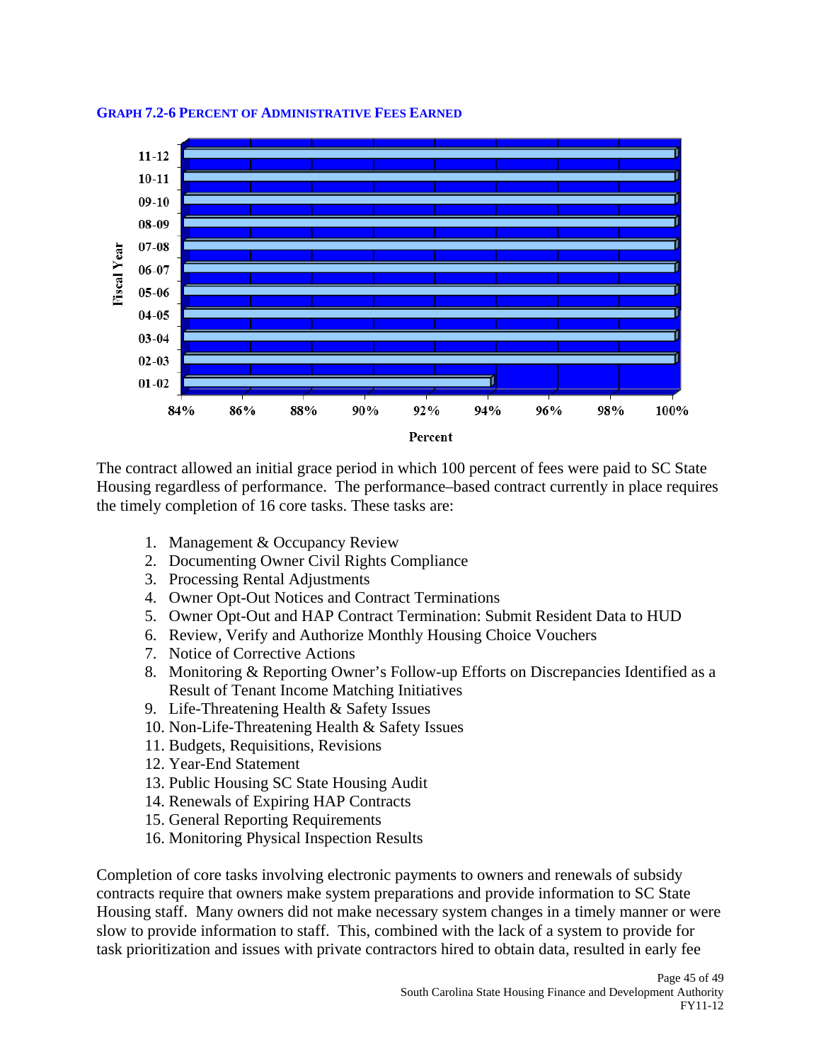**GRAPH 7.2-6 PERCENT OF ADMINISTRATIVE FEES EARNED**

The contract allowed an initial grace period in which 100 percent of fees were paid to SC State Housing regardless of performance. The performance–based contract currently in place requires the timely completion of 16 core tasks. These tasks are:

1. Management & Occupancy Review
2. Documenting Owner Civil Rights Compliance
3. Processing Rental Adjustments
4. Owner Opt-Out Notices and Contract Terminations
5. Owner Opt-Out and HAP Contract Termination: Submit Resident Data to HUD
6. Review, Verify and Authorize Monthly Housing Choice Vouchers
7. Notice of Corrective Actions
8. Monitoring & Reporting Owner's Follow-up Efforts on Discrepancies Identified as a Result of Tenant Income Matching Initiatives
9. Life-Threatening Health & Safety Issues
10. Non-Life-Threatening Health & Safety Issues
11. Budgets, Requisitions, Revisions
12. Year-End Statement
13. Public Housing SC State Housing Audit
14. Renewals of Expiring HAP Contracts
15. General Reporting Requirements
16. Monitoring Physical Inspection Results

Completion of core tasks involving electronic payments to owners and renewals of subsidy contracts require that owners make system preparations and provide information to SC State Housing staff. Many owners did not make necessary system changes in a timely manner or were slow to provide information to staff. This, combined with the lack of a system to provide for task prioritization and issues with private contractors hired to obtain data, resulted in early fee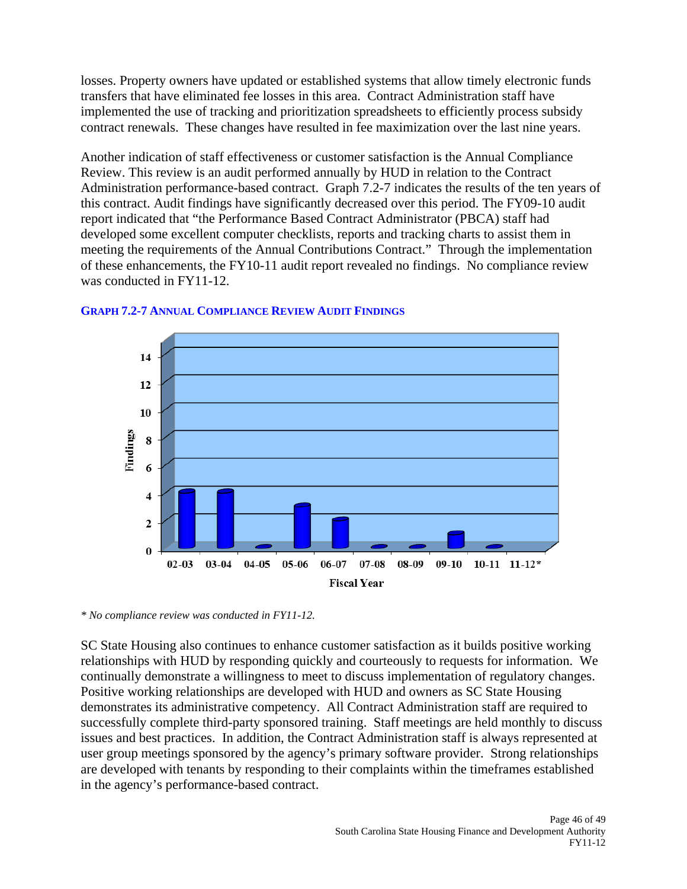losses. Property owners have updated or established systems that allow timely electronic funds transfers that have eliminated fee losses in this area. Contract Administration staff have implemented the use of tracking and prioritization spreadsheets to efficiently process subsidy contract renewals. These changes have resulted in fee maximization over the last nine years.

Another indication of staff effectiveness or customer satisfaction is the Annual Compliance Review. This review is an audit performed annually by HUD in relation to the Contract Administration performance-based contract. Graph 7.2-7 indicates the results of the ten years of this contract. Audit findings have significantly decreased over this period. The FY09-10 audit report indicated that "the Performance Based Contract Administrator (PBCA) staff had developed some excellent computer checklists, reports and tracking charts to assist them in meeting the requirements of the Annual Contributions Contract." Through the implementation of these enhancements, the FY10-11 audit report revealed no findings. No compliance review was conducted in FY11-12.

### GRAPH 7.2-7 ANNUAL COMPLIANCE REVIEW AUDIT FINDINGS

| Fiscal Year | Findings |
|---|---|
| 02-03 | 4 |
| 03-04 | 4 |
| 04-05 | 0 |
| 05-06 | 3 |
| 06-07 | 2 |
| 07-08 | 0 |
| 08-09 | 0 |
| 09-10 | 1 |
| 10-11 | 0 |
| 11-12* | |

*\* No compliance review was conducted in FY11-12.*

SC State Housing also continues to enhance customer satisfaction as it builds positive working relationships with HUD by responding quickly and courteously to requests for information. We continually demonstrate a willingness to meet to discuss implementation of regulatory changes. Positive working relationships are developed with HUD and owners as SC State Housing demonstrates its administrative competency. All Contract Administration staff are required to successfully complete third-party sponsored training. Staff meetings are held monthly to discuss issues and best practices. In addition, the Contract Administration staff is always represented at user group meetings sponsored by the agency's primary software provider. Strong relationships are developed with tenants by responding to their complaints within the timeframes established in the agency's performance-based contract.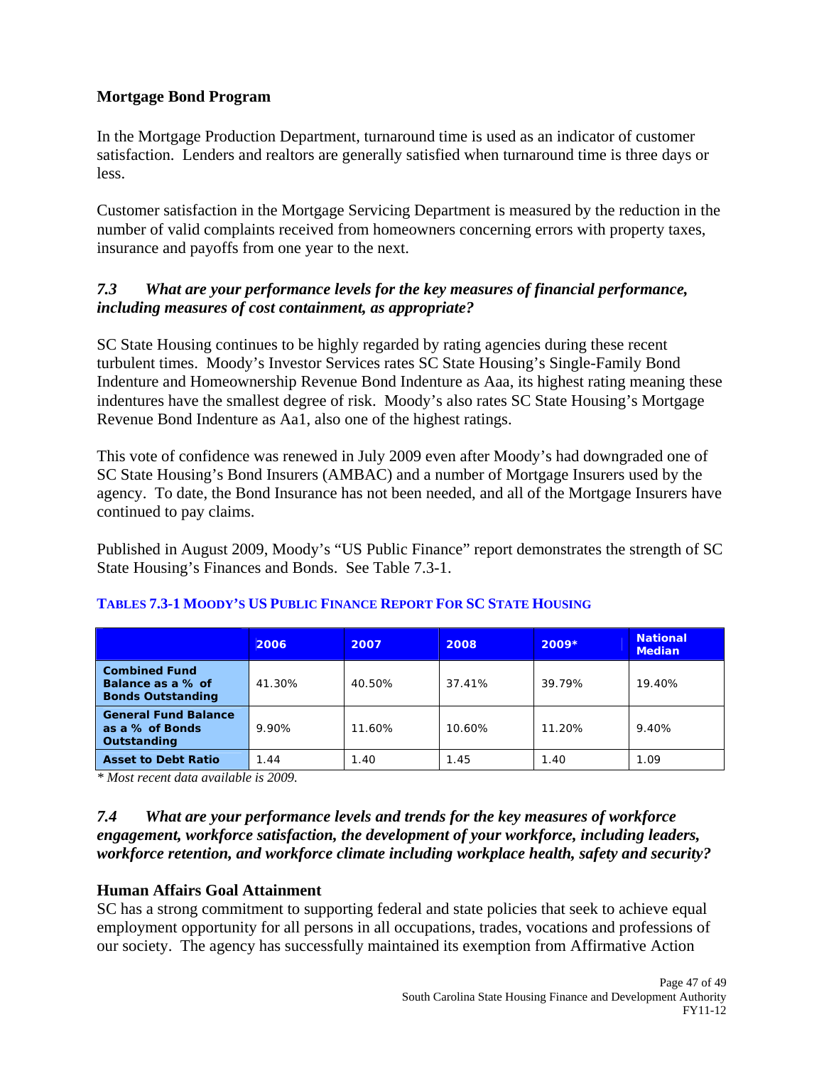## Mortgage Bond Program

In the Mortgage Production Department, turnaround time is used as an indicator of customer satisfaction. Lenders and realtors are generally satisfied when turnaround time is three days or less.

Customer satisfaction in the Mortgage Servicing Department is measured by the reduction in the number of valid complaints received from homeowners concerning errors with property taxes, insurance and payoffs from one year to the next.

### *7.3 What are your performance levels for the key measures of financial performance, including measures of cost containment, as appropriate?*

SC State Housing continues to be highly regarded by rating agencies during these recent turbulent times. Moody's Investor Services rates SC State Housing's Single-Family Bond Indenture and Homeownership Revenue Bond Indenture as Aaa, its highest rating meaning these indentures have the smallest degree of risk. Moody's also rates SC State Housing's Mortgage Revenue Bond Indenture as Aa1, also one of the highest ratings.

This vote of confidence was renewed in July 2009 even after Moody's had downgraded one of SC State Housing's Bond Insurers (AMBAC) and a number of Mortgage Insurers used by the agency. To date, the Bond Insurance has not been needed, and all of the Mortgage Insurers have continued to pay claims.

Published in August 2009, Moody's "US Public Finance" report demonstrates the strength of SC State Housing's Finances and Bonds. See Table 7.3-1.

**TABLES 7.3-1 MOODY'S US PUBLIC FINANCE REPORT FOR SC STATE HOUSING**

| | 2006 | 2007 | 2008 | 2009* | National Median |
|---|---|---|---|---|---|
| **Combined Fund Balance as a % of Bonds Outstanding** | 41.30% | 40.50% | 37.41% | 39.79% | 19.40% |
| **General Fund Balance as a % of Bonds Outstanding** | 9.90% | 11.60% | 10.60% | 11.20% | 9.40% |
| **Asset to Debt Ratio** | 1.44 | 1.40 | 1.45 | 1.40 | 1.09 |

*\* Most recent data available is 2009.*

### *7.4 What are your performance levels and trends for the key measures of workforce engagement, workforce satisfaction, the development of your workforce, including leaders, workforce retention, and workforce climate including workplace health, safety and security?*

## Human Affairs Goal Attainment

SC has a strong commitment to supporting federal and state policies that seek to achieve equal employment opportunity for all persons in all occupations, trades, vocations and professions of our society. The agency has successfully maintained its exemption from Affirmative Action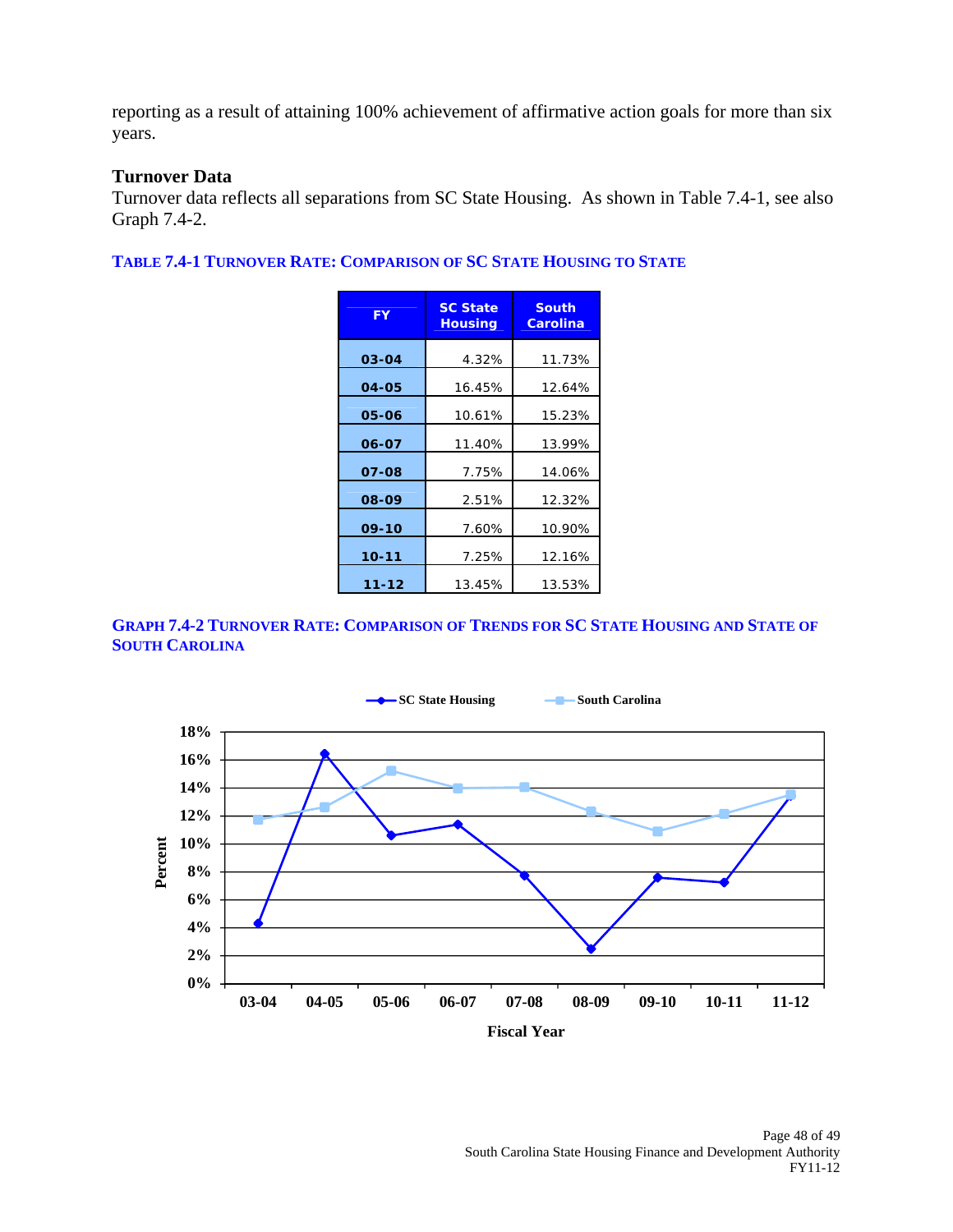reporting as a result of attaining 100% achievement of affirmative action goals for more than six years.

### Turnover Data

Turnover data reflects all separations from SC State Housing. As shown in Table 7.4-1, see also Graph 7.4-2.

**TABLE 7.4-1 TURNOVER RATE: COMPARISON OF SC STATE HOUSING TO STATE**

| FY | SC State Housing | South Carolina |
|---|---|---|
| 03-04 | 4.32% | 11.73% |
| 04-05 | 16.45% | 12.64% |
| 05-06 | 10.61% | 15.23% |
| 06-07 | 11.40% | 13.99% |
| 07-08 | 7.75% | 14.06% |
| 08-09 | 2.51% | 12.32% |
| 09-10 | 7.60% | 10.90% |
| 10-11 | 7.25% | 12.16% |
| 11-12 | 13.45% | 13.53% |

**GRAPH 7.4-2 TURNOVER RATE: COMPARISON OF TRENDS FOR SC STATE HOUSING AND STATE OF SOUTH CAROLINA**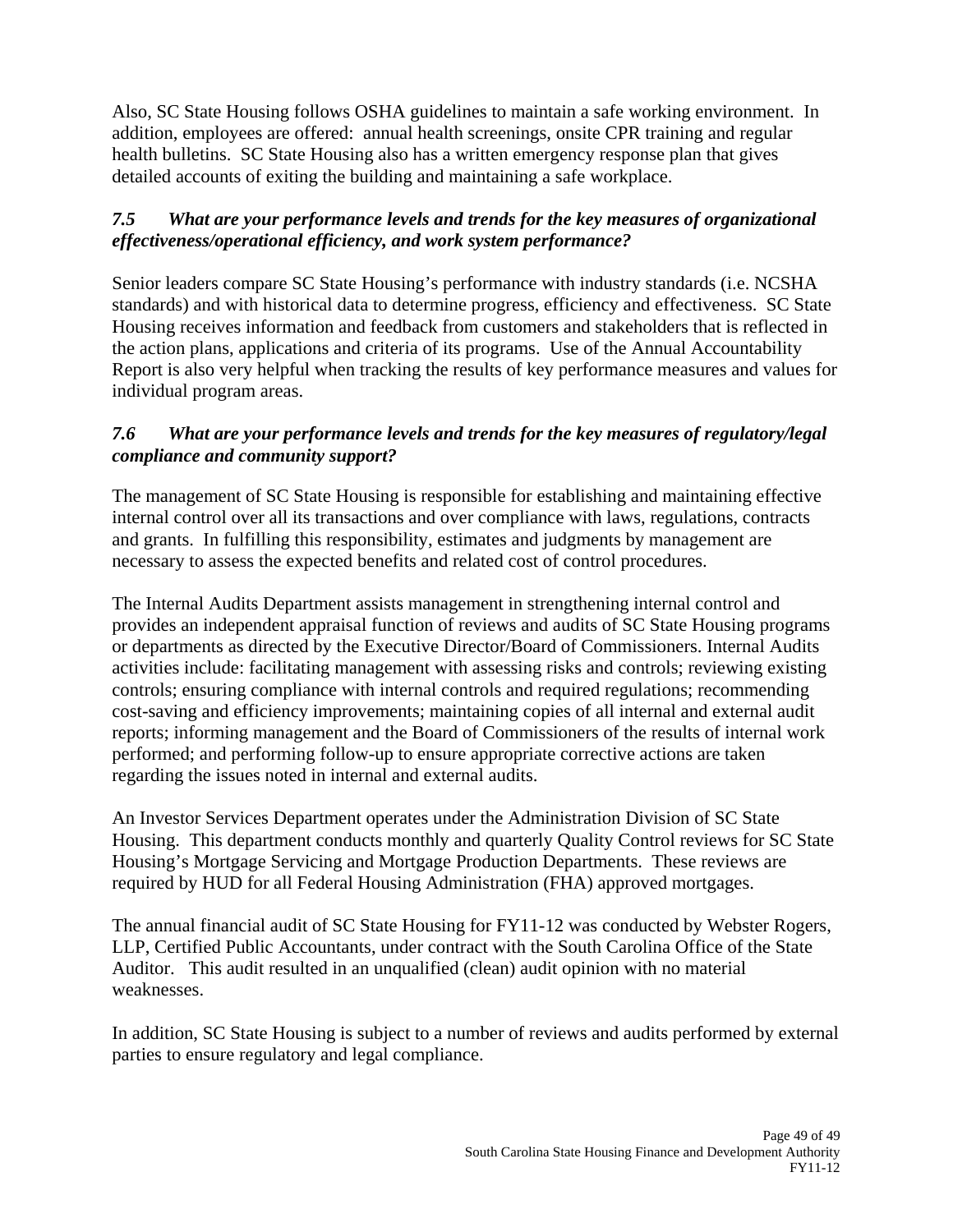Also, SC State Housing follows OSHA guidelines to maintain a safe working environment. In addition, employees are offered: annual health screenings, onsite CPR training and regular health bulletins. SC State Housing also has a written emergency response plan that gives detailed accounts of exiting the building and maintaining a safe workplace.

### *7.5 What are your performance levels and trends for the key measures of organizational effectiveness/operational efficiency, and work system performance?*

Senior leaders compare SC State Housing's performance with industry standards (i.e. NCSHA standards) and with historical data to determine progress, efficiency and effectiveness. SC State Housing receives information and feedback from customers and stakeholders that is reflected in the action plans, applications and criteria of its programs. Use of the Annual Accountability Report is also very helpful when tracking the results of key performance measures and values for individual program areas.

### *7.6 What are your performance levels and trends for the key measures of regulatory/legal compliance and community support?*

The management of SC State Housing is responsible for establishing and maintaining effective internal control over all its transactions and over compliance with laws, regulations, contracts and grants. In fulfilling this responsibility, estimates and judgments by management are necessary to assess the expected benefits and related cost of control procedures.

The Internal Audits Department assists management in strengthening internal control and provides an independent appraisal function of reviews and audits of SC State Housing programs or departments as directed by the Executive Director/Board of Commissioners. Internal Audits activities include: facilitating management with assessing risks and controls; reviewing existing controls; ensuring compliance with internal controls and required regulations; recommending cost-saving and efficiency improvements; maintaining copies of all internal and external audit reports; informing management and the Board of Commissioners of the results of internal work performed; and performing follow-up to ensure appropriate corrective actions are taken regarding the issues noted in internal and external audits.

An Investor Services Department operates under the Administration Division of SC State Housing. This department conducts monthly and quarterly Quality Control reviews for SC State Housing's Mortgage Servicing and Mortgage Production Departments. These reviews are required by HUD for all Federal Housing Administration (FHA) approved mortgages.

The annual financial audit of SC State Housing for FY11-12 was conducted by Webster Rogers, LLP, Certified Public Accountants, under contract with the South Carolina Office of the State Auditor. This audit resulted in an unqualified (clean) audit opinion with no material weaknesses.

In addition, SC State Housing is subject to a number of reviews and audits performed by external parties to ensure regulatory and legal compliance.